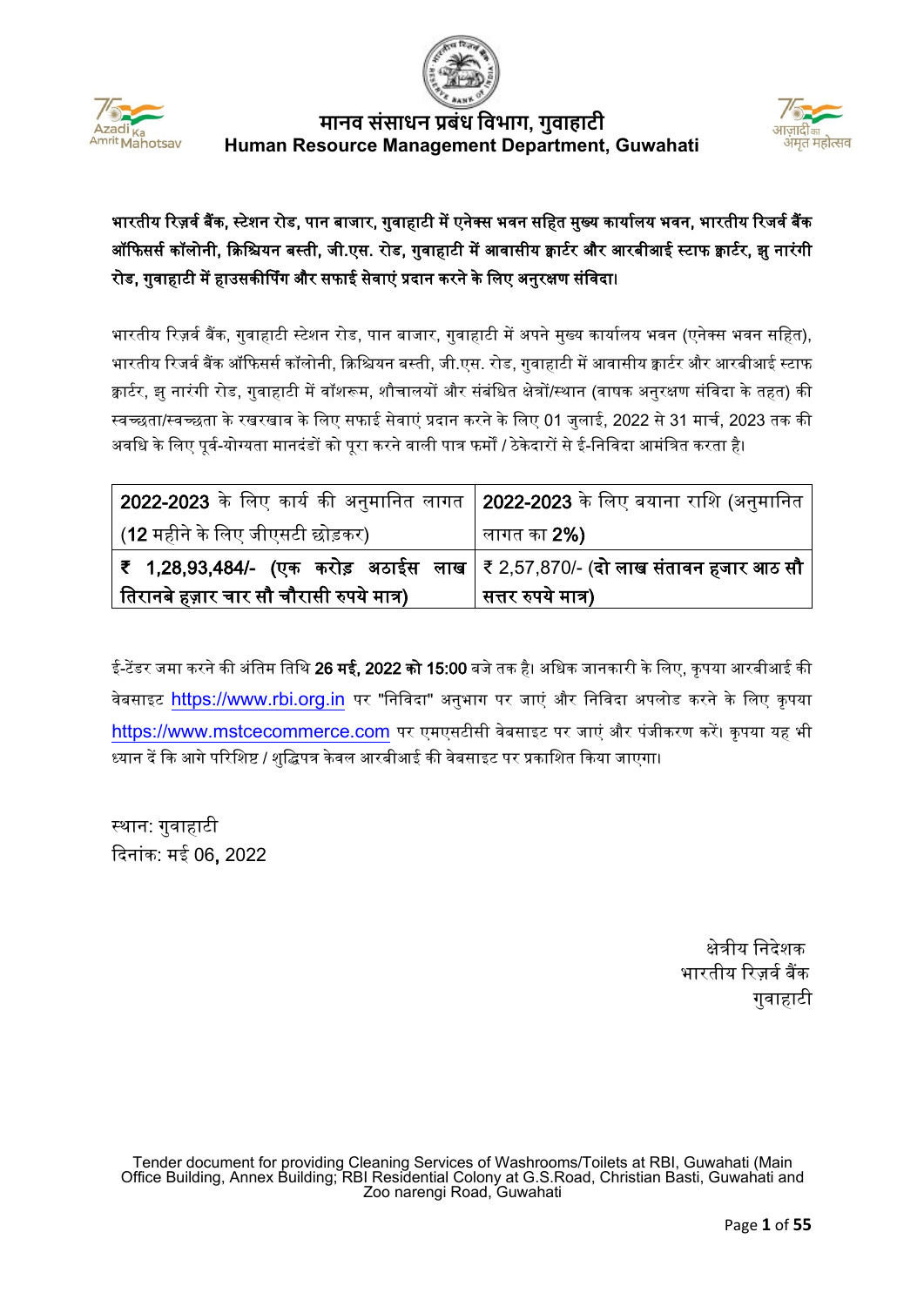# मानव संसाधन प्रबंध विभाग, गुवाहाटी
## Human Resource Management Department, Guwahati

**भारतीय रिज़र्व बैंक, स्टेशन रोड, पान बाजार, गुवाहाटी में एनेक्स भवन सहित मुख्य कार्यालय भवन, भारतीय रिजर्व बैंक ऑफिसर्स कॉलोनी, क्रिश्चियन बस्ती, जी.एस. रोड, गुवाहाटी में आवासीय क्वार्टर और आरबीआई स्टाफ क्वार्टर, झु नारंगी रोड, गुवाहाटी में हाउसकीपिंग और सफाई सेवाएं प्रदान करने के लिए अनुरक्षण संविदा।**

भारतीय रिज़र्व बैंक, गुवाहाटी स्टेशन रोड, पान बाजार, गुवाहाटी में अपने मुख्य कार्यालय भवन (एनेक्स भवन सहित), भारतीय रिजर्व बैंक ऑफिसर्स कॉलोनी, क्रिश्चियन बस्ती, जी.एस. रोड, गुवाहाटी में आवासीय क्वार्टर और आरबीआई स्टाफ क्वार्टर, झु नारंगी रोड, गुवाहाटी में वॉशरूम, शौचालयों और संबंधित क्षेत्रों/स्थान (वाषक अनुरक्षण संविदा के तहत) की स्वच्छता/स्वच्छता के रखरखाव के लिए सफाई सेवाएं प्रदान करने के लिए 01 जुलाई, 2022 से 31 मार्च, 2023 तक की अवधि के लिए पूर्व-योग्यता मानदंडों को पूरा करने वाली पात्र फर्मों / ठेकेदारों से ई-निविदा आमंत्रित करता है।

| **2022-2023** के लिए कार्य की अनुमानित लागत (**12** महीने के लिए जीएसटी छोड़कर) | **2022-2023** के लिए बयाना राशि (अनुमानित लागत का **2%**) |
|---|---|
| **₹ 1,28,93,484/- (एक करोड़ अठाईस लाख तिरानबे हज़ार चार सौ चौरासी रुपये मात्र)** | ₹ 2,57,870/- (**दो लाख संतावन हजार आठ सौ सत्तर रुपये मात्र)** |

ई-टेंडर जमा करने की अंतिम तिथि **26 मई, 2022 को 15:00** बजे तक है। अधिक जानकारी के लिए, कृपया आरबीआई की वेबसाइट https://www.rbi.org.in पर "निविदा" अनुभाग पर जाएं और निविदा अपलोड करने के लिए कृपया https://www.mstcecommerce.com पर एमएसटीसी वेबसाइट पर जाएं और पंजीकरण करें। कृपया यह भी ध्यान दें कि आगे परिशिष्ट / शुद्धिपत्र केवल आरबीआई की वेबसाइट पर प्रकाशित किया जाएगा।

स्थान: गुवाहाटी
दिनांक: मई 06, 2022

क्षेत्रीय निदेशक
भारतीय रिज़र्व बैंक
गुवाहाटी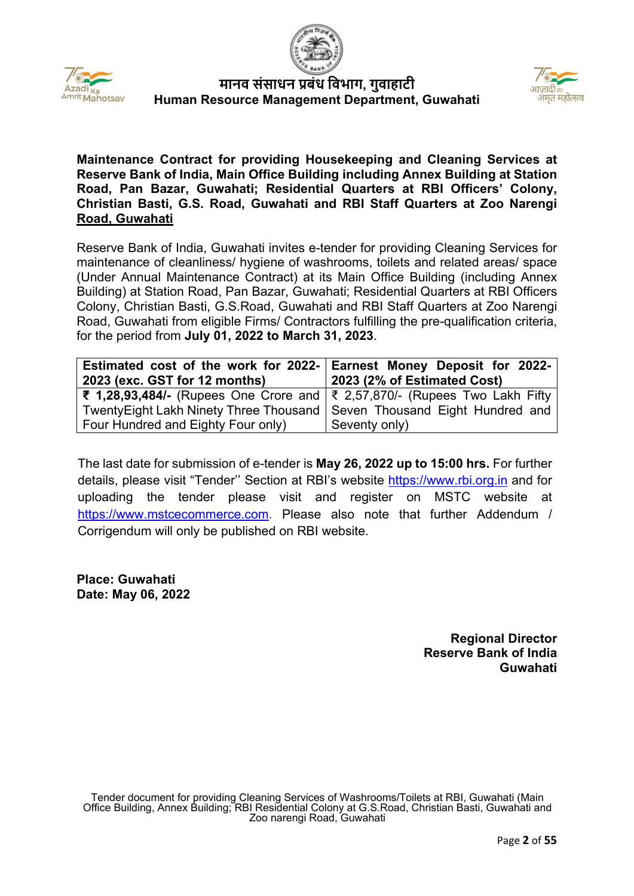# मानव संसाधन प्रबंध विभाग, गुवाहाटी
# Human Resource Management Department, Guwahati

**Maintenance Contract for providing Housekeeping and Cleaning Services at Reserve Bank of India, Main Office Building including Annex Building at Station Road, Pan Bazar, Guwahati; Residential Quarters at RBI Officers' Colony, Christian Basti, G.S. Road, Guwahati and RBI Staff Quarters at Zoo Narengi Road, Guwahati**

Reserve Bank of India, Guwahati invites e-tender for providing Cleaning Services for maintenance of cleanliness/ hygiene of washrooms, toilets and related areas/ space (Under Annual Maintenance Contract) at its Main Office Building (including Annex Building) at Station Road, Pan Bazar, Guwahati; Residential Quarters at RBI Officers Colony, Christian Basti, G.S.Road, Guwahati and RBI Staff Quarters at Zoo Narengi Road, Guwahati from eligible Firms/ Contractors fulfilling the pre-qualification criteria, for the period from **July 01, 2022 to March 31, 2023**.

| **Estimated cost of the work for 2022-2023 (exc. GST for 12 months)** | **Earnest Money Deposit for 2022-2023 (2% of Estimated Cost)** |
|---|---|
| **₹ 1,28,93,484/-** (Rupees One Crore and TwentyEight Lakh Ninety Three Thousand Four Hundred and Eighty Four only) | ₹ 2,57,870/- (Rupees Two Lakh Fifty Seven Thousand Eight Hundred and Seventy only) |

The last date for submission of e-tender is **May 26, 2022 up to 15:00 hrs.** For further details, please visit "Tender'' Section at RBI's website https://www.rbi.org.in and for uploading the tender please visit and register on MSTC website at https://www.mstcecommerce.com. Please also note that further Addendum / Corrigendum will only be published on RBI website.

**Place: Guwahati**
**Date: May 06, 2022**

**Regional Director**
**Reserve Bank of India**
**Guwahati**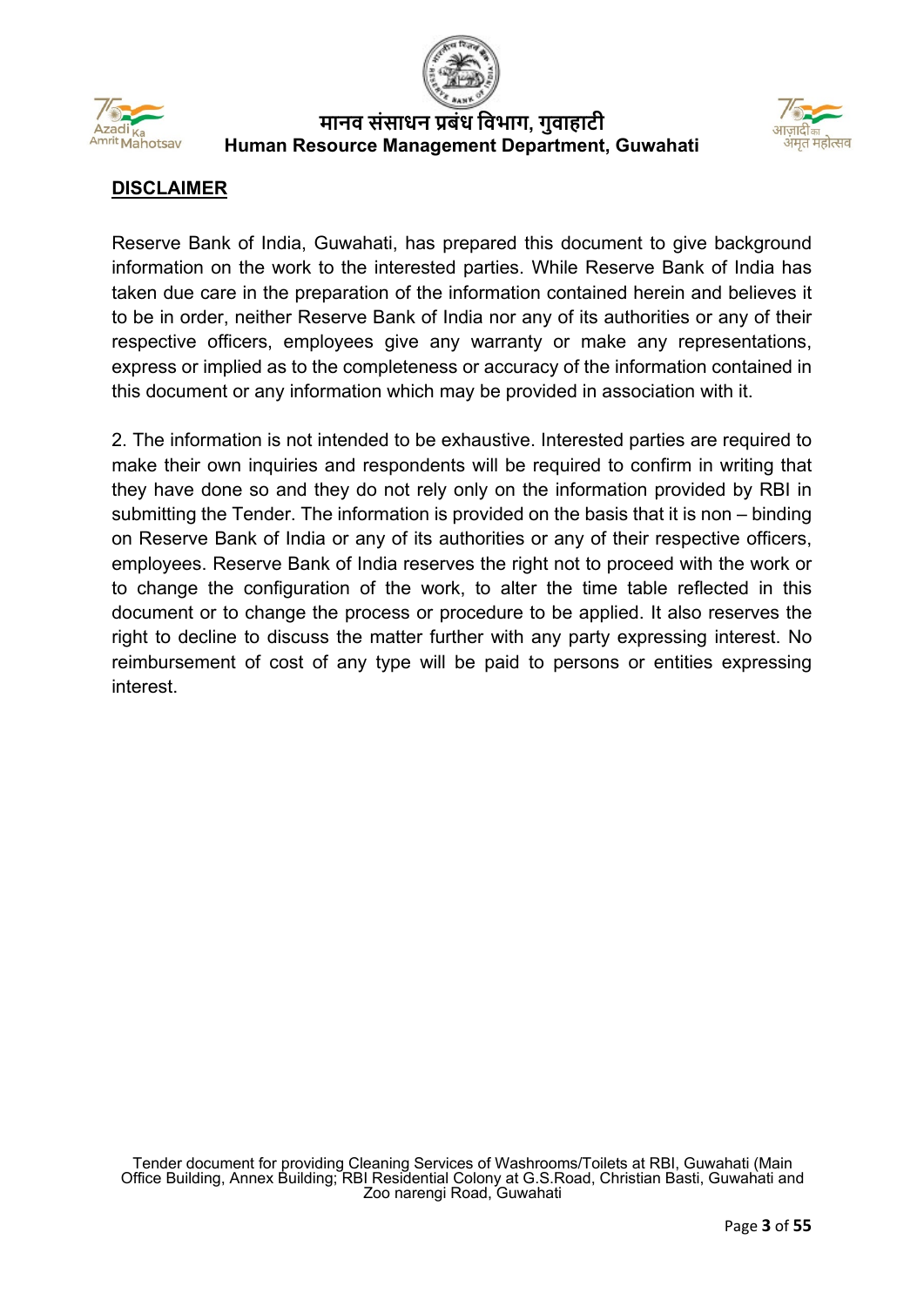## DISCLAIMER

Reserve Bank of India, Guwahati, has prepared this document to give background information on the work to the interested parties. While Reserve Bank of India has taken due care in the preparation of the information contained herein and believes it to be in order, neither Reserve Bank of India nor any of its authorities or any of their respective officers, employees give any warranty or make any representations, express or implied as to the completeness or accuracy of the information contained in this document or any information which may be provided in association with it.

2. The information is not intended to be exhaustive. Interested parties are required to make their own inquiries and respondents will be required to confirm in writing that they have done so and they do not rely only on the information provided by RBI in submitting the Tender. The information is provided on the basis that it is non – binding on Reserve Bank of India or any of its authorities or any of their respective officers, employees. Reserve Bank of India reserves the right not to proceed with the work or to change the configuration of the work, to alter the time table reflected in this document or to change the process or procedure to be applied. It also reserves the right to decline to discuss the matter further with any party expressing interest. No reimbursement of cost of any type will be paid to persons or entities expressing interest.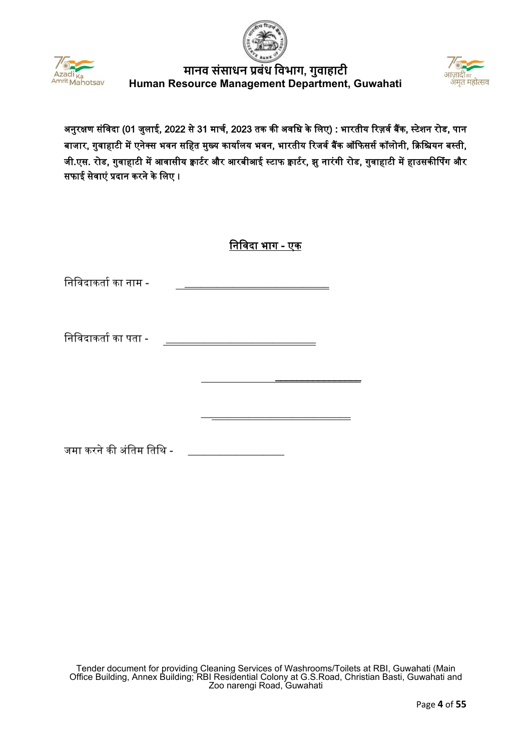# मानव संसाधन प्रबंध विभाग, गुवाहाटी
## Human Resource Management Department, Guwahati

**अनुरक्षण संविदा (01 जुलाई, 2022 से 31 मार्च, 2023 तक की अवधि के लिए) : भारतीय रिज़र्व बैंक, स्टेशन रोड, पान बाजार, गुवाहाटी में एनेक्स भवन सहित मुख्य कार्यालय भवन, भारतीय रिजर्व बैंक ऑफिसर्स कॉलोनी, क्रिश्चियन बस्ती, जी.एस. रोड, गुवाहाटी में आवासीय क्वार्टर और आरबीआई स्टाफ क्वार्टर, झु नारंगी रोड, गुवाहाटी में हाउसकीपिंग और सफाई सेवाएं प्रदान करने के लिए।**

**<u>निविदा भाग - एक</u>**

निविदाकर्ता का नाम - ______________________________

निविदाकर्ता का पता - ______________________________

______________________________

______________________________

जमा करने की अंतिम तिथि - ____________________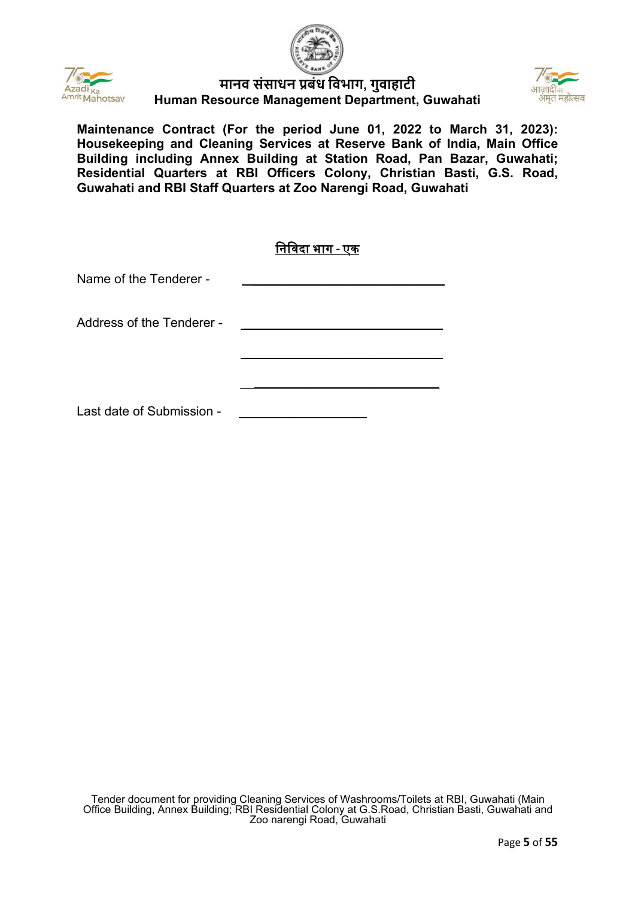# मानव संसाधन प्रबंध विभाग, गुवाहाटी
## Human Resource Management Department, Guwahati

**Maintenance Contract (For the period June 01, 2022 to March 31, 2023): Housekeeping and Cleaning Services at Reserve Bank of India, Main Office Building including Annex Building at Station Road, Pan Bazar, Guwahati; Residential Quarters at RBI Officers Colony, Christian Basti, G.S. Road, Guwahati and RBI Staff Quarters at Zoo Narengi Road, Guwahati**

**निविदा भाग - एक**

Name of the Tenderer - ______________________________

Address of the Tenderer - ______________________________

______________________________

______________________________

Last date of Submission - ___________________

Tender document for providing Cleaning Services of Washrooms/Toilets at RBI, Guwahati (Main Office Building, Annex Building; RBI Residential Colony at G.S.Road, Christian Basti, Guwahati and Zoo narengi Road, Guwahati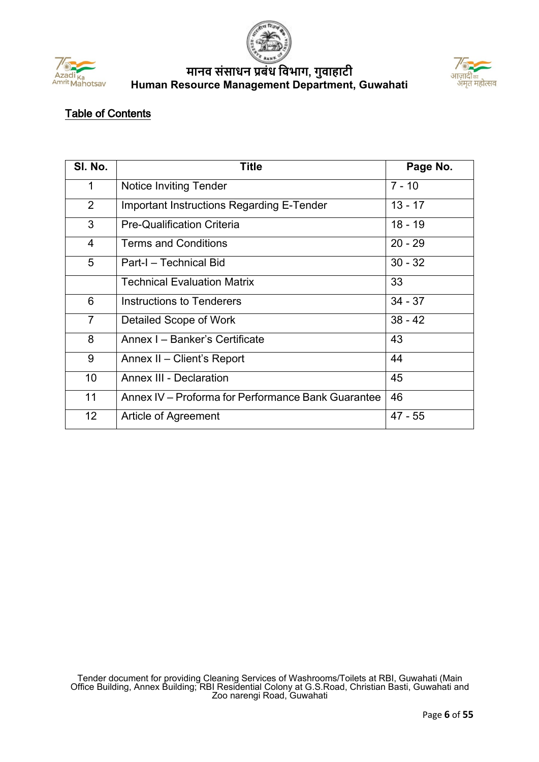## Table of Contents

| Sl. No. | Title | Page No. |
|---|---|---|
| 1 | Notice Inviting Tender | 7 - 10 |
| 2 | Important Instructions Regarding E-Tender | 13 - 17 |
| 3 | Pre-Qualification Criteria | 18 - 19 |
| 4 | Terms and Conditions | 20 - 29 |
| 5 | Part-I – Technical Bid | 30 - 32 |
| | Technical Evaluation Matrix | 33 |
| 6 | Instructions to Tenderers | 34 - 37 |
| 7 | Detailed Scope of Work | 38 - 42 |
| 8 | Annex I – Banker's Certificate | 43 |
| 9 | Annex II – Client's Report | 44 |
| 10 | Annex III - Declaration | 45 |
| 11 | Annex IV – Proforma for Performance Bank Guarantee | 46 |
| 12 | Article of Agreement | 47 - 55 |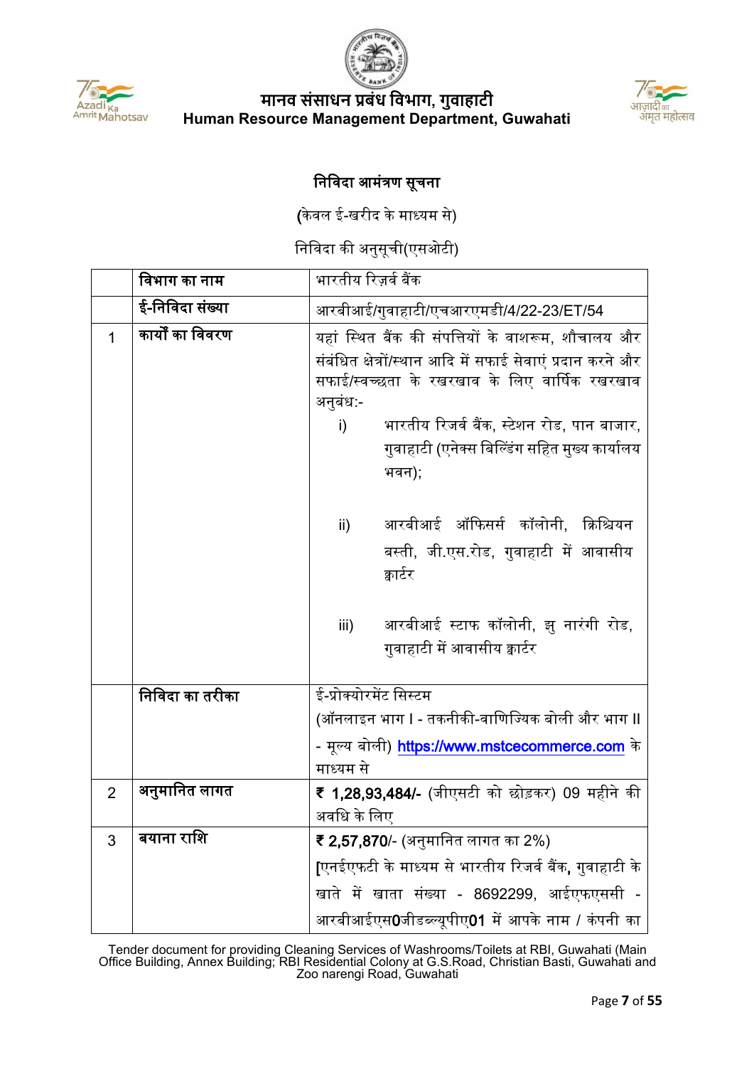# मानव संसाधन प्रबंध विभाग, गुवाहाटी
## Human Resource Management Department, Guwahati

### निविदा आमंत्रण सूचना

(केवल ई-खरीद के माध्यम से)

निविदा की अनुसूची(एसओटी)

| | विभाग का नाम | भारतीय रिज़र्व बैंक |
|---|---|---|
| | ई-निविदा संख्या | आरबीआई/गुवाहाटी/एचआरएमडी/4/22-23/ET/54 |
| 1 | कार्यों का विवरण | यहां स्थित बैंक की संपत्तियों के वाशरूम, शौचालय और संबंधित क्षेत्रों/स्थान आदि में सफाई सेवाएं प्रदान करने और सफाई/स्वच्छता के रखरखाव के लिए वार्षिक रखरखाव अनुबंध:-<br>i) भारतीय रिजर्व बैंक, स्टेशन रोड, पान बाजार, गुवाहाटी (एनेक्स बिल्डिंग सहित मुख्य कार्यालय भवन);<br>ii) आरबीआई ऑफिसर्स कॉलोनी, क्रिश्चियन बस्ती, जी.एस.रोड, गुवाहाटी में आवासीय क्वार्टर<br>iii) आरबीआई स्टाफ कॉलोनी, झु नारंगी रोड, गुवाहाटी में आवासीय क्वार्टर |
| | निविदा का तरीका | ई-प्रोक्योरमेंट सिस्टम<br>(ऑनलाइन भाग I - तकनीकी-वाणिज्यिक बोली और भाग II - मूल्य बोली) https://www.mstcecommerce.com के माध्यम से |
| 2 | अनुमानित लागत | **₹ 1,28,93,484/-** (जीएसटी को छोड़कर) 09 महीने की अवधि के लिए |
| 3 | बयाना राशि | **₹ 2,57,870**/- (अनुमानित लागत का 2%)<br>[एनईएफटी के माध्यम से भारतीय रिजर्व बैंक**,** गुवाहाटी के खाते में खाता संख्या - 8692299, आईएफएससी - आरबीआईएस**0**जीडब्ल्यूपीए**01** में आपके नाम / कंपनी का |

Tender document for providing Cleaning Services of Washrooms/Toilets at RBI, Guwahati (Main Office Building, Annex Building; RBI Residential Colony at G.S.Road, Christian Basti, Guwahati and Zoo narengi Road, Guwahati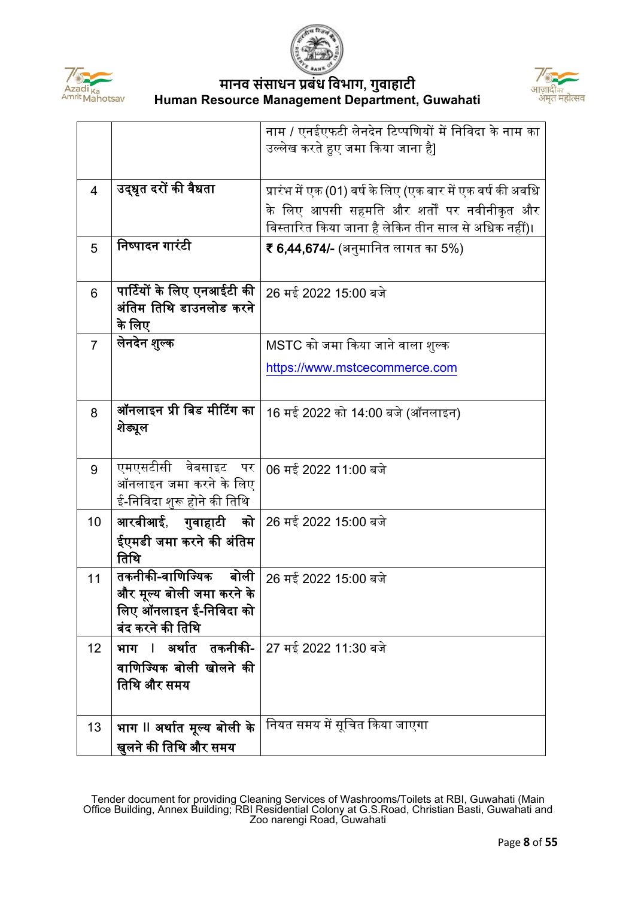| | | |
|---|---|---|
| | | नाम / एनईएफटी लेनदेन टिप्पणियों में निविदा के नाम का उल्लेख करते हुए जमा किया जाना है] |
| 4 | **उद्धृत दरों की वैधता** | प्रारंभ में एक (01) वर्ष के लिए (एक बार में एक वर्ष की अवधि के लिए आपसी सहमति और शर्तों पर नवीनीकृत और विस्तारित किया जाना है लेकिन तीन साल से अधिक नहीं)। |
| 5 | **निष्पादन गारंटी** | **₹ 6,44,674/-** (अनुमानित लागत का 5%) |
| 6 | **पार्टियों के लिए एनआईटी की अंतिम तिथि डाउनलोड करने के लिए** | 26 मई 2022 15:00 बजे |
| 7 | **लेनदेन शुल्क** | MSTC को जमा किया जाने वाला शुल्क https://www.mstcecommerce.com |
| 8 | **ऑनलाइन प्री बिड मीटिंग का शेड्यूल** | 16 मई 2022 को 14:00 बजे (ऑनलाइन) |
| 9 | एमएसटीसी वेबसाइट पर ऑनलाइन जमा करने के लिए ई-निविदा शुरू होने की तिथि | 06 मई 2022 11:00 बजे |
| 10 | **आरबीआई, गुवाहाटी को ईएमडी जमा करने की अंतिम तिथि** | 26 मई 2022 15:00 बजे |
| 11 | **तकनीकी-वाणिज्यिक बोली और मूल्य बोली जमा करने के लिए ऑनलाइन ई-निविदा को बंद करने की तिथि** | 26 मई 2022 15:00 बजे |
| 12 | **भाग I अर्थात तकनीकी-वाणिज्यिक बोली खोलने की तिथि और समय** | 27 मई 2022 11:30 बजे |
| 13 | **भाग II अर्थात मूल्य बोली के खुलने की तिथि और समय** | नियत समय में सूचित किया जाएगा |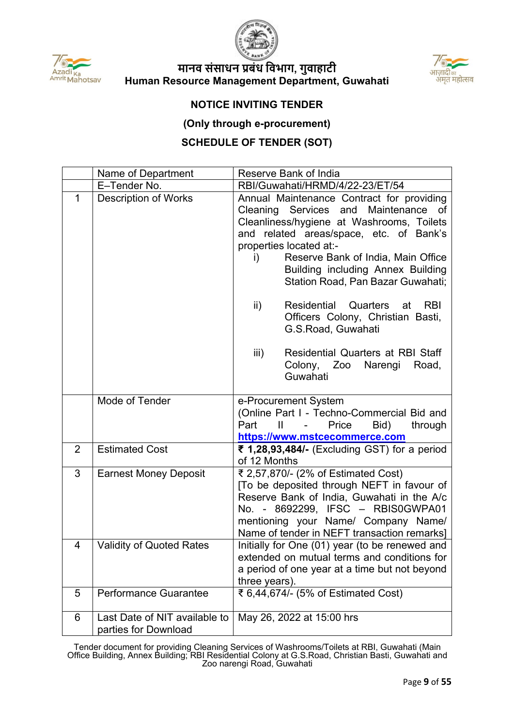मानव संसाधन प्रबंध विभाग, गुवाहाटी
**Human Resource Management Department, Guwahati**

## NOTICE INVITING TENDER

### (Only through e-procurement)

### SCHEDULE OF TENDER (SOT)

| | | |
|---|---|---|
| | Name of Department | Reserve Bank of India |
| | E–Tender No. | RBI/Guwahati/HRMD/4/22-23/ET/54 |
| 1 | Description of Works | Annual Maintenance Contract for providing Cleaning Services and Maintenance of Cleanliness/hygiene at Washrooms, Toilets and related areas/space, etc. of Bank's properties located at:-<br>i) Reserve Bank of India, Main Office Building including Annex Building Station Road, Pan Bazar Guwahati;<br>ii) Residential Quarters at RBI Officers Colony, Christian Basti, G.S.Road, Guwahati<br>iii) Residential Quarters at RBI Staff Colony, Zoo Narengi Road, Guwahati |
| | Mode of Tender | e-Procurement System (Online Part I - Techno-Commercial Bid and Part II - Price Bid) through **https://www.mstcecommerce.com** |
| 2 | Estimated Cost | **₹ 1,28,93,484/-** (Excluding GST) for a period of 12 Months |
| 3 | Earnest Money Deposit | ₹ 2,57,870/- (2% of Estimated Cost) [To be deposited through NEFT in favour of Reserve Bank of India, Guwahati in the A/c No. - 8692299, IFSC – RBIS0GWPA01 mentioning your Name/ Company Name/ Name of tender in NEFT transaction remarks] |
| 4 | Validity of Quoted Rates | Initially for One (01) year (to be renewed and extended on mutual terms and conditions for a period of one year at a time but not beyond three years). |
| 5 | Performance Guarantee | ₹ 6,44,674/- (5% of Estimated Cost) |
| 6 | Last Date of NIT available to parties for Download | May 26, 2022 at 15:00 hrs |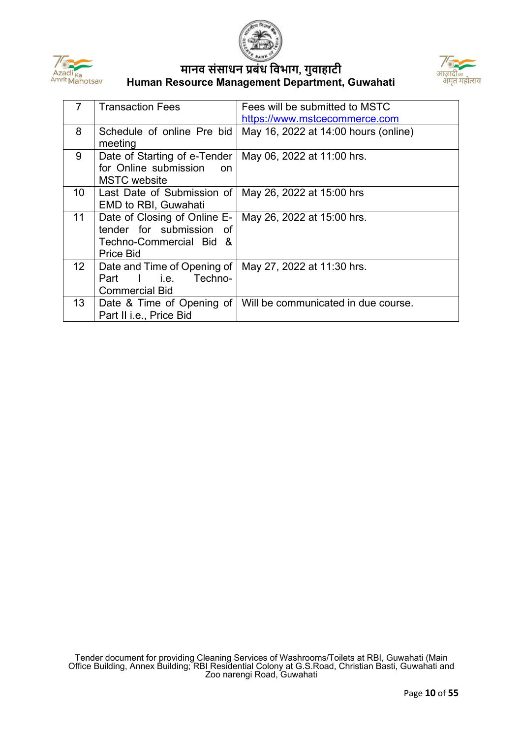| 7 | Transaction Fees | Fees will be submitted to MSTC https://www.mstcecommerce.com |
|---|---|---|
| 8 | Schedule of online Pre bid meeting | May 16, 2022 at 14:00 hours (online) |
| 9 | Date of Starting of e-Tender for Online submission on MSTC website | May 06, 2022 at 11:00 hrs. |
| 10 | Last Date of Submission of EMD to RBI, Guwahati | May 26, 2022 at 15:00 hrs |
| 11 | Date of Closing of Online E-tender for submission of Techno-Commercial Bid & Price Bid | May 26, 2022 at 15:00 hrs. |
| 12 | Date and Time of Opening of Part I i.e. Techno-Commercial Bid | May 27, 2022 at 11:30 hrs. |
| 13 | Date & Time of Opening of Part II i.e., Price Bid | Will be communicated in due course. |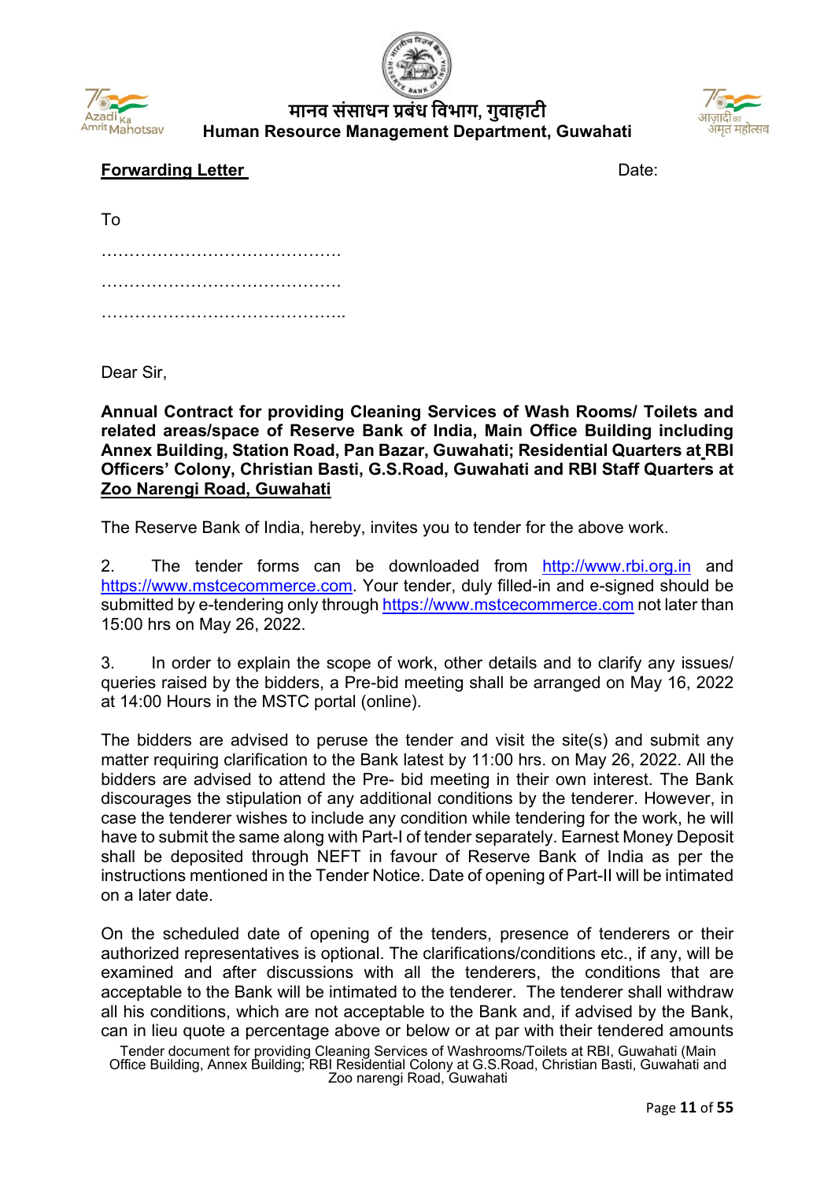मानव संसाधन प्रबंध विभाग, गुवाहाटी
**Human Resource Management Department, Guwahati**

**Forwarding Letter** Date:

To

…………………………………….

…………………………………….

……………………………………..

Dear Sir,

**Annual Contract for providing Cleaning Services of Wash Rooms/ Toilets and related areas/space of Reserve Bank of India, Main Office Building including Annex Building, Station Road, Pan Bazar, Guwahati; Residential Quarters at RBI Officers' Colony, Christian Basti, G.S.Road, Guwahati and RBI Staff Quarters at Zoo Narengi Road, Guwahati**

The Reserve Bank of India, hereby, invites you to tender for the above work.

2. The tender forms can be downloaded from http://www.rbi.org.in and https://www.mstcecommerce.com. Your tender, duly filled-in and e-signed should be submitted by e-tendering only through https://www.mstcecommerce.com not later than 15:00 hrs on May 26, 2022.

3. In order to explain the scope of work, other details and to clarify any issues/ queries raised by the bidders, a Pre-bid meeting shall be arranged on May 16, 2022 at 14:00 Hours in the MSTC portal (online).

The bidders are advised to peruse the tender and visit the site(s) and submit any matter requiring clarification to the Bank latest by 11:00 hrs. on May 26, 2022. All the bidders are advised to attend the Pre- bid meeting in their own interest. The Bank discourages the stipulation of any additional conditions by the tenderer. However, in case the tenderer wishes to include any condition while tendering for the work, he will have to submit the same along with Part-I of tender separately. Earnest Money Deposit shall be deposited through NEFT in favour of Reserve Bank of India as per the instructions mentioned in the Tender Notice. Date of opening of Part-II will be intimated on a later date.

On the scheduled date of opening of the tenders, presence of tenderers or their authorized representatives is optional. The clarifications/conditions etc., if any, will be examined and after discussions with all the tenderers, the conditions that are acceptable to the Bank will be intimated to the tenderer. The tenderer shall withdraw all his conditions, which are not acceptable to the Bank and, if advised by the Bank, can in lieu quote a percentage above or below or at par with their tendered amounts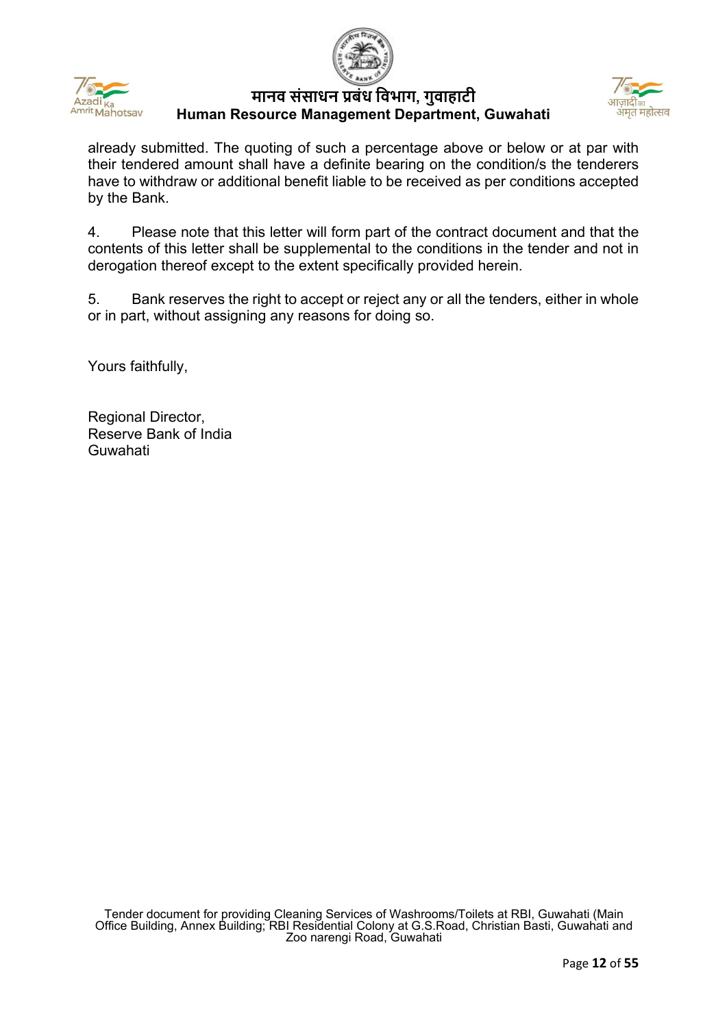already submitted. The quoting of such a percentage above or below or at par with their tendered amount shall have a definite bearing on the condition/s the tenderers have to withdraw or additional benefit liable to be received as per conditions accepted by the Bank.

4. Please note that this letter will form part of the contract document and that the contents of this letter shall be supplemental to the conditions in the tender and not in derogation thereof except to the extent specifically provided herein.

5. Bank reserves the right to accept or reject any or all the tenders, either in whole or in part, without assigning any reasons for doing so.

Yours faithfully,

Regional Director,
Reserve Bank of India
Guwahati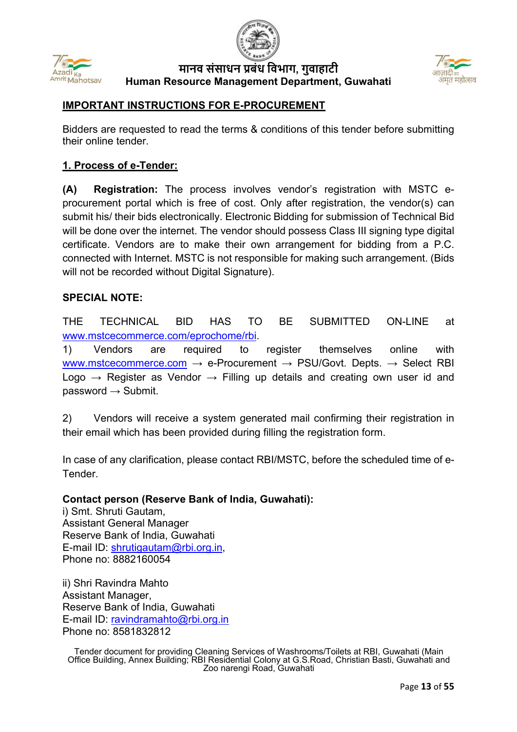## IMPORTANT INSTRUCTIONS FOR E-PROCUREMENT

Bidders are requested to read the terms & conditions of this tender before submitting their online tender.

### 1. Process of e-Tender:

**(A) Registration:** The process involves vendor's registration with MSTC e-procurement portal which is free of cost. Only after registration, the vendor(s) can submit his/ their bids electronically. Electronic Bidding for submission of Technical Bid will be done over the internet. The vendor should possess Class III signing type digital certificate. Vendors are to make their own arrangement for bidding from a P.C. connected with Internet. MSTC is not responsible for making such arrangement. (Bids will not be recorded without Digital Signature).

**SPECIAL NOTE:**

THE TECHNICAL BID HAS TO BE SUBMITTED ON-LINE at www.mstcecommerce.com/eprochome/rbi.

1) Vendors are required to register themselves online with www.mstcecommerce.com → e-Procurement → PSU/Govt. Depts. → Select RBI Logo → Register as Vendor → Filling up details and creating own user id and password → Submit.

2) Vendors will receive a system generated mail confirming their registration in their email which has been provided during filling the registration form.

In case of any clarification, please contact RBI/MSTC, before the scheduled time of e-Tender.

**Contact person (Reserve Bank of India, Guwahati):**

i) Smt. Shruti Gautam,
Assistant General Manager
Reserve Bank of India, Guwahati
E-mail ID: shrutigautam@rbi.org.in,
Phone no: 8882160054

ii) Shri Ravindra Mahto
Assistant Manager,
Reserve Bank of India, Guwahati
E-mail ID: ravindramahto@rbi.org.in
Phone no: 8581832812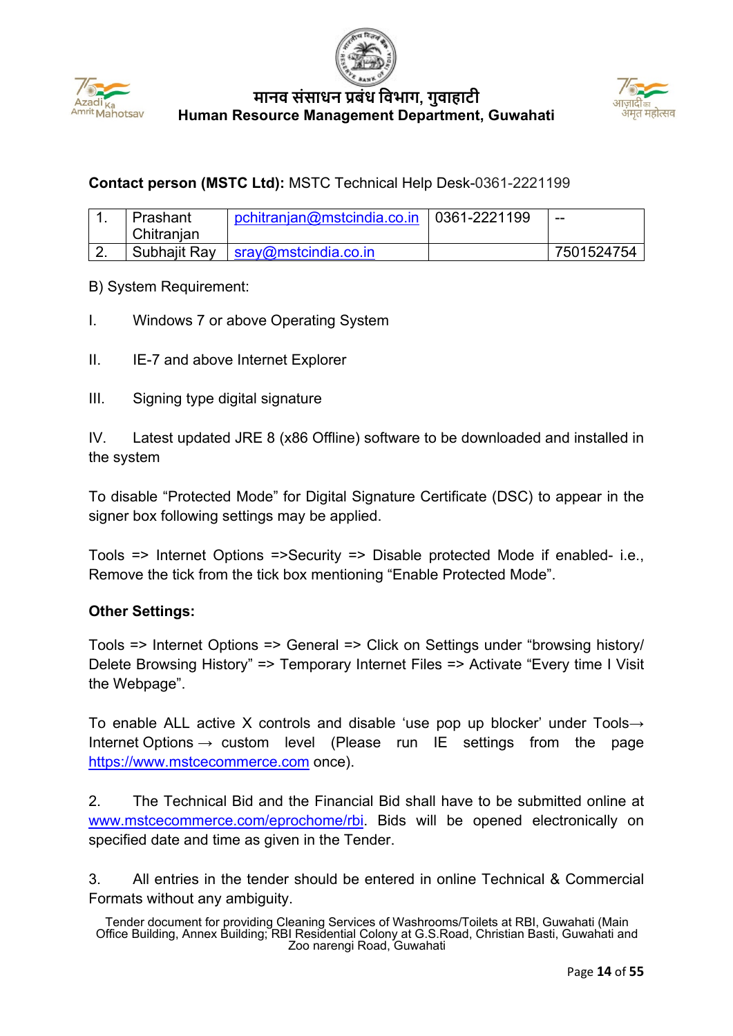**Contact person (MSTC Ltd):** MSTC Technical Help Desk-0361-2221199

| 1. | Prashant Chitranjan | pchitranjan@mstcindia.co.in | 0361-2221199 | -- |
|---|---|---|---|---|
| 2. | Subhajit Ray | sray@mstcindia.co.in | | 7501524754 |

B) System Requirement:

I. Windows 7 or above Operating System

II. IE-7 and above Internet Explorer

III. Signing type digital signature

IV. Latest updated JRE 8 (x86 Offline) software to be downloaded and installed in the system

To disable "Protected Mode" for Digital Signature Certificate (DSC) to appear in the signer box following settings may be applied.

Tools => Internet Options =>Security => Disable protected Mode if enabled- i.e., Remove the tick from the tick box mentioning "Enable Protected Mode".

**Other Settings:**

Tools => Internet Options => General => Click on Settings under "browsing history/ Delete Browsing History" => Temporary Internet Files => Activate "Every time I Visit the Webpage".

To enable ALL active X controls and disable 'use pop up blocker' under Tools→ Internet Options → custom level (Please run IE settings from the page https://www.mstcecommerce.com once).

2. The Technical Bid and the Financial Bid shall have to be submitted online at www.mstcecommerce.com/eprochome/rbi. Bids will be opened electronically on specified date and time as given in the Tender.

3. All entries in the tender should be entered in online Technical & Commercial Formats without any ambiguity.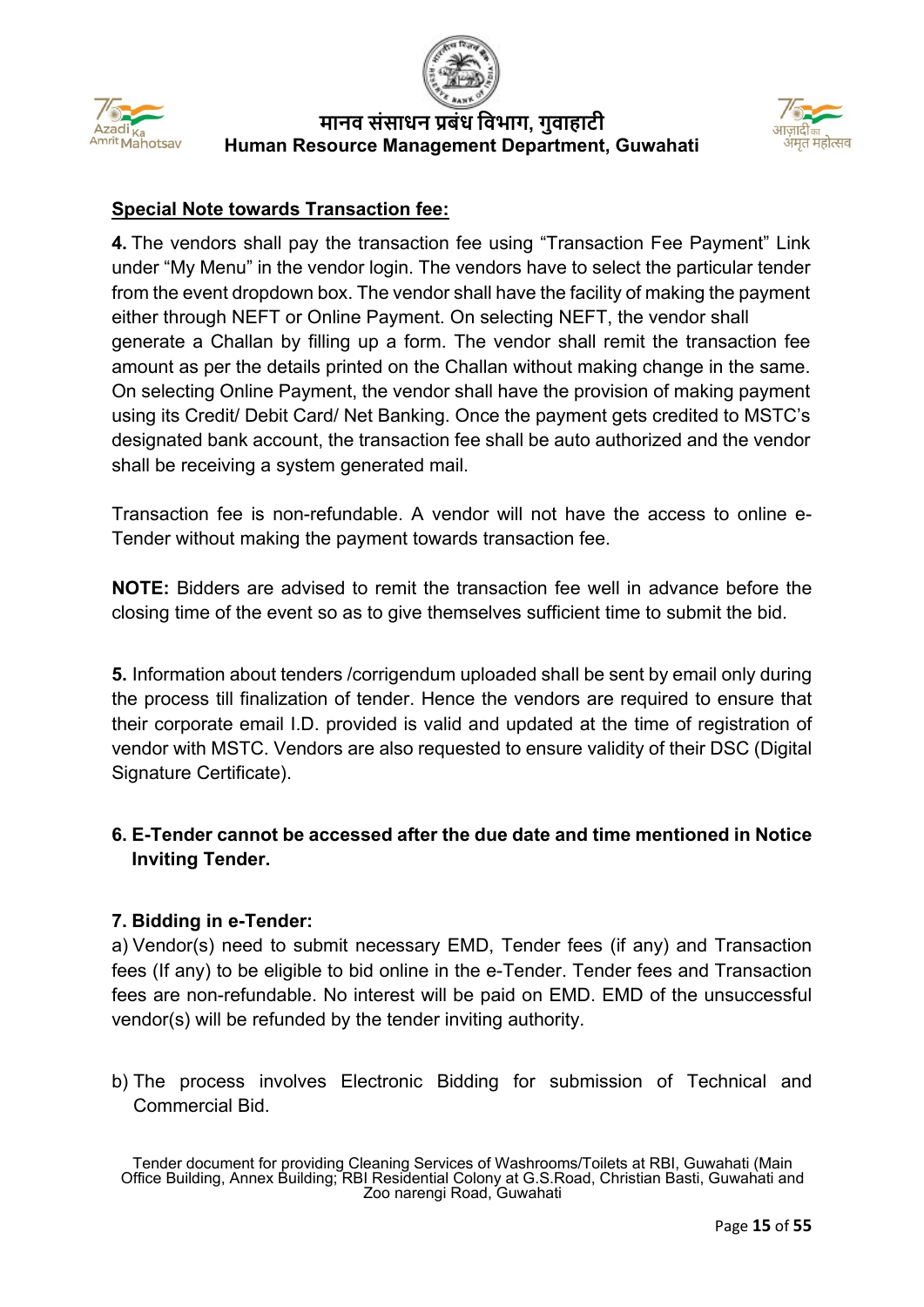**Special Note towards Transaction fee:**

**4.** The vendors shall pay the transaction fee using "Transaction Fee Payment" Link under "My Menu" in the vendor login. The vendors have to select the particular tender from the event dropdown box. The vendor shall have the facility of making the payment either through NEFT or Online Payment. On selecting NEFT, the vendor shall generate a Challan by filling up a form. The vendor shall remit the transaction fee amount as per the details printed on the Challan without making change in the same. On selecting Online Payment, the vendor shall have the provision of making payment using its Credit/ Debit Card/ Net Banking. Once the payment gets credited to MSTC's designated bank account, the transaction fee shall be auto authorized and the vendor shall be receiving a system generated mail.

Transaction fee is non-refundable. A vendor will not have the access to online e-Tender without making the payment towards transaction fee.

**NOTE:** Bidders are advised to remit the transaction fee well in advance before the closing time of the event so as to give themselves sufficient time to submit the bid.

**5.** Information about tenders /corrigendum uploaded shall be sent by email only during the process till finalization of tender. Hence the vendors are required to ensure that their corporate email I.D. provided is valid and updated at the time of registration of vendor with MSTC. Vendors are also requested to ensure validity of their DSC (Digital Signature Certificate).

**6. E-Tender cannot be accessed after the due date and time mentioned in Notice Inviting Tender.**

**7. Bidding in e-Tender:**

a) Vendor(s) need to submit necessary EMD, Tender fees (if any) and Transaction fees (If any) to be eligible to bid online in the e-Tender. Tender fees and Transaction fees are non-refundable. No interest will be paid on EMD. EMD of the unsuccessful vendor(s) will be refunded by the tender inviting authority.

b) The process involves Electronic Bidding for submission of Technical and Commercial Bid.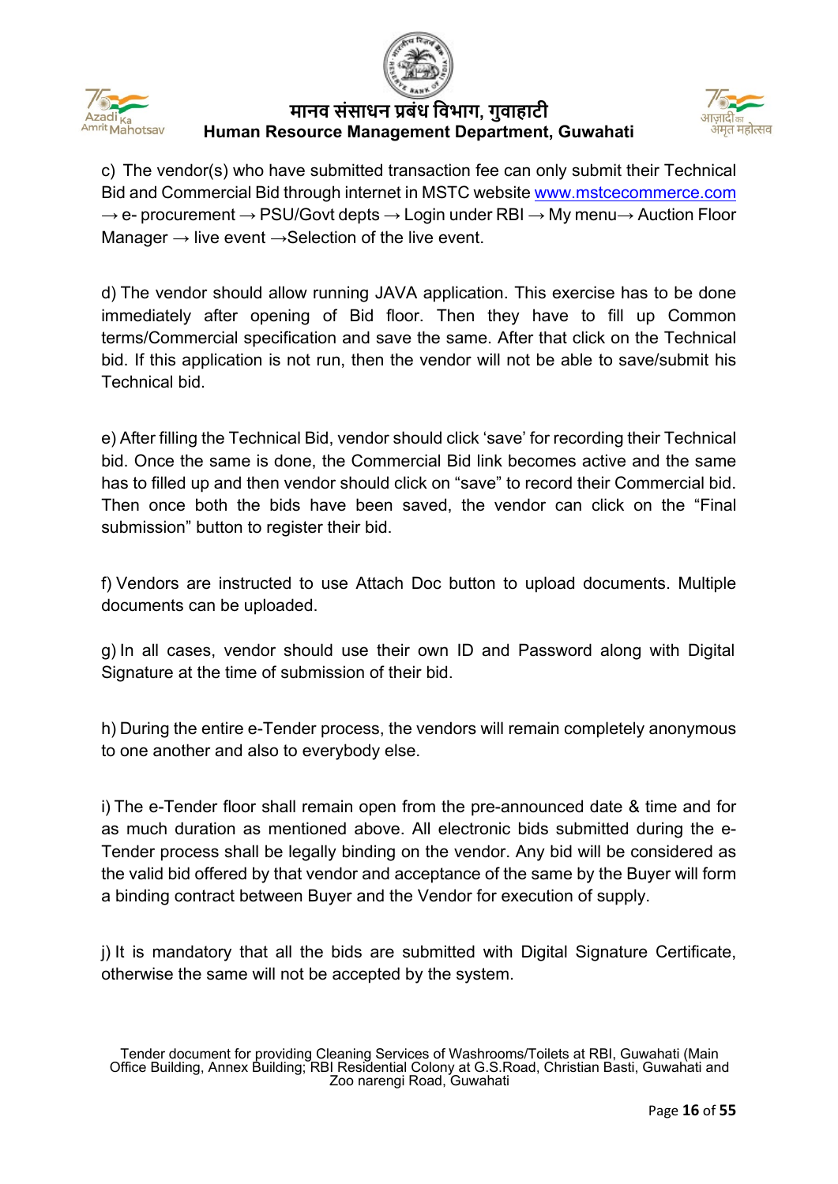c) The vendor(s) who have submitted transaction fee can only submit their Technical Bid and Commercial Bid through internet in MSTC website www.mstcecommerce.com → e- procurement → PSU/Govt depts → Login under RBI → My menu→ Auction Floor Manager → live event →Selection of the live event.

d) The vendor should allow running JAVA application. This exercise has to be done immediately after opening of Bid floor. Then they have to fill up Common terms/Commercial specification and save the same. After that click on the Technical bid. If this application is not run, then the vendor will not be able to save/submit his Technical bid.

e) After filling the Technical Bid, vendor should click 'save' for recording their Technical bid. Once the same is done, the Commercial Bid link becomes active and the same has to filled up and then vendor should click on "save" to record their Commercial bid. Then once both the bids have been saved, the vendor can click on the "Final submission" button to register their bid.

f) Vendors are instructed to use Attach Doc button to upload documents. Multiple documents can be uploaded.

g) In all cases, vendor should use their own ID and Password along with Digital Signature at the time of submission of their bid.

h) During the entire e-Tender process, the vendors will remain completely anonymous to one another and also to everybody else.

i) The e-Tender floor shall remain open from the pre-announced date & time and for as much duration as mentioned above. All electronic bids submitted during the e-Tender process shall be legally binding on the vendor. Any bid will be considered as the valid bid offered by that vendor and acceptance of the same by the Buyer will form a binding contract between Buyer and the Vendor for execution of supply.

j) It is mandatory that all the bids are submitted with Digital Signature Certificate, otherwise the same will not be accepted by the system.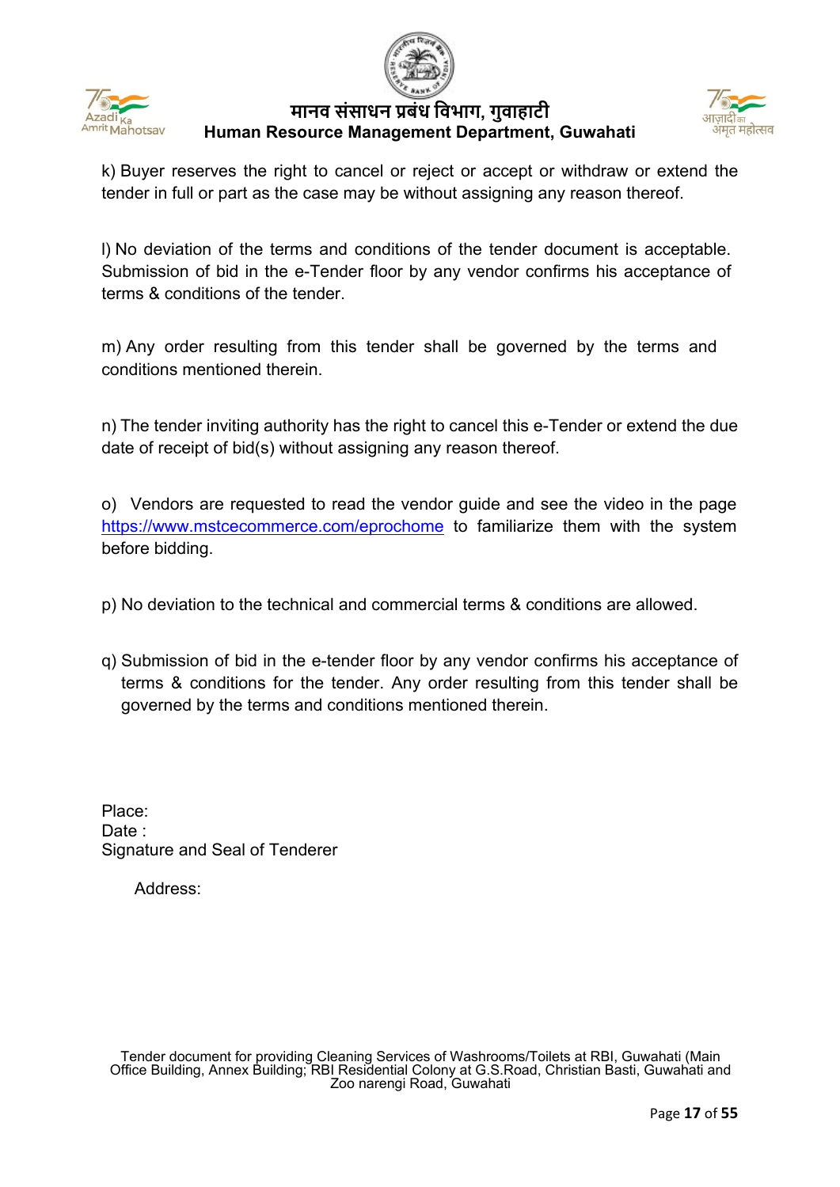k) Buyer reserves the right to cancel or reject or accept or withdraw or extend the tender in full or part as the case may be without assigning any reason thereof.

l) No deviation of the terms and conditions of the tender document is acceptable. Submission of bid in the e-Tender floor by any vendor confirms his acceptance of terms & conditions of the tender.

m) Any order resulting from this tender shall be governed by the terms and conditions mentioned therein.

n) The tender inviting authority has the right to cancel this e-Tender or extend the due date of receipt of bid(s) without assigning any reason thereof.

o) Vendors are requested to read the vendor guide and see the video in the page https://www.mstcecommerce.com/eprochome to familiarize them with the system before bidding.

p) No deviation to the technical and commercial terms & conditions are allowed.

q) Submission of bid in the e-tender floor by any vendor confirms his acceptance of terms & conditions for the tender. Any order resulting from this tender shall be governed by the terms and conditions mentioned therein.

Place:
Date :
Signature and Seal of Tenderer

Address: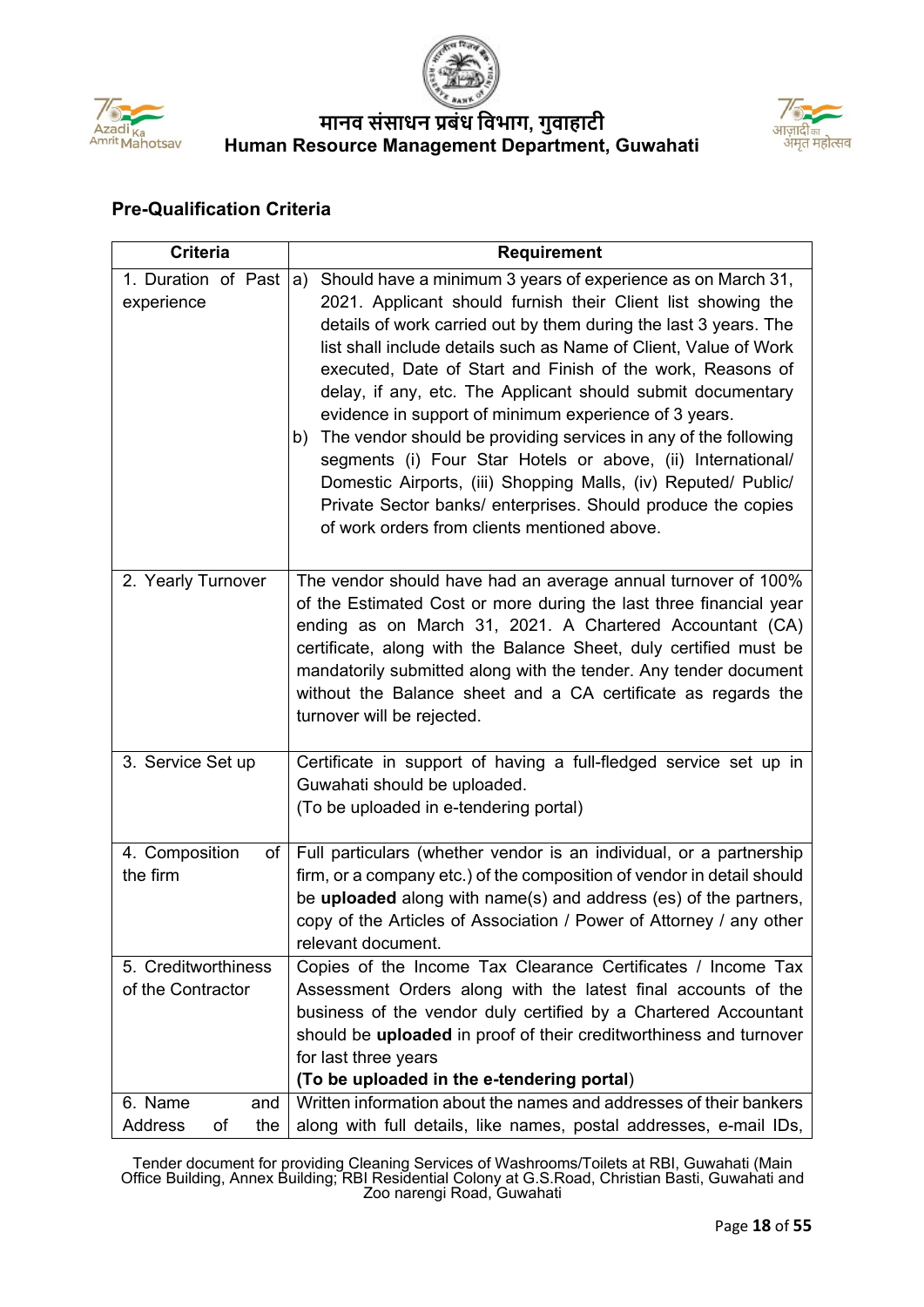## Pre-Qualification Criteria

| Criteria | Requirement |
|---|---|
| 1. Duration of Past experience | a) Should have a minimum 3 years of experience as on March 31, 2021. Applicant should furnish their Client list showing the details of work carried out by them during the last 3 years. The list shall include details such as Name of Client, Value of Work executed, Date of Start and Finish of the work, Reasons of delay, if any, etc. The Applicant should submit documentary evidence in support of minimum experience of 3 years.<br>b) The vendor should be providing services in any of the following segments (i) Four Star Hotels or above, (ii) International/ Domestic Airports, (iii) Shopping Malls, (iv) Reputed/ Public/ Private Sector banks/ enterprises. Should produce the copies of work orders from clients mentioned above. |
| 2. Yearly Turnover | The vendor should have had an average annual turnover of 100% of the Estimated Cost or more during the last three financial year ending as on March 31, 2021. A Chartered Accountant (CA) certificate, along with the Balance Sheet, duly certified must be mandatorily submitted along with the tender. Any tender document without the Balance sheet and a CA certificate as regards the turnover will be rejected. |
| 3. Service Set up | Certificate in support of having a full-fledged service set up in Guwahati should be uploaded.<br>(To be uploaded in e-tendering portal) |
| 4. Composition of the firm | Full particulars (whether vendor is an individual, or a partnership firm, or a company etc.) of the composition of vendor in detail should be **uploaded** along with name(s) and address (es) of the partners, copy of the Articles of Association / Power of Attorney / any other relevant document. |
| 5. Creditworthiness of the Contractor | Copies of the Income Tax Clearance Certificates / Income Tax Assessment Orders along with the latest final accounts of the business of the vendor duly certified by a Chartered Accountant should be **uploaded** in proof of their creditworthiness and turnover for last three years<br>**(To be uploaded in the e-tendering portal**) |
| 6. Name and Address of the | Written information about the names and addresses of their bankers along with full details, like names, postal addresses, e-mail IDs, |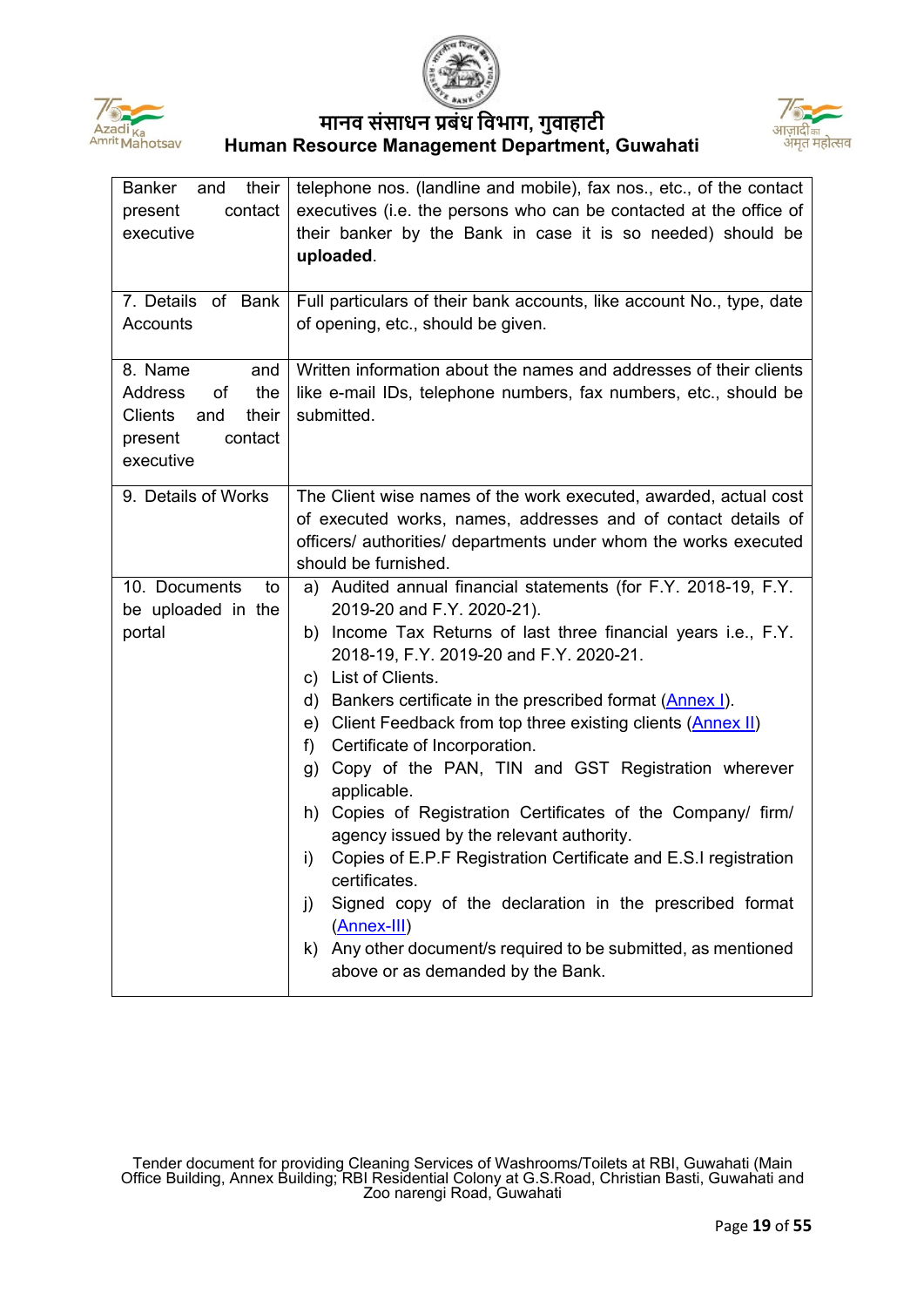| | |
|---|---|
| Banker and their present contact executive | telephone nos. (landline and mobile), fax nos., etc., of the contact executives (i.e. the persons who can be contacted at the office of their banker by the Bank in case it is so needed) should be **uploaded**. |
| 7. Details of Bank Accounts | Full particulars of their bank accounts, like account No., type, date of opening, etc., should be given. |
| 8. Name and Address of the Clients and their present contact executive | Written information about the names and addresses of their clients like e-mail IDs, telephone numbers, fax numbers, etc., should be submitted. |
| 9. Details of Works | The Client wise names of the work executed, awarded, actual cost of executed works, names, addresses and of contact details of officers/ authorities/ departments under whom the works executed should be furnished. |
| 10. Documents to be uploaded in the portal | a) Audited annual financial statements (for F.Y. 2018-19, F.Y. 2019-20 and F.Y. 2020-21).<br>b) Income Tax Returns of last three financial years i.e., F.Y. 2018-19, F.Y. 2019-20 and F.Y. 2020-21.<br>c) List of Clients.<br>d) Bankers certificate in the prescribed format (Annex I).<br>e) Client Feedback from top three existing clients (Annex II)<br>f) Certificate of Incorporation.<br>g) Copy of the PAN, TIN and GST Registration wherever applicable.<br>h) Copies of Registration Certificates of the Company/ firm/ agency issued by the relevant authority.<br>i) Copies of E.P.F Registration Certificate and E.S.I registration certificates.<br>j) Signed copy of the declaration in the prescribed format (Annex-III)<br>k) Any other document/s required to be submitted, as mentioned above or as demanded by the Bank. |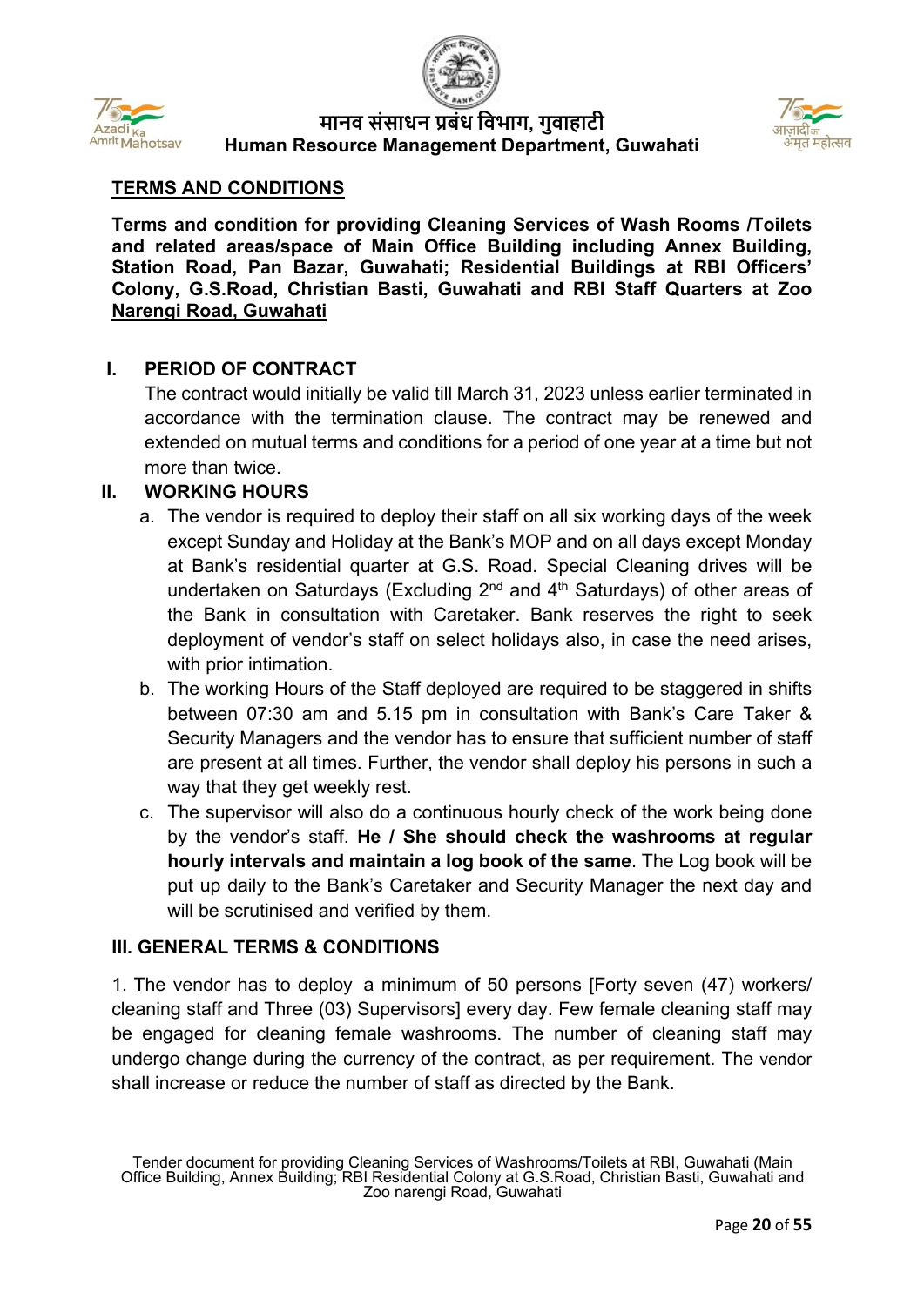**TERMS AND CONDITIONS**

**Terms and condition for providing Cleaning Services of Wash Rooms /Toilets and related areas/space of Main Office Building including Annex Building, Station Road, Pan Bazar, Guwahati; Residential Buildings at RBI Officers' Colony, G.S.Road, Christian Basti, Guwahati and RBI Staff Quarters at Zoo Narengi Road, Guwahati**

## I. PERIOD OF CONTRACT

The contract would initially be valid till March 31, 2023 unless earlier terminated in accordance with the termination clause. The contract may be renewed and extended on mutual terms and conditions for a period of one year at a time but not more than twice.

## II. WORKING HOURS

a. The vendor is required to deploy their staff on all six working days of the week except Sunday and Holiday at the Bank's MOP and on all days except Monday at Bank's residential quarter at G.S. Road. Special Cleaning drives will be undertaken on Saturdays (Excluding 2nd and 4th Saturdays) of other areas of the Bank in consultation with Caretaker. Bank reserves the right to seek deployment of vendor's staff on select holidays also, in case the need arises, with prior intimation.

b. The working Hours of the Staff deployed are required to be staggered in shifts between 07:30 am and 5.15 pm in consultation with Bank's Care Taker & Security Managers and the vendor has to ensure that sufficient number of staff are present at all times. Further, the vendor shall deploy his persons in such a way that they get weekly rest.

c. The supervisor will also do a continuous hourly check of the work being done by the vendor's staff. **He / She should check the washrooms at regular hourly intervals and maintain a log book of the same**. The Log book will be put up daily to the Bank's Caretaker and Security Manager the next day and will be scrutinised and verified by them.

## III. GENERAL TERMS & CONDITIONS

1. The vendor has to deploy a minimum of 50 persons [Forty seven (47) workers/ cleaning staff and Three (03) Supervisors] every day. Few female cleaning staff may be engaged for cleaning female washrooms. The number of cleaning staff may undergo change during the currency of the contract, as per requirement. The vendor shall increase or reduce the number of staff as directed by the Bank.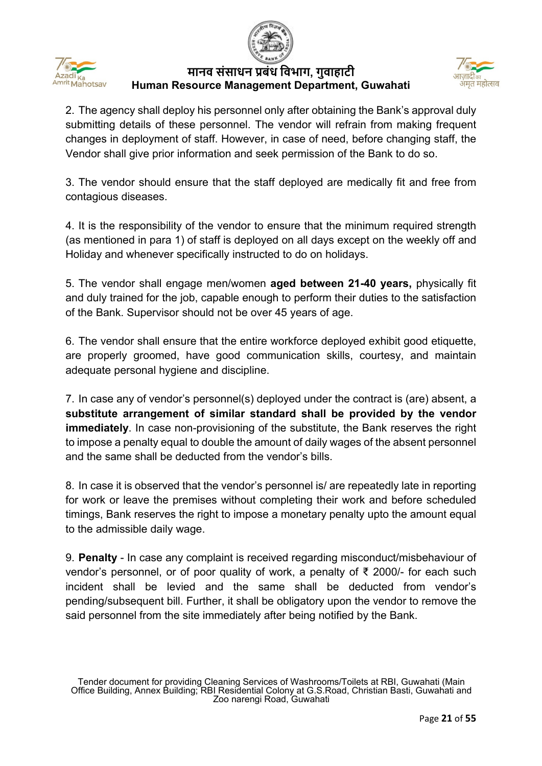2. The agency shall deploy his personnel only after obtaining the Bank's approval duly submitting details of these personnel. The vendor will refrain from making frequent changes in deployment of staff. However, in case of need, before changing staff, the Vendor shall give prior information and seek permission of the Bank to do so.

3. The vendor should ensure that the staff deployed are medically fit and free from contagious diseases.

4. It is the responsibility of the vendor to ensure that the minimum required strength (as mentioned in para 1) of staff is deployed on all days except on the weekly off and Holiday and whenever specifically instructed to do on holidays.

5. The vendor shall engage men/women **aged between 21-40 years,** physically fit and duly trained for the job, capable enough to perform their duties to the satisfaction of the Bank. Supervisor should not be over 45 years of age.

6. The vendor shall ensure that the entire workforce deployed exhibit good etiquette, are properly groomed, have good communication skills, courtesy, and maintain adequate personal hygiene and discipline.

7. In case any of vendor's personnel(s) deployed under the contract is (are) absent, a **substitute arrangement of similar standard shall be provided by the vendor immediately**. In case non-provisioning of the substitute, the Bank reserves the right to impose a penalty equal to double the amount of daily wages of the absent personnel and the same shall be deducted from the vendor's bills.

8. In case it is observed that the vendor's personnel is/ are repeatedly late in reporting for work or leave the premises without completing their work and before scheduled timings, Bank reserves the right to impose a monetary penalty upto the amount equal to the admissible daily wage.

9. **Penalty** - In case any complaint is received regarding misconduct/misbehaviour of vendor's personnel, or of poor quality of work, a penalty of ₹ 2000/- for each such incident shall be levied and the same shall be deducted from vendor's pending/subsequent bill. Further, it shall be obligatory upon the vendor to remove the said personnel from the site immediately after being notified by the Bank.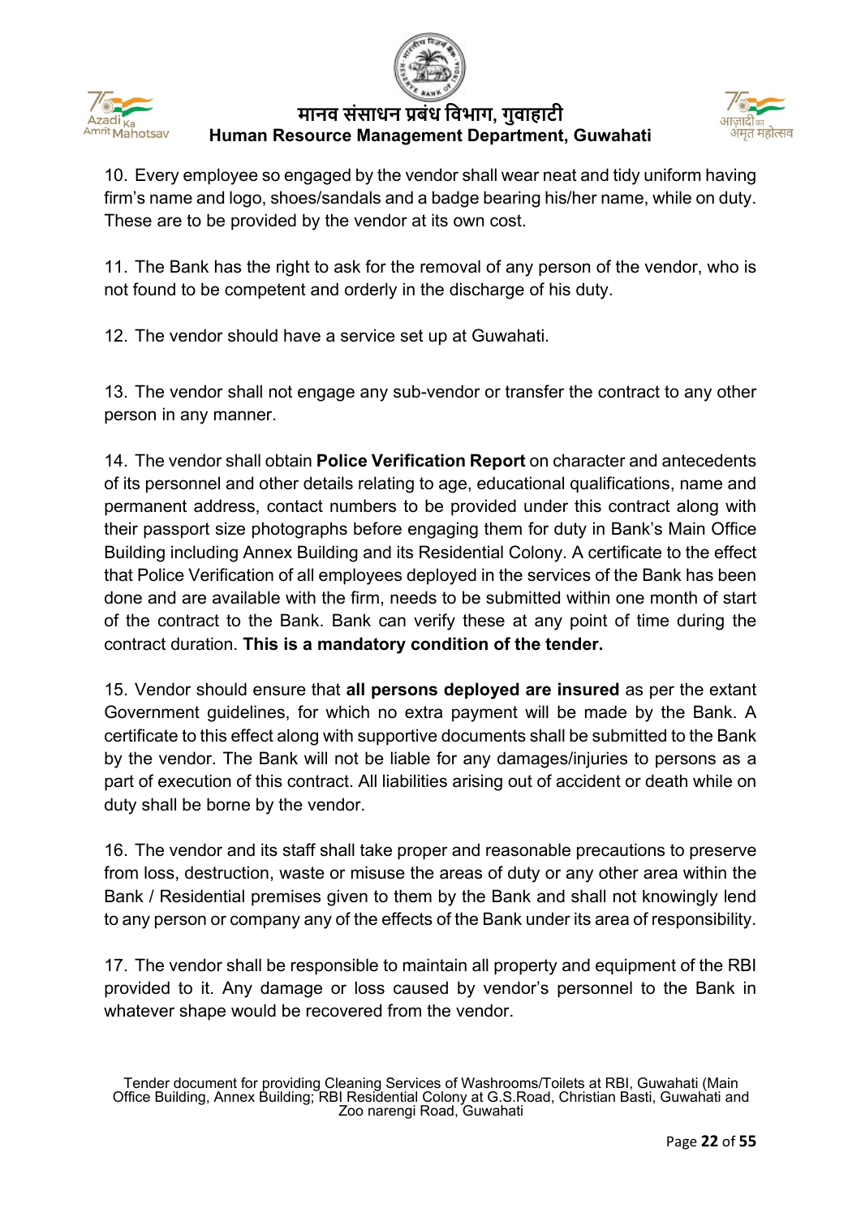10. Every employee so engaged by the vendor shall wear neat and tidy uniform having firm's name and logo, shoes/sandals and a badge bearing his/her name, while on duty. These are to be provided by the vendor at its own cost.

11. The Bank has the right to ask for the removal of any person of the vendor, who is not found to be competent and orderly in the discharge of his duty.

12. The vendor should have a service set up at Guwahati.

13. The vendor shall not engage any sub-vendor or transfer the contract to any other person in any manner.

14. The vendor shall obtain **Police Verification Report** on character and antecedents of its personnel and other details relating to age, educational qualifications, name and permanent address, contact numbers to be provided under this contract along with their passport size photographs before engaging them for duty in Bank's Main Office Building including Annex Building and its Residential Colony. A certificate to the effect that Police Verification of all employees deployed in the services of the Bank has been done and are available with the firm, needs to be submitted within one month of start of the contract to the Bank. Bank can verify these at any point of time during the contract duration. **This is a mandatory condition of the tender.**

15. Vendor should ensure that **all persons deployed are insured** as per the extant Government guidelines, for which no extra payment will be made by the Bank. A certificate to this effect along with supportive documents shall be submitted to the Bank by the vendor. The Bank will not be liable for any damages/injuries to persons as a part of execution of this contract. All liabilities arising out of accident or death while on duty shall be borne by the vendor.

16. The vendor and its staff shall take proper and reasonable precautions to preserve from loss, destruction, waste or misuse the areas of duty or any other area within the Bank / Residential premises given to them by the Bank and shall not knowingly lend to any person or company any of the effects of the Bank under its area of responsibility.

17. The vendor shall be responsible to maintain all property and equipment of the RBI provided to it. Any damage or loss caused by vendor's personnel to the Bank in whatever shape would be recovered from the vendor.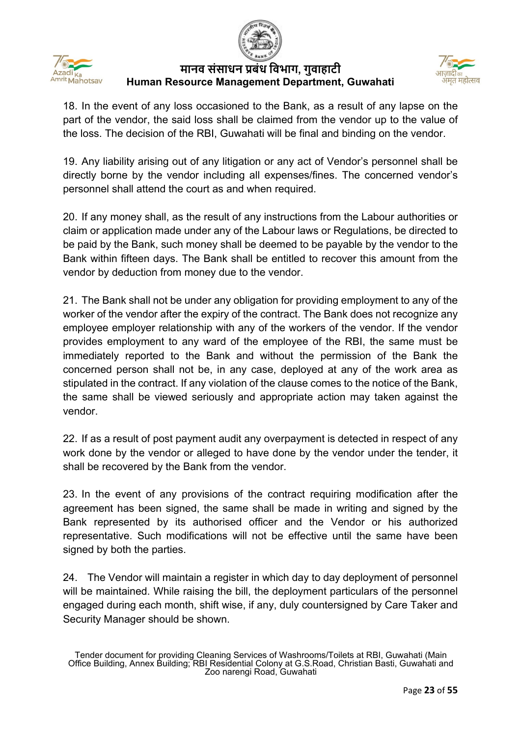18. In the event of any loss occasioned to the Bank, as a result of any lapse on the part of the vendor, the said loss shall be claimed from the vendor up to the value of the loss. The decision of the RBI, Guwahati will be final and binding on the vendor.

19. Any liability arising out of any litigation or any act of Vendor's personnel shall be directly borne by the vendor including all expenses/fines. The concerned vendor's personnel shall attend the court as and when required.

20. If any money shall, as the result of any instructions from the Labour authorities or claim or application made under any of the Labour laws or Regulations, be directed to be paid by the Bank, such money shall be deemed to be payable by the vendor to the Bank within fifteen days. The Bank shall be entitled to recover this amount from the vendor by deduction from money due to the vendor.

21. The Bank shall not be under any obligation for providing employment to any of the worker of the vendor after the expiry of the contract. The Bank does not recognize any employee employer relationship with any of the workers of the vendor. If the vendor provides employment to any ward of the employee of the RBI, the same must be immediately reported to the Bank and without the permission of the Bank the concerned person shall not be, in any case, deployed at any of the work area as stipulated in the contract. If any violation of the clause comes to the notice of the Bank, the same shall be viewed seriously and appropriate action may taken against the vendor.

22. If as a result of post payment audit any overpayment is detected in respect of any work done by the vendor or alleged to have done by the vendor under the tender, it shall be recovered by the Bank from the vendor.

23. In the event of any provisions of the contract requiring modification after the agreement has been signed, the same shall be made in writing and signed by the Bank represented by its authorised officer and the Vendor or his authorized representative. Such modifications will not be effective until the same have been signed by both the parties.

24. The Vendor will maintain a register in which day to day deployment of personnel will be maintained. While raising the bill, the deployment particulars of the personnel engaged during each month, shift wise, if any, duly countersigned by Care Taker and Security Manager should be shown.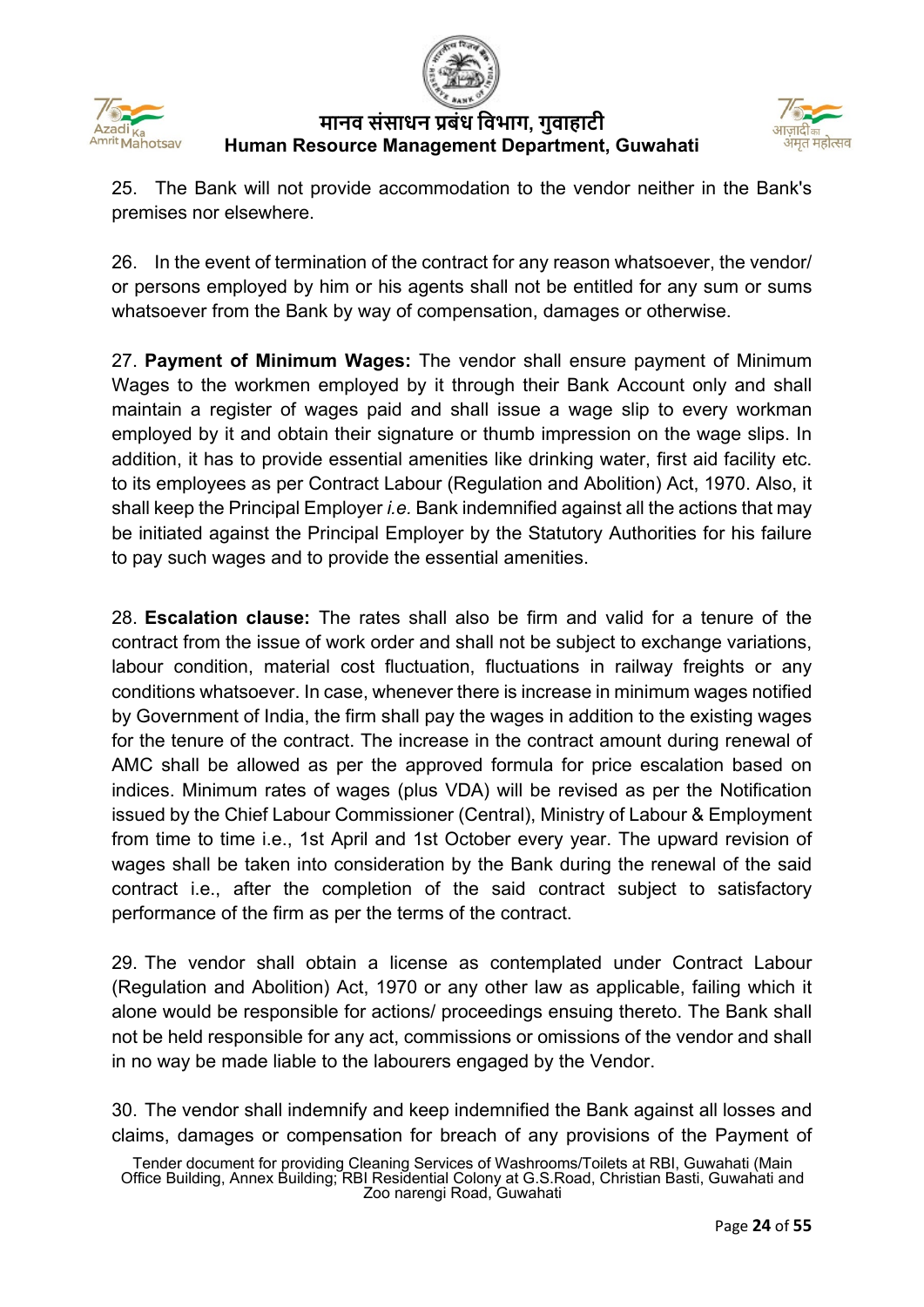25. The Bank will not provide accommodation to the vendor neither in the Bank's premises nor elsewhere.

26. In the event of termination of the contract for any reason whatsoever, the vendor/ or persons employed by him or his agents shall not be entitled for any sum or sums whatsoever from the Bank by way of compensation, damages or otherwise.

27. **Payment of Minimum Wages:** The vendor shall ensure payment of Minimum Wages to the workmen employed by it through their Bank Account only and shall maintain a register of wages paid and shall issue a wage slip to every workman employed by it and obtain their signature or thumb impression on the wage slips. In addition, it has to provide essential amenities like drinking water, first aid facility etc. to its employees as per Contract Labour (Regulation and Abolition) Act, 1970. Also, it shall keep the Principal Employer *i.e.* Bank indemnified against all the actions that may be initiated against the Principal Employer by the Statutory Authorities for his failure to pay such wages and to provide the essential amenities.

28. **Escalation clause:** The rates shall also be firm and valid for a tenure of the contract from the issue of work order and shall not be subject to exchange variations, labour condition, material cost fluctuation, fluctuations in railway freights or any conditions whatsoever. In case, whenever there is increase in minimum wages notified by Government of India, the firm shall pay the wages in addition to the existing wages for the tenure of the contract. The increase in the contract amount during renewal of AMC shall be allowed as per the approved formula for price escalation based on indices. Minimum rates of wages (plus VDA) will be revised as per the Notification issued by the Chief Labour Commissioner (Central), Ministry of Labour & Employment from time to time i.e., 1st April and 1st October every year. The upward revision of wages shall be taken into consideration by the Bank during the renewal of the said contract i.e., after the completion of the said contract subject to satisfactory performance of the firm as per the terms of the contract.

29. The vendor shall obtain a license as contemplated under Contract Labour (Regulation and Abolition) Act, 1970 or any other law as applicable, failing which it alone would be responsible for actions/ proceedings ensuing thereto. The Bank shall not be held responsible for any act, commissions or omissions of the vendor and shall in no way be made liable to the labourers engaged by the Vendor.

30. The vendor shall indemnify and keep indemnified the Bank against all losses and claims, damages or compensation for breach of any provisions of the Payment of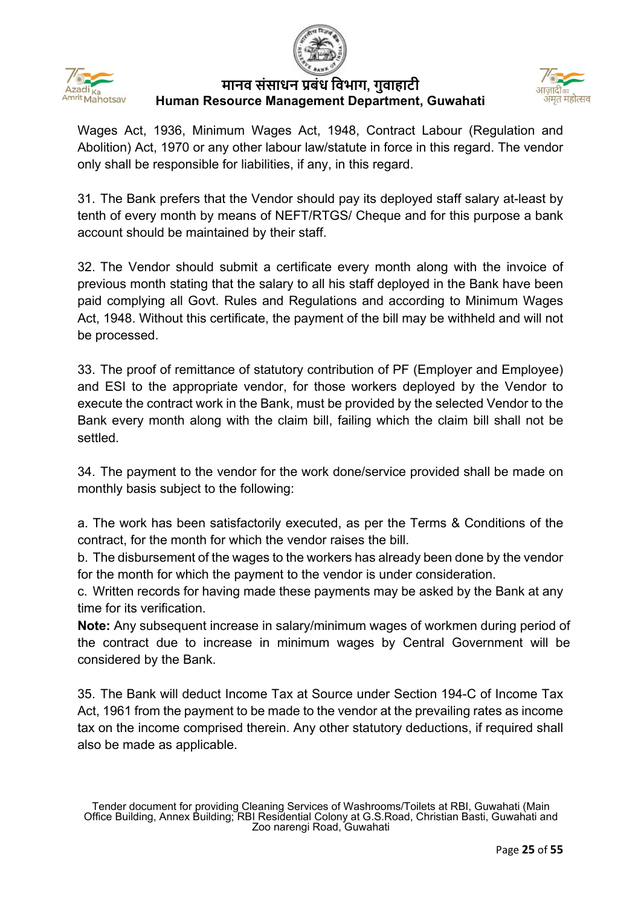Wages Act, 1936, Minimum Wages Act, 1948, Contract Labour (Regulation and Abolition) Act, 1970 or any other labour law/statute in force in this regard. The vendor only shall be responsible for liabilities, if any, in this regard.

31. The Bank prefers that the Vendor should pay its deployed staff salary at-least by tenth of every month by means of NEFT/RTGS/ Cheque and for this purpose a bank account should be maintained by their staff.

32. The Vendor should submit a certificate every month along with the invoice of previous month stating that the salary to all his staff deployed in the Bank have been paid complying all Govt. Rules and Regulations and according to Minimum Wages Act, 1948. Without this certificate, the payment of the bill may be withheld and will not be processed.

33. The proof of remittance of statutory contribution of PF (Employer and Employee) and ESI to the appropriate vendor, for those workers deployed by the Vendor to execute the contract work in the Bank, must be provided by the selected Vendor to the Bank every month along with the claim bill, failing which the claim bill shall not be settled.

34. The payment to the vendor for the work done/service provided shall be made on monthly basis subject to the following:

a. The work has been satisfactorily executed, as per the Terms & Conditions of the contract, for the month for which the vendor raises the bill.
b. The disbursement of the wages to the workers has already been done by the vendor for the month for which the payment to the vendor is under consideration.
c. Written records for having made these payments may be asked by the Bank at any time for its verification.

**Note:** Any subsequent increase in salary/minimum wages of workmen during period of the contract due to increase in minimum wages by Central Government will be considered by the Bank.

35. The Bank will deduct Income Tax at Source under Section 194-C of Income Tax Act, 1961 from the payment to be made to the vendor at the prevailing rates as income tax on the income comprised therein. Any other statutory deductions, if required shall also be made as applicable.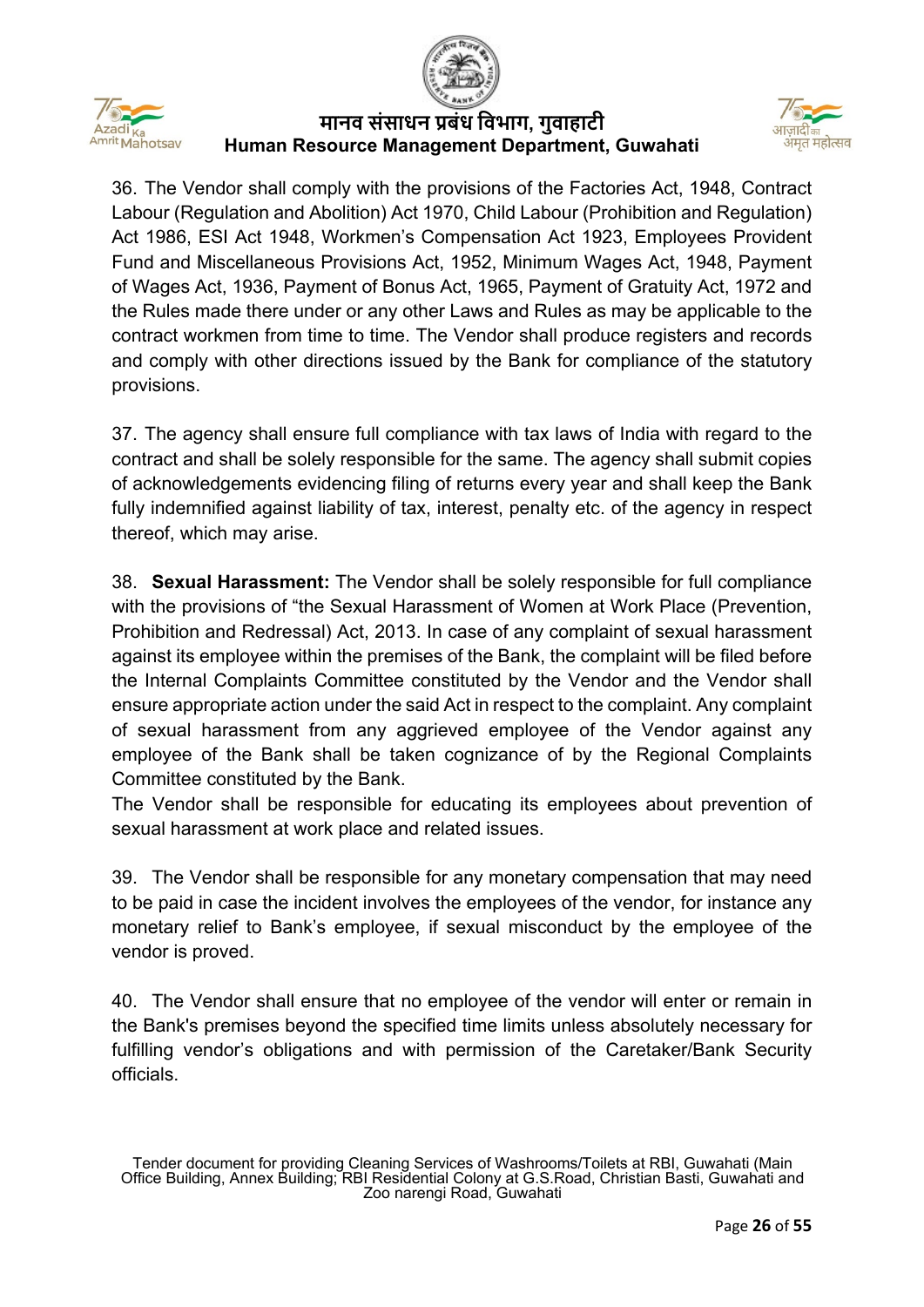36. The Vendor shall comply with the provisions of the Factories Act, 1948, Contract Labour (Regulation and Abolition) Act 1970, Child Labour (Prohibition and Regulation) Act 1986, ESI Act 1948, Workmen's Compensation Act 1923, Employees Provident Fund and Miscellaneous Provisions Act, 1952, Minimum Wages Act, 1948, Payment of Wages Act, 1936, Payment of Bonus Act, 1965, Payment of Gratuity Act, 1972 and the Rules made there under or any other Laws and Rules as may be applicable to the contract workmen from time to time. The Vendor shall produce registers and records and comply with other directions issued by the Bank for compliance of the statutory provisions.

37. The agency shall ensure full compliance with tax laws of India with regard to the contract and shall be solely responsible for the same. The agency shall submit copies of acknowledgements evidencing filing of returns every year and shall keep the Bank fully indemnified against liability of tax, interest, penalty etc. of the agency in respect thereof, which may arise.

38. **Sexual Harassment:** The Vendor shall be solely responsible for full compliance with the provisions of "the Sexual Harassment of Women at Work Place (Prevention, Prohibition and Redressal) Act, 2013. In case of any complaint of sexual harassment against its employee within the premises of the Bank, the complaint will be filed before the Internal Complaints Committee constituted by the Vendor and the Vendor shall ensure appropriate action under the said Act in respect to the complaint. Any complaint of sexual harassment from any aggrieved employee of the Vendor against any employee of the Bank shall be taken cognizance of by the Regional Complaints Committee constituted by the Bank.
The Vendor shall be responsible for educating its employees about prevention of sexual harassment at work place and related issues.

39. The Vendor shall be responsible for any monetary compensation that may need to be paid in case the incident involves the employees of the vendor, for instance any monetary relief to Bank's employee, if sexual misconduct by the employee of the vendor is proved.

40. The Vendor shall ensure that no employee of the vendor will enter or remain in the Bank's premises beyond the specified time limits unless absolutely necessary for fulfilling vendor's obligations and with permission of the Caretaker/Bank Security officials.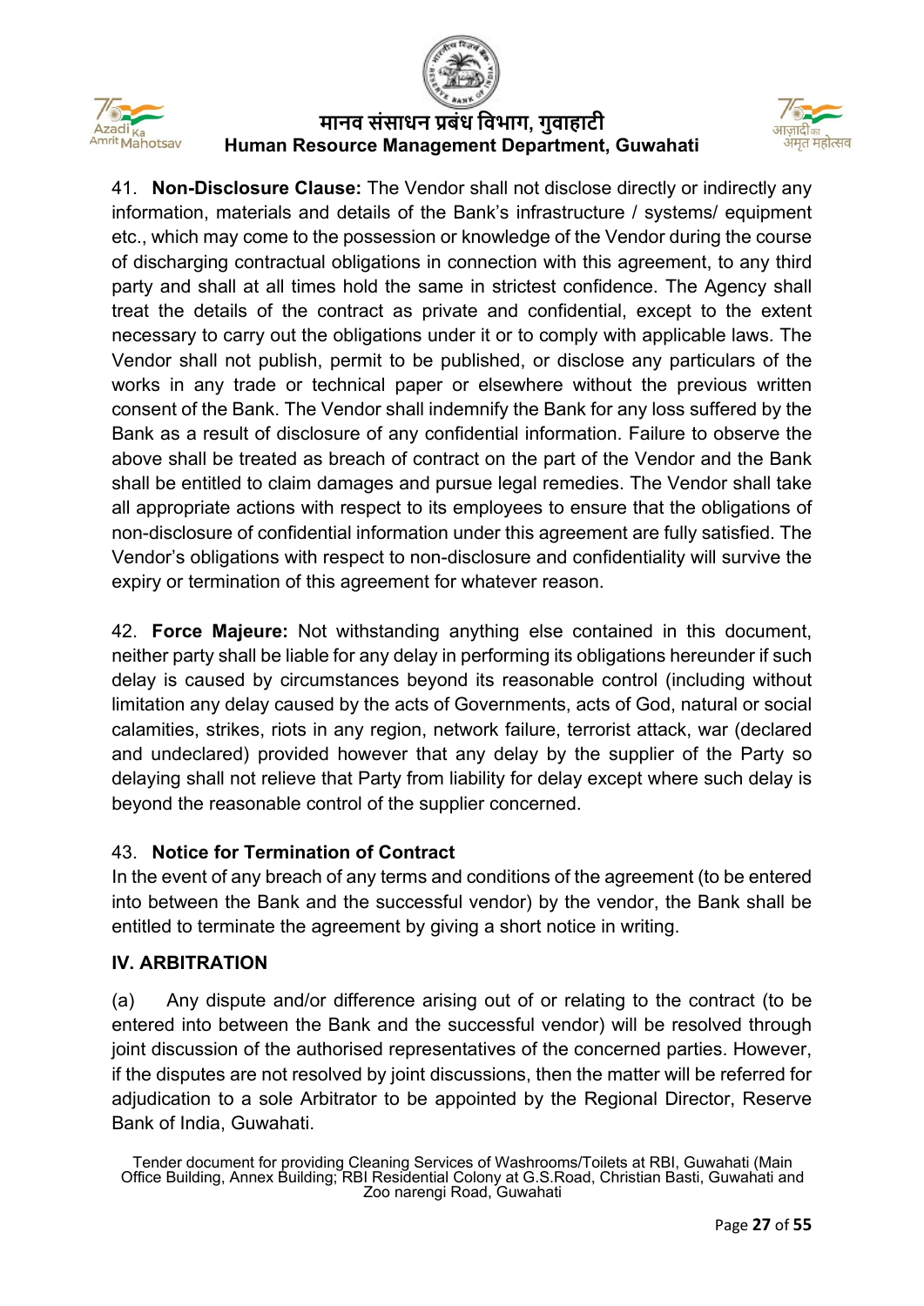41. **Non-Disclosure Clause:** The Vendor shall not disclose directly or indirectly any information, materials and details of the Bank's infrastructure / systems/ equipment etc., which may come to the possession or knowledge of the Vendor during the course of discharging contractual obligations in connection with this agreement, to any third party and shall at all times hold the same in strictest confidence. The Agency shall treat the details of the contract as private and confidential, except to the extent necessary to carry out the obligations under it or to comply with applicable laws. The Vendor shall not publish, permit to be published, or disclose any particulars of the works in any trade or technical paper or elsewhere without the previous written consent of the Bank. The Vendor shall indemnify the Bank for any loss suffered by the Bank as a result of disclosure of any confidential information. Failure to observe the above shall be treated as breach of contract on the part of the Vendor and the Bank shall be entitled to claim damages and pursue legal remedies. The Vendor shall take all appropriate actions with respect to its employees to ensure that the obligations of non-disclosure of confidential information under this agreement are fully satisfied. The Vendor's obligations with respect to non-disclosure and confidentiality will survive the expiry or termination of this agreement for whatever reason.

42. **Force Majeure:** Not withstanding anything else contained in this document, neither party shall be liable for any delay in performing its obligations hereunder if such delay is caused by circumstances beyond its reasonable control (including without limitation any delay caused by the acts of Governments, acts of God, natural or social calamities, strikes, riots in any region, network failure, terrorist attack, war (declared and undeclared) provided however that any delay by the supplier of the Party so delaying shall not relieve that Party from liability for delay except where such delay is beyond the reasonable control of the supplier concerned.

43. **Notice for Termination of Contract**

In the event of any breach of any terms and conditions of the agreement (to be entered into between the Bank and the successful vendor) by the vendor, the Bank shall be entitled to terminate the agreement by giving a short notice in writing.

## IV. ARBITRATION

(a) Any dispute and/or difference arising out of or relating to the contract (to be entered into between the Bank and the successful vendor) will be resolved through joint discussion of the authorised representatives of the concerned parties. However, if the disputes are not resolved by joint discussions, then the matter will be referred for adjudication to a sole Arbitrator to be appointed by the Regional Director, Reserve Bank of India, Guwahati.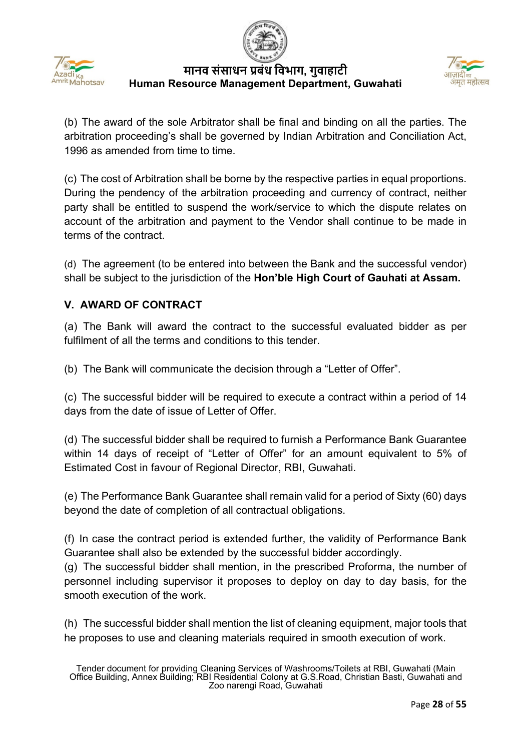(b) The award of the sole Arbitrator shall be final and binding on all the parties. The arbitration proceeding's shall be governed by Indian Arbitration and Conciliation Act, 1996 as amended from time to time.

(c) The cost of Arbitration shall be borne by the respective parties in equal proportions. During the pendency of the arbitration proceeding and currency of contract, neither party shall be entitled to suspend the work/service to which the dispute relates on account of the arbitration and payment to the Vendor shall continue to be made in terms of the contract.

(d) The agreement (to be entered into between the Bank and the successful vendor) shall be subject to the jurisdiction of the **Hon'ble High Court of Gauhati at Assam.**

## V. AWARD OF CONTRACT

(a) The Bank will award the contract to the successful evaluated bidder as per fulfilment of all the terms and conditions to this tender.

(b) The Bank will communicate the decision through a "Letter of Offer".

(c) The successful bidder will be required to execute a contract within a period of 14 days from the date of issue of Letter of Offer.

(d) The successful bidder shall be required to furnish a Performance Bank Guarantee within 14 days of receipt of "Letter of Offer" for an amount equivalent to 5% of Estimated Cost in favour of Regional Director, RBI, Guwahati.

(e) The Performance Bank Guarantee shall remain valid for a period of Sixty (60) days beyond the date of completion of all contractual obligations.

(f) In case the contract period is extended further, the validity of Performance Bank Guarantee shall also be extended by the successful bidder accordingly.

(g) The successful bidder shall mention, in the prescribed Proforma, the number of personnel including supervisor it proposes to deploy on day to day basis, for the smooth execution of the work.

(h) The successful bidder shall mention the list of cleaning equipment, major tools that he proposes to use and cleaning materials required in smooth execution of work.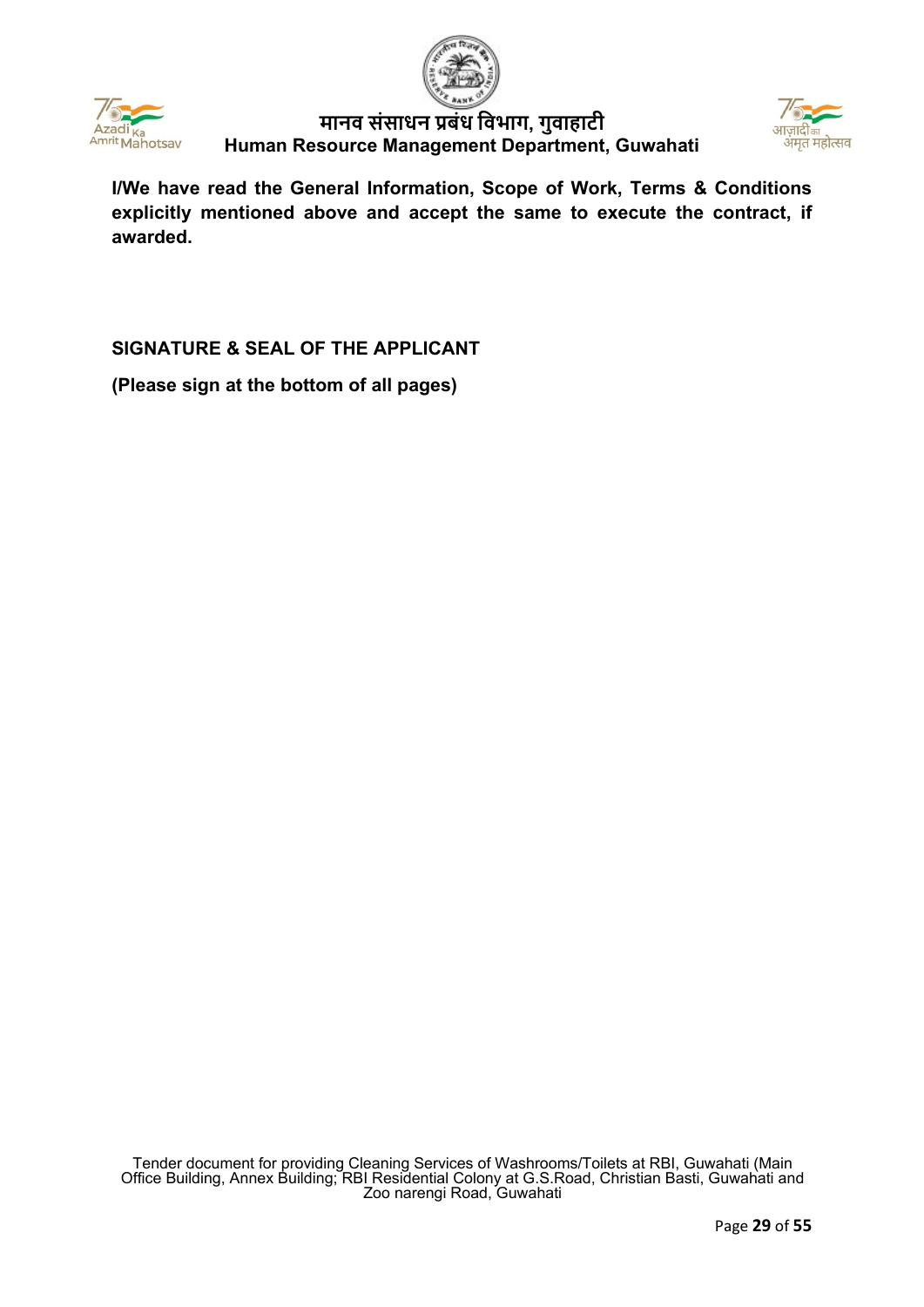**I/We have read the General Information, Scope of Work, Terms & Conditions explicitly mentioned above and accept the same to execute the contract, if awarded.**

**SIGNATURE & SEAL OF THE APPLICANT**

**(Please sign at the bottom of all pages)**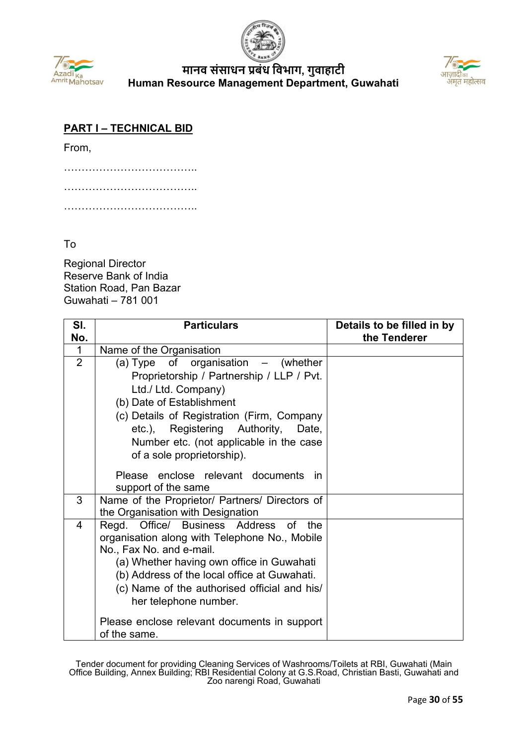## PART I – TECHNICAL BID

From,

………………………………..

………………………………..

………………………………..

To

Regional Director
Reserve Bank of India
Station Road, Pan Bazar
Guwahati – 781 001

| Sl. No. | Particulars | Details to be filled in by the Tenderer |
|---|---|---|
| 1 | Name of the Organisation | |
| 2 | (a) Type of organisation – (whether Proprietorship / Partnership / LLP / Pvt. Ltd./ Ltd. Company)<br>(b) Date of Establishment<br>(c) Details of Registration (Firm, Company etc.), Registering Authority, Date, Number etc. (not applicable in the case of a sole proprietorship).<br><br>Please enclose relevant documents in support of the same | |
| 3 | Name of the Proprietor/ Partners/ Directors of the Organisation with Designation | |
| 4 | Regd. Office/ Business Address of the organisation along with Telephone No., Mobile No., Fax No. and e-mail.<br>(a) Whether having own office in Guwahati<br>(b) Address of the local office at Guwahati.<br>(c) Name of the authorised official and his/ her telephone number.<br><br>Please enclose relevant documents in support of the same. | |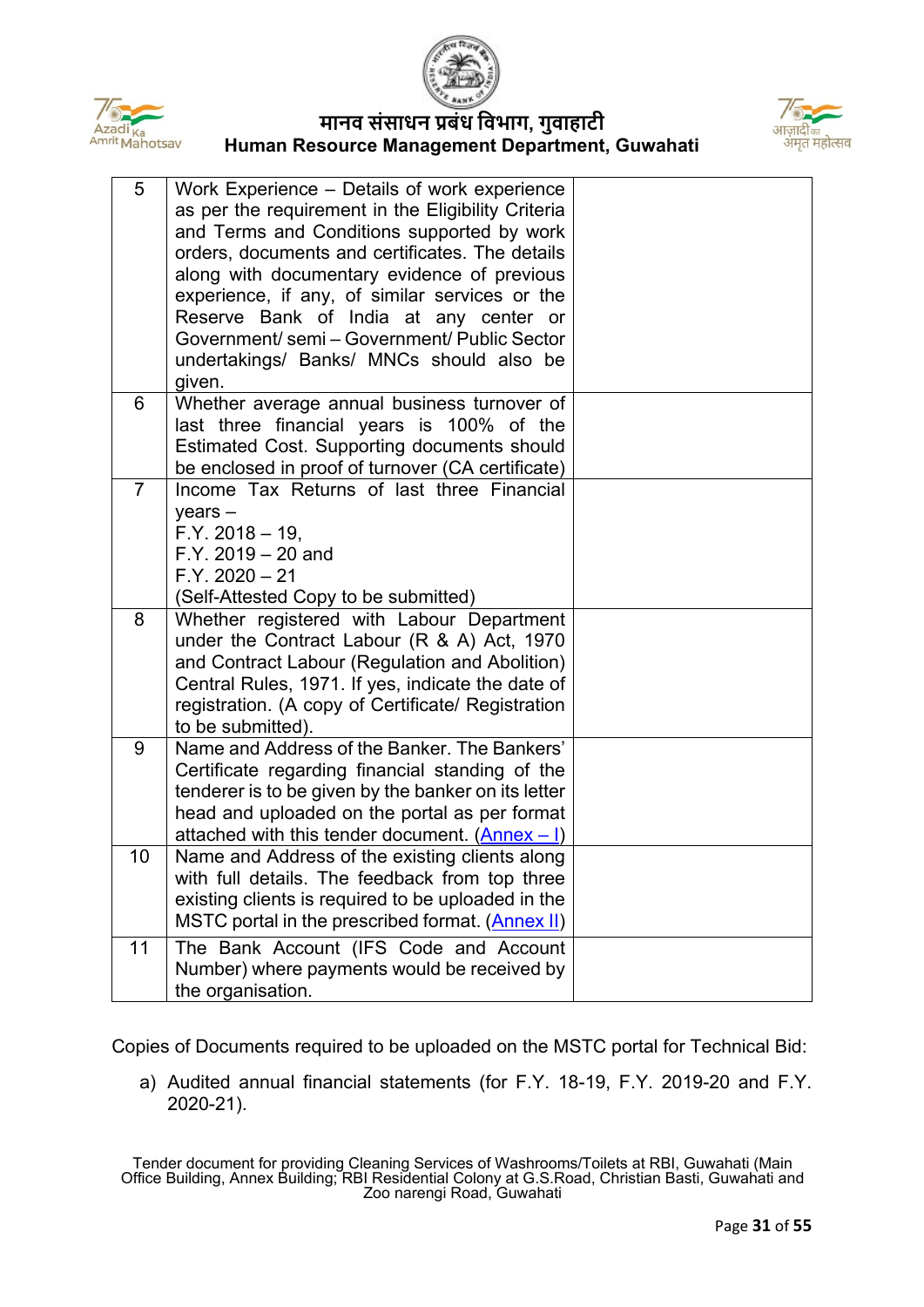| | | |
|---|---|---|
| 5 | Work Experience – Details of work experience as per the requirement in the Eligibility Criteria and Terms and Conditions supported by work orders, documents and certificates. The details along with documentary evidence of previous experience, if any, of similar services or the Reserve Bank of India at any center or Government/ semi – Government/ Public Sector undertakings/ Banks/ MNCs should also be given. | |
| 6 | Whether average annual business turnover of last three financial years is 100% of the Estimated Cost. Supporting documents should be enclosed in proof of turnover (CA certificate) | |
| 7 | Income Tax Returns of last three Financial years –<br>F.Y. 2018 – 19,<br>F.Y. 2019 – 20 and<br>F.Y. 2020 – 21<br>(Self-Attested Copy to be submitted) | |
| 8 | Whether registered with Labour Department under the Contract Labour (R & A) Act, 1970 and Contract Labour (Regulation and Abolition) Central Rules, 1971. If yes, indicate the date of registration. (A copy of Certificate/ Registration to be submitted). | |
| 9 | Name and Address of the Banker. The Bankers' Certificate regarding financial standing of the tenderer is to be given by the banker on its letter head and uploaded on the portal as per format attached with this tender document. (Annex – I) | |
| 10 | Name and Address of the existing clients along with full details. The feedback from top three existing clients is required to be uploaded in the MSTC portal in the prescribed format. (Annex II) | |
| 11 | The Bank Account (IFS Code and Account Number) where payments would be received by the organisation. | |

Copies of Documents required to be uploaded on the MSTC portal for Technical Bid:

a) Audited annual financial statements (for F.Y. 18-19, F.Y. 2019-20 and F.Y. 2020-21).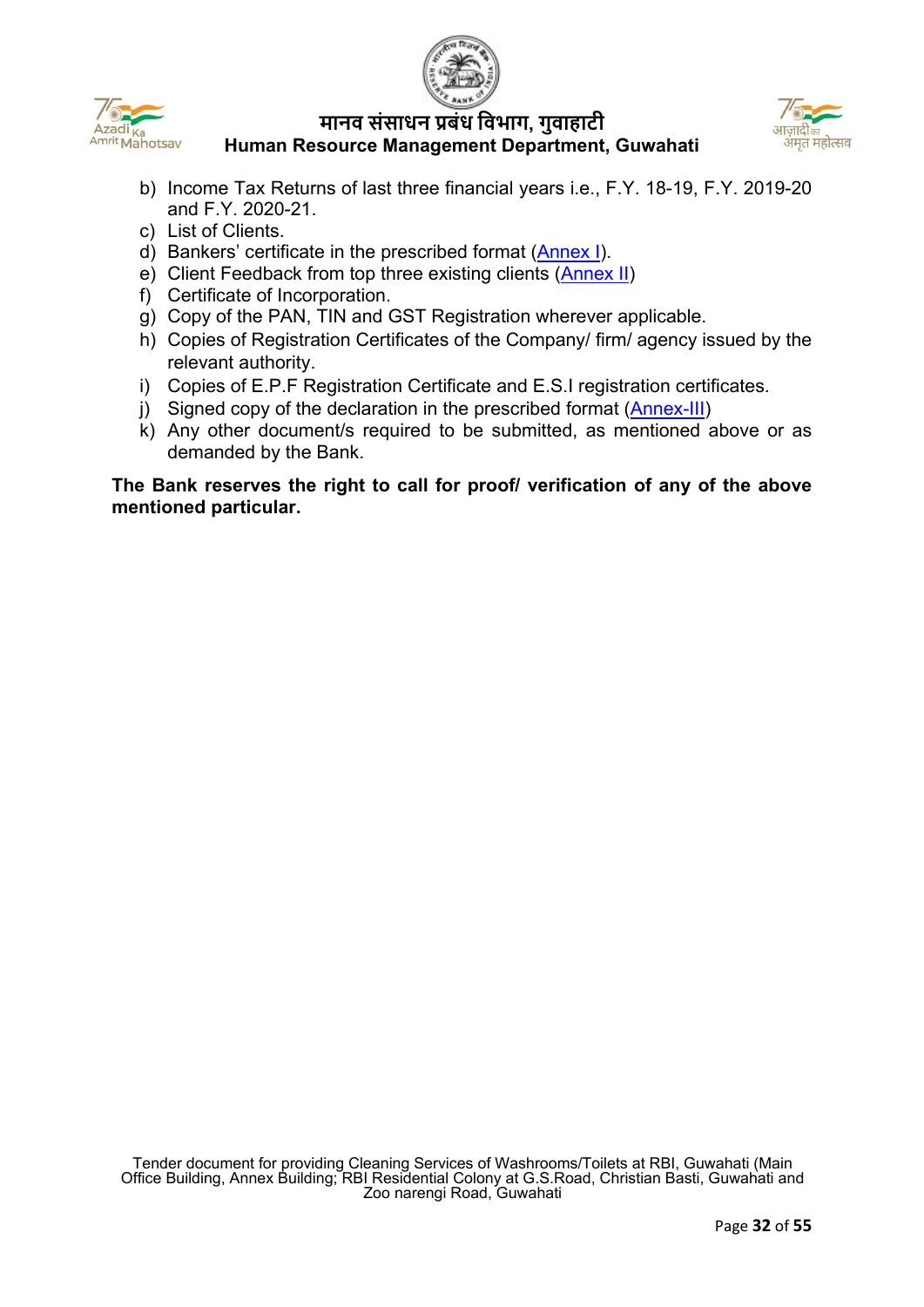b) Income Tax Returns of last three financial years i.e., F.Y. 18-19, F.Y. 2019-20 and F.Y. 2020-21.
c) List of Clients.
d) Bankers' certificate in the prescribed format (Annex I).
e) Client Feedback from top three existing clients (Annex II)
f) Certificate of Incorporation.
g) Copy of the PAN, TIN and GST Registration wherever applicable.
h) Copies of Registration Certificates of the Company/ firm/ agency issued by the relevant authority.
i) Copies of E.P.F Registration Certificate and E.S.I registration certificates.
j) Signed copy of the declaration in the prescribed format (Annex-III)
k) Any other document/s required to be submitted, as mentioned above or as demanded by the Bank.

**The Bank reserves the right to call for proof/ verification of any of the above mentioned particular.**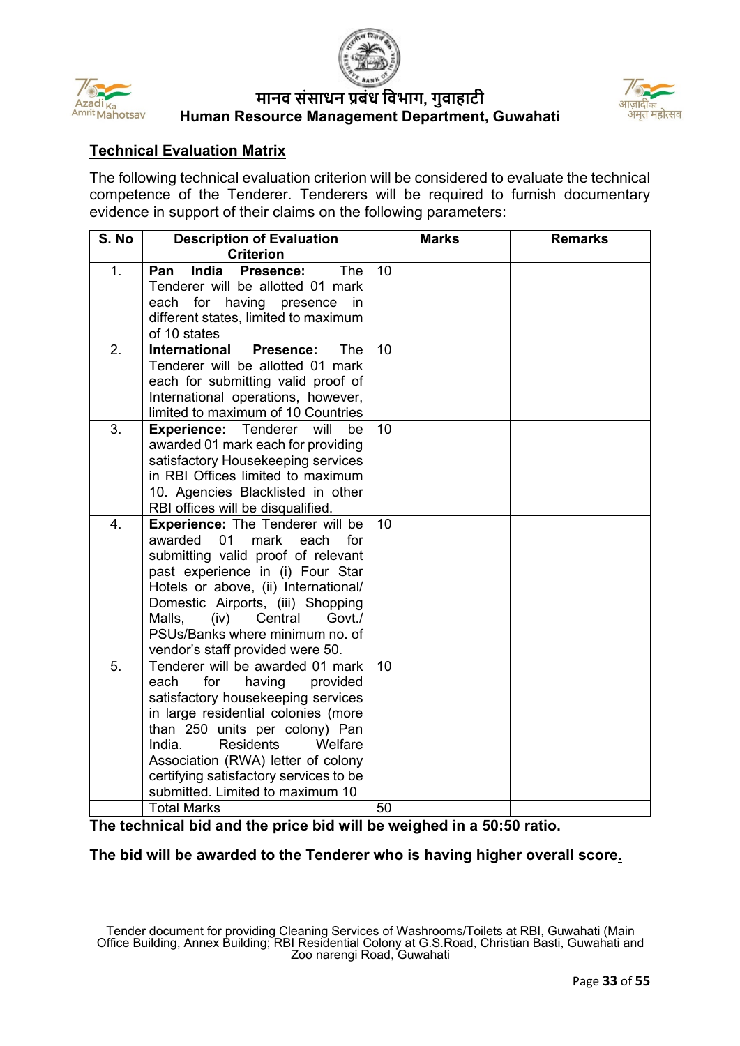## Technical Evaluation Matrix

The following technical evaluation criterion will be considered to evaluate the technical competence of the Tenderer. Tenderers will be required to furnish documentary evidence in support of their claims on the following parameters:

| S. No | Description of Evaluation Criterion | Marks | Remarks |
|---|---|---|---|
| 1. | **Pan India Presence:** The Tenderer will be allotted 01 mark each for having presence in different states, limited to maximum of 10 states | 10 | |
| 2. | **International Presence:** The Tenderer will be allotted 01 mark each for submitting valid proof of International operations, however, limited to maximum of 10 Countries | 10 | |
| 3. | **Experience:** Tenderer will be awarded 01 mark each for providing satisfactory Housekeeping services in RBI Offices limited to maximum 10. Agencies Blacklisted in other RBI offices will be disqualified. | 10 | |
| 4. | **Experience:** The Tenderer will be awarded 01 mark each for submitting valid proof of relevant past experience in (i) Four Star Hotels or above, (ii) International/ Domestic Airports, (iii) Shopping Malls, (iv) Central Govt./ PSUs/Banks where minimum no. of vendor's staff provided were 50. | 10 | |
| 5. | Tenderer will be awarded 01 mark each for having provided satisfactory housekeeping services in large residential colonies (more than 250 units per colony) Pan India. Residents Welfare Association (RWA) letter of colony certifying satisfactory services to be submitted. Limited to maximum 10 | 10 | |
| | Total Marks | 50 | |

**The technical bid and the price bid will be weighed in a 50:50 ratio.**

**The bid will be awarded to the Tenderer who is having higher overall score.**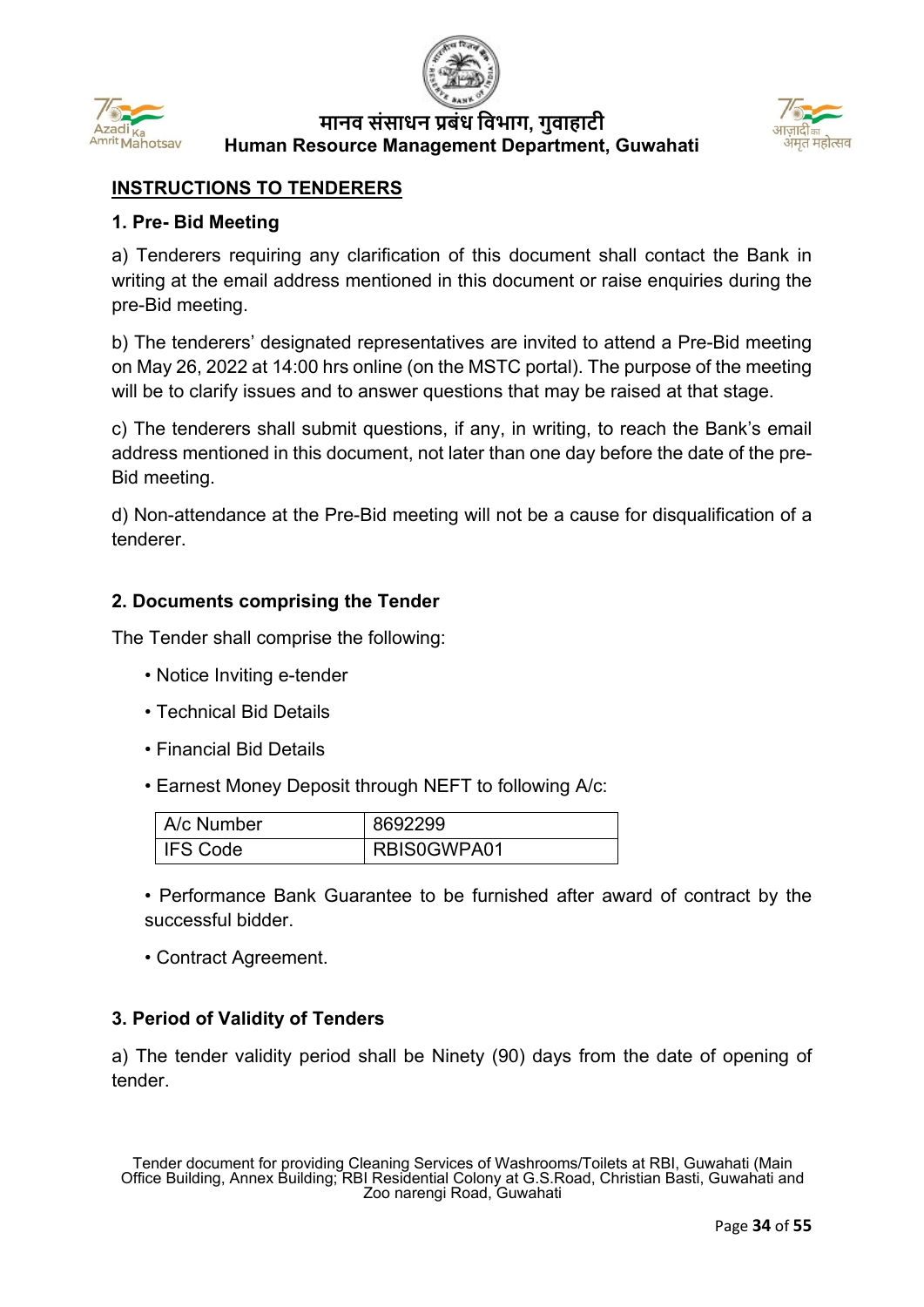## INSTRUCTIONS TO TENDERERS

### 1. Pre- Bid Meeting

a) Tenderers requiring any clarification of this document shall contact the Bank in writing at the email address mentioned in this document or raise enquiries during the pre-Bid meeting.

b) The tenderers' designated representatives are invited to attend a Pre-Bid meeting on May 26, 2022 at 14:00 hrs online (on the MSTC portal). The purpose of the meeting will be to clarify issues and to answer questions that may be raised at that stage.

c) The tenderers shall submit questions, if any, in writing, to reach the Bank's email address mentioned in this document, not later than one day before the date of the pre-Bid meeting.

d) Non-attendance at the Pre-Bid meeting will not be a cause for disqualification of a tenderer.

### 2. Documents comprising the Tender

The Tender shall comprise the following:

- Notice Inviting e-tender
- Technical Bid Details
- Financial Bid Details
- Earnest Money Deposit through NEFT to following A/c:

| A/c Number | 8692299 |
|---|---|
| IFS Code | RBIS0GWPA01 |

- Performance Bank Guarantee to be furnished after award of contract by the successful bidder.
- Contract Agreement.

### 3. Period of Validity of Tenders

a) The tender validity period shall be Ninety (90) days from the date of opening of tender.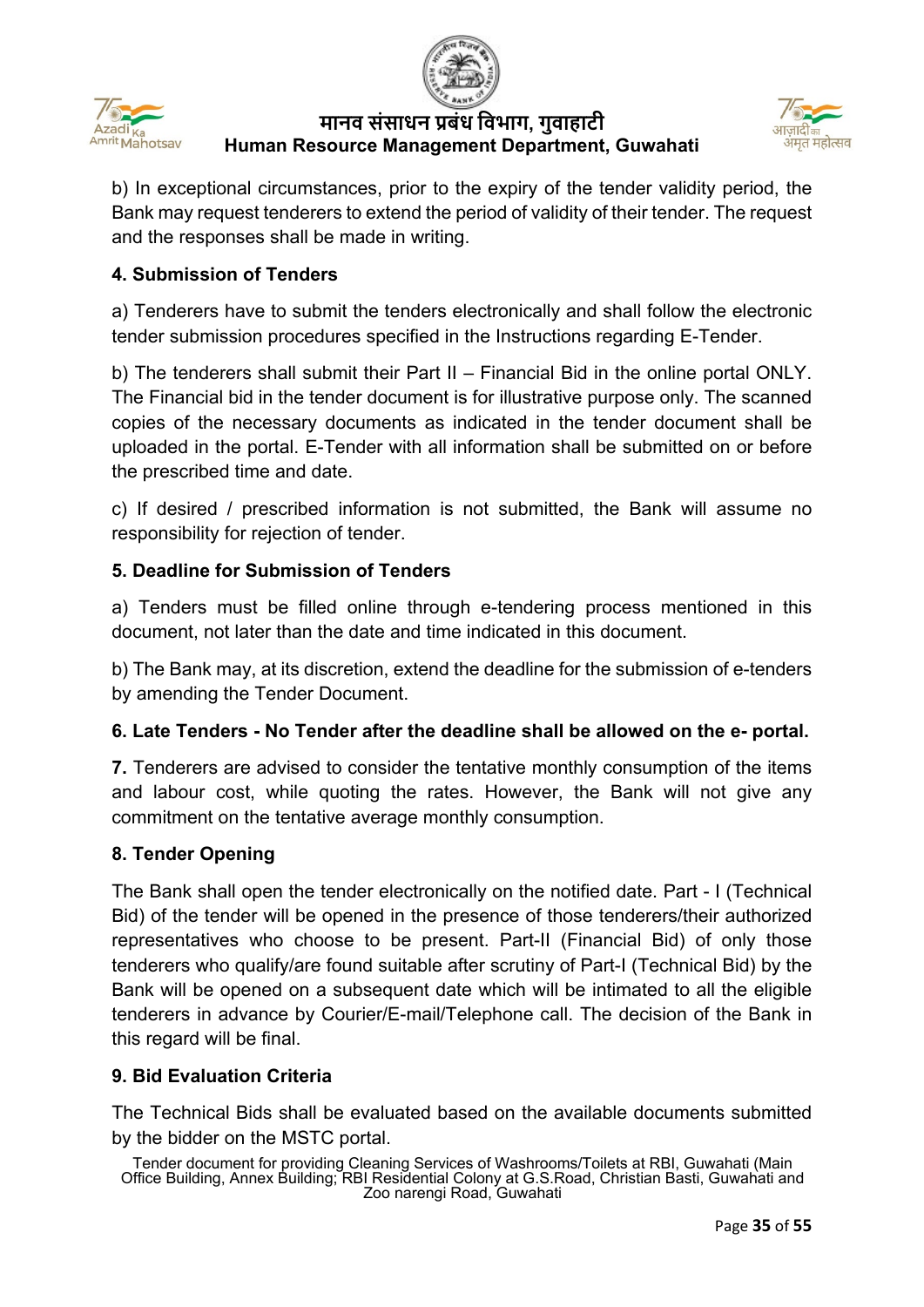b) In exceptional circumstances, prior to the expiry of the tender validity period, the Bank may request tenderers to extend the period of validity of their tender. The request and the responses shall be made in writing.

**4. Submission of Tenders**

a) Tenderers have to submit the tenders electronically and shall follow the electronic tender submission procedures specified in the Instructions regarding E-Tender.

b) The tenderers shall submit their Part II – Financial Bid in the online portal ONLY. The Financial bid in the tender document is for illustrative purpose only. The scanned copies of the necessary documents as indicated in the tender document shall be uploaded in the portal. E-Tender with all information shall be submitted on or before the prescribed time and date.

c) If desired / prescribed information is not submitted, the Bank will assume no responsibility for rejection of tender.

**5. Deadline for Submission of Tenders**

a) Tenders must be filled online through e-tendering process mentioned in this document, not later than the date and time indicated in this document.

b) The Bank may, at its discretion, extend the deadline for the submission of e-tenders by amending the Tender Document.

**6. Late Tenders - No Tender after the deadline shall be allowed on the e- portal.**

**7.** Tenderers are advised to consider the tentative monthly consumption of the items and labour cost, while quoting the rates. However, the Bank will not give any commitment on the tentative average monthly consumption.

**8. Tender Opening**

The Bank shall open the tender electronically on the notified date. Part - I (Technical Bid) of the tender will be opened in the presence of those tenderers/their authorized representatives who choose to be present. Part-II (Financial Bid) of only those tenderers who qualify/are found suitable after scrutiny of Part-I (Technical Bid) by the Bank will be opened on a subsequent date which will be intimated to all the eligible tenderers in advance by Courier/E-mail/Telephone call. The decision of the Bank in this regard will be final.

**9. Bid Evaluation Criteria**

The Technical Bids shall be evaluated based on the available documents submitted by the bidder on the MSTC portal.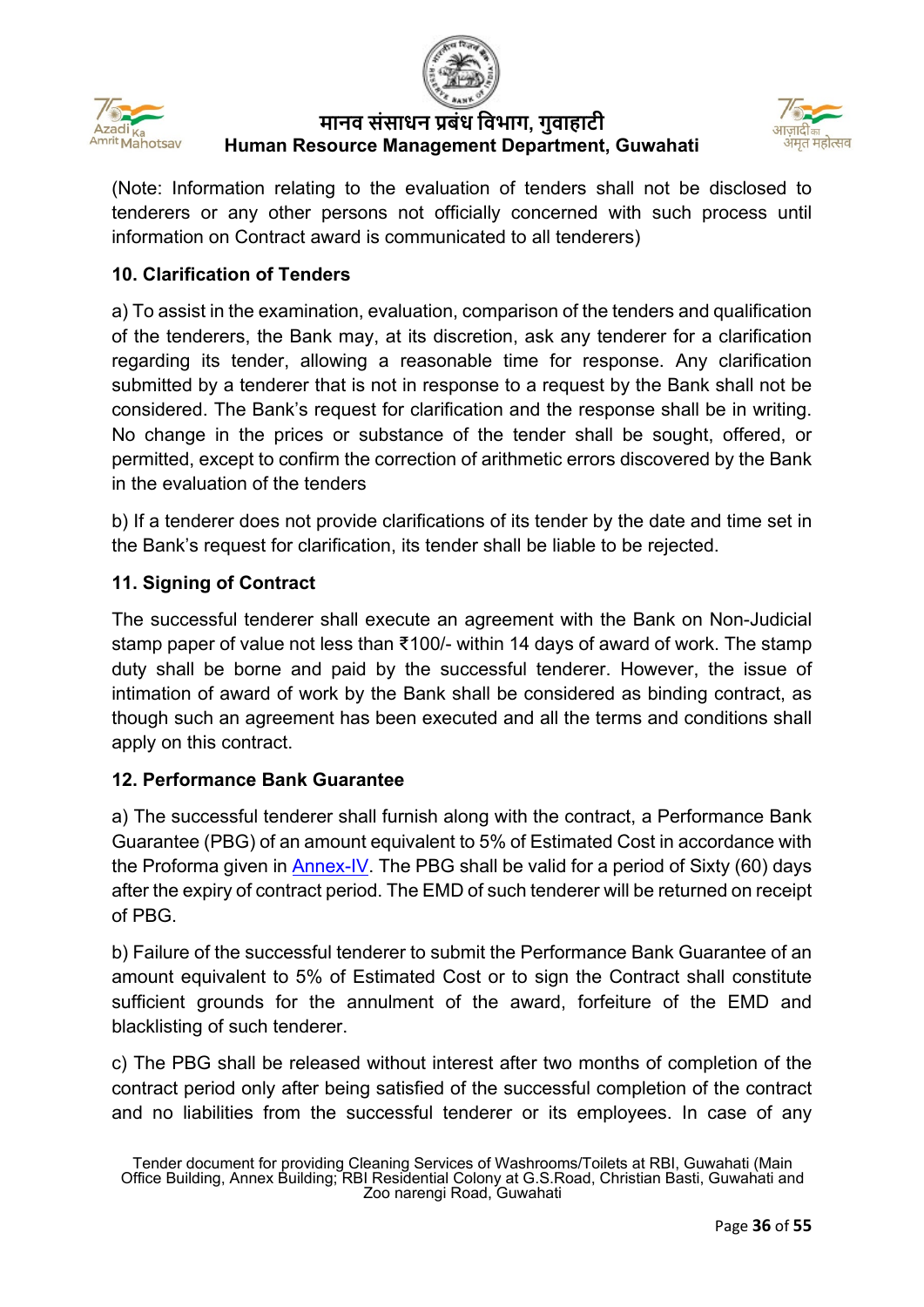(Note: Information relating to the evaluation of tenders shall not be disclosed to tenderers or any other persons not officially concerned with such process until information on Contract award is communicated to all tenderers)

**10. Clarification of Tenders**

a) To assist in the examination, evaluation, comparison of the tenders and qualification of the tenderers, the Bank may, at its discretion, ask any tenderer for a clarification regarding its tender, allowing a reasonable time for response. Any clarification submitted by a tenderer that is not in response to a request by the Bank shall not be considered. The Bank's request for clarification and the response shall be in writing. No change in the prices or substance of the tender shall be sought, offered, or permitted, except to confirm the correction of arithmetic errors discovered by the Bank in the evaluation of the tenders

b) If a tenderer does not provide clarifications of its tender by the date and time set in the Bank's request for clarification, its tender shall be liable to be rejected.

**11. Signing of Contract**

The successful tenderer shall execute an agreement with the Bank on Non-Judicial stamp paper of value not less than ₹100/- within 14 days of award of work. The stamp duty shall be borne and paid by the successful tenderer. However, the issue of intimation of award of work by the Bank shall be considered as binding contract, as though such an agreement has been executed and all the terms and conditions shall apply on this contract.

**12. Performance Bank Guarantee**

a) The successful tenderer shall furnish along with the contract, a Performance Bank Guarantee (PBG) of an amount equivalent to 5% of Estimated Cost in accordance with the Proforma given in Annex-IV. The PBG shall be valid for a period of Sixty (60) days after the expiry of contract period. The EMD of such tenderer will be returned on receipt of PBG.

b) Failure of the successful tenderer to submit the Performance Bank Guarantee of an amount equivalent to 5% of Estimated Cost or to sign the Contract shall constitute sufficient grounds for the annulment of the award, forfeiture of the EMD and blacklisting of such tenderer.

c) The PBG shall be released without interest after two months of completion of the contract period only after being satisfied of the successful completion of the contract and no liabilities from the successful tenderer or its employees. In case of any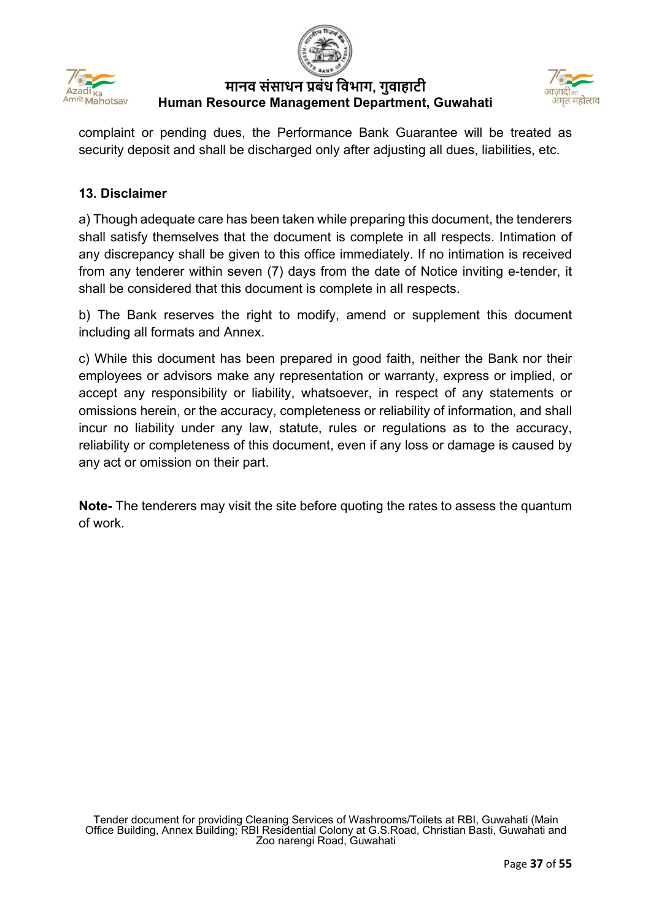complaint or pending dues, the Performance Bank Guarantee will be treated as security deposit and shall be discharged only after adjusting all dues, liabilities, etc.

### 13. Disclaimer

a) Though adequate care has been taken while preparing this document, the tenderers shall satisfy themselves that the document is complete in all respects. Intimation of any discrepancy shall be given to this office immediately. If no intimation is received from any tenderer within seven (7) days from the date of Notice inviting e-tender, it shall be considered that this document is complete in all respects.

b) The Bank reserves the right to modify, amend or supplement this document including all formats and Annex.

c) While this document has been prepared in good faith, neither the Bank nor their employees or advisors make any representation or warranty, express or implied, or accept any responsibility or liability, whatsoever, in respect of any statements or omissions herein, or the accuracy, completeness or reliability of information, and shall incur no liability under any law, statute, rules or regulations as to the accuracy, reliability or completeness of this document, even if any loss or damage is caused by any act or omission on their part.

**Note-** The tenderers may visit the site before quoting the rates to assess the quantum of work.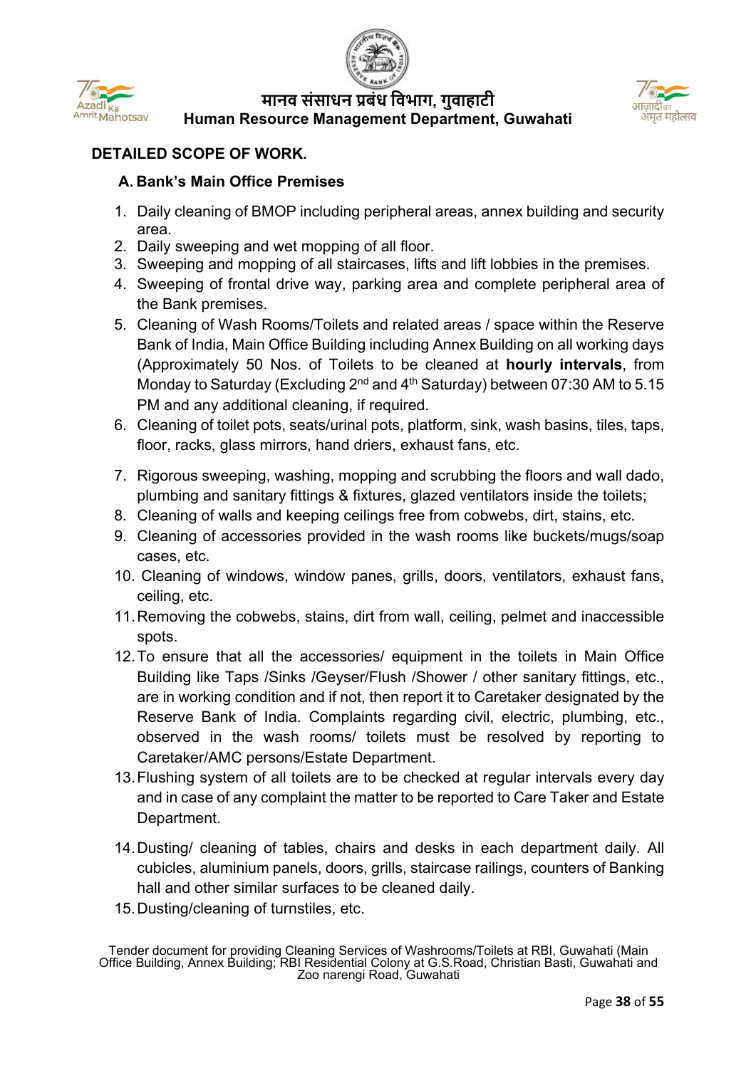## DETAILED SCOPE OF WORK.

### A. Bank's Main Office Premises

1. Daily cleaning of BMOP including peripheral areas, annex building and security area.
2. Daily sweeping and wet mopping of all floor.
3. Sweeping and mopping of all staircases, lifts and lift lobbies in the premises.
4. Sweeping of frontal drive way, parking area and complete peripheral area of the Bank premises.
5. Cleaning of Wash Rooms/Toilets and related areas / space within the Reserve Bank of India, Main Office Building including Annex Building on all working days (Approximately 50 Nos. of Toilets to be cleaned at **hourly intervals**, from Monday to Saturday (Excluding 2nd and 4th Saturday) between 07:30 AM to 5.15 PM and any additional cleaning, if required.
6. Cleaning of toilet pots, seats/urinal pots, platform, sink, wash basins, tiles, taps, floor, racks, glass mirrors, hand driers, exhaust fans, etc.
7. Rigorous sweeping, washing, mopping and scrubbing the floors and wall dado, plumbing and sanitary fittings & fixtures, glazed ventilators inside the toilets;
8. Cleaning of walls and keeping ceilings free from cobwebs, dirt, stains, etc.
9. Cleaning of accessories provided in the wash rooms like buckets/mugs/soap cases, etc.
10. Cleaning of windows, window panes, grills, doors, ventilators, exhaust fans, ceiling, etc.
11. Removing the cobwebs, stains, dirt from wall, ceiling, pelmet and inaccessible spots.
12. To ensure that all the accessories/ equipment in the toilets in Main Office Building like Taps /Sinks /Geyser/Flush /Shower / other sanitary fittings, etc., are in working condition and if not, then report it to Caretaker designated by the Reserve Bank of India. Complaints regarding civil, electric, plumbing, etc., observed in the wash rooms/ toilets must be resolved by reporting to Caretaker/AMC persons/Estate Department.
13. Flushing system of all toilets are to be checked at regular intervals every day and in case of any complaint the matter to be reported to Care Taker and Estate Department.
14. Dusting/ cleaning of tables, chairs and desks in each department daily. All cubicles, aluminium panels, doors, grills, staircase railings, counters of Banking hall and other similar surfaces to be cleaned daily.
15. Dusting/cleaning of turnstiles, etc.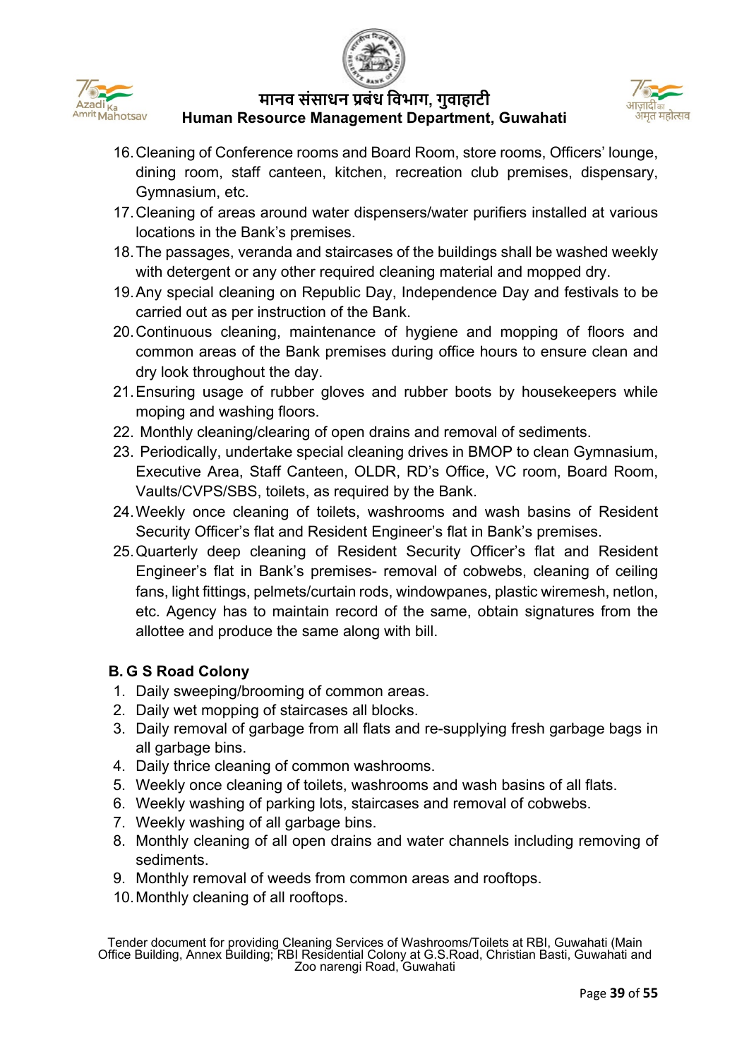16. Cleaning of Conference rooms and Board Room, store rooms, Officers' lounge, dining room, staff canteen, kitchen, recreation club premises, dispensary, Gymnasium, etc.
17. Cleaning of areas around water dispensers/water purifiers installed at various locations in the Bank's premises.
18. The passages, veranda and staircases of the buildings shall be washed weekly with detergent or any other required cleaning material and mopped dry.
19. Any special cleaning on Republic Day, Independence Day and festivals to be carried out as per instruction of the Bank.
20. Continuous cleaning, maintenance of hygiene and mopping of floors and common areas of the Bank premises during office hours to ensure clean and dry look throughout the day.
21. Ensuring usage of rubber gloves and rubber boots by housekeepers while moping and washing floors.
22. Monthly cleaning/clearing of open drains and removal of sediments.
23. Periodically, undertake special cleaning drives in BMOP to clean Gymnasium, Executive Area, Staff Canteen, OLDR, RD's Office, VC room, Board Room, Vaults/CVPS/SBS, toilets, as required by the Bank.
24. Weekly once cleaning of toilets, washrooms and wash basins of Resident Security Officer's flat and Resident Engineer's flat in Bank's premises.
25. Quarterly deep cleaning of Resident Security Officer's flat and Resident Engineer's flat in Bank's premises- removal of cobwebs, cleaning of ceiling fans, light fittings, pelmets/curtain rods, windowpanes, plastic wiremesh, netlon, etc. Agency has to maintain record of the same, obtain signatures from the allottee and produce the same along with bill.

**B. G S Road Colony**

1. Daily sweeping/brooming of common areas.
2. Daily wet mopping of staircases all blocks.
3. Daily removal of garbage from all flats and re-supplying fresh garbage bags in all garbage bins.
4. Daily thrice cleaning of common washrooms.
5. Weekly once cleaning of toilets, washrooms and wash basins of all flats.
6. Weekly washing of parking lots, staircases and removal of cobwebs.
7. Weekly washing of all garbage bins.
8. Monthly cleaning of all open drains and water channels including removing of sediments.
9. Monthly removal of weeds from common areas and rooftops.
10. Monthly cleaning of all rooftops.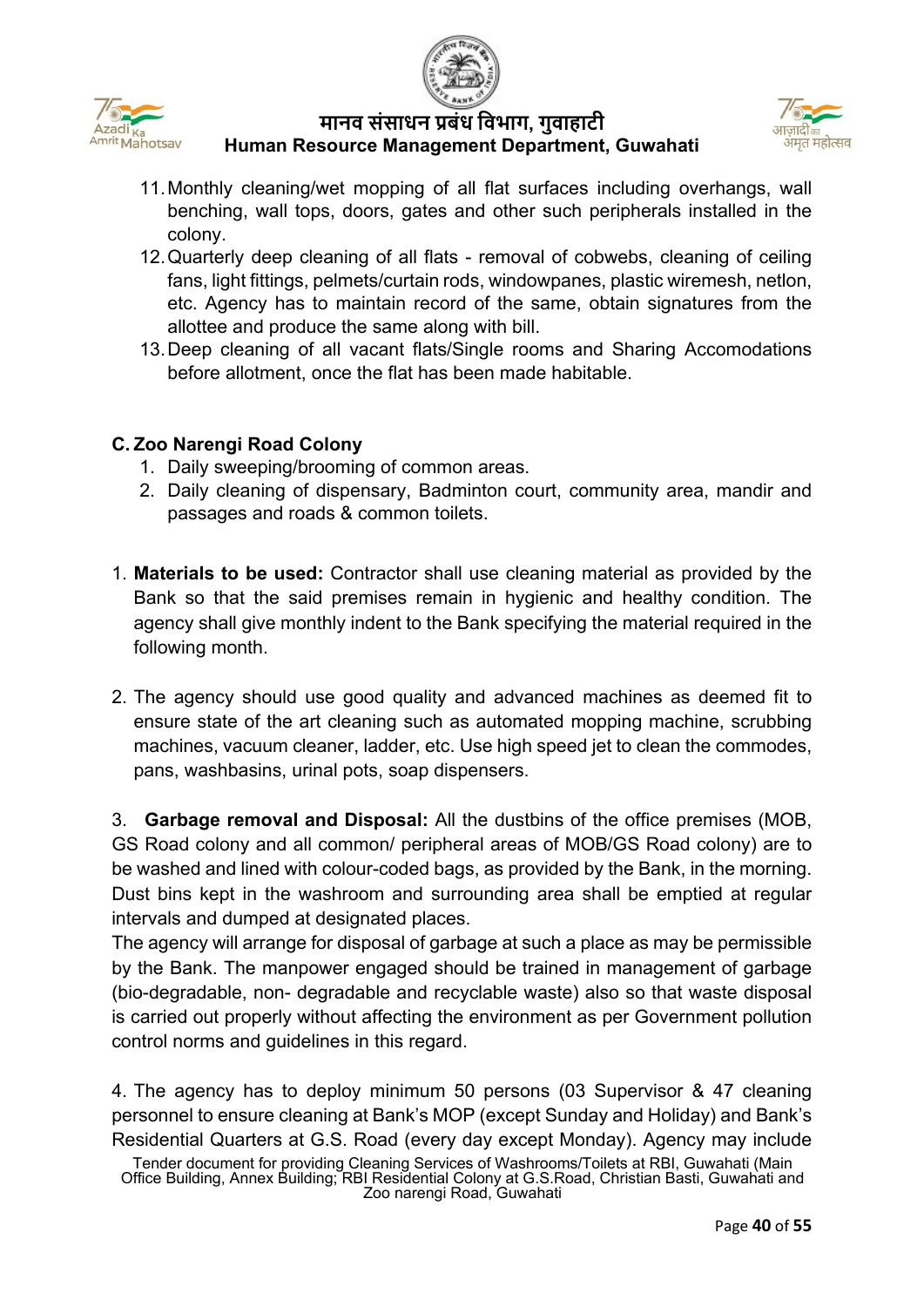11. Monthly cleaning/wet mopping of all flat surfaces including overhangs, wall benching, wall tops, doors, gates and other such peripherals installed in the colony.
12. Quarterly deep cleaning of all flats - removal of cobwebs, cleaning of ceiling fans, light fittings, pelmets/curtain rods, windowpanes, plastic wiremesh, netlon, etc. Agency has to maintain record of the same, obtain signatures from the allottee and produce the same along with bill.
13. Deep cleaning of all vacant flats/Single rooms and Sharing Accomodations before allotment, once the flat has been made habitable.

**C. Zoo Narengi Road Colony**

1. Daily sweeping/brooming of common areas.
2. Daily cleaning of dispensary, Badminton court, community area, mandir and passages and roads & common toilets.

1. **Materials to be used:** Contractor shall use cleaning material as provided by the Bank so that the said premises remain in hygienic and healthy condition. The agency shall give monthly indent to the Bank specifying the material required in the following month.

2. The agency should use good quality and advanced machines as deemed fit to ensure state of the art cleaning such as automated mopping machine, scrubbing machines, vacuum cleaner, ladder, etc. Use high speed jet to clean the commodes, pans, washbasins, urinal pots, soap dispensers.

3. **Garbage removal and Disposal:** All the dustbins of the office premises (MOB, GS Road colony and all common/ peripheral areas of MOB/GS Road colony) are to be washed and lined with colour-coded bags, as provided by the Bank, in the morning. Dust bins kept in the washroom and surrounding area shall be emptied at regular intervals and dumped at designated places.

The agency will arrange for disposal of garbage at such a place as may be permissible by the Bank. The manpower engaged should be trained in management of garbage (bio-degradable, non- degradable and recyclable waste) also so that waste disposal is carried out properly without affecting the environment as per Government pollution control norms and guidelines in this regard.

4. The agency has to deploy minimum 50 persons (03 Supervisor & 47 cleaning personnel to ensure cleaning at Bank's MOP (except Sunday and Holiday) and Bank's Residential Quarters at G.S. Road (every day except Monday). Agency may include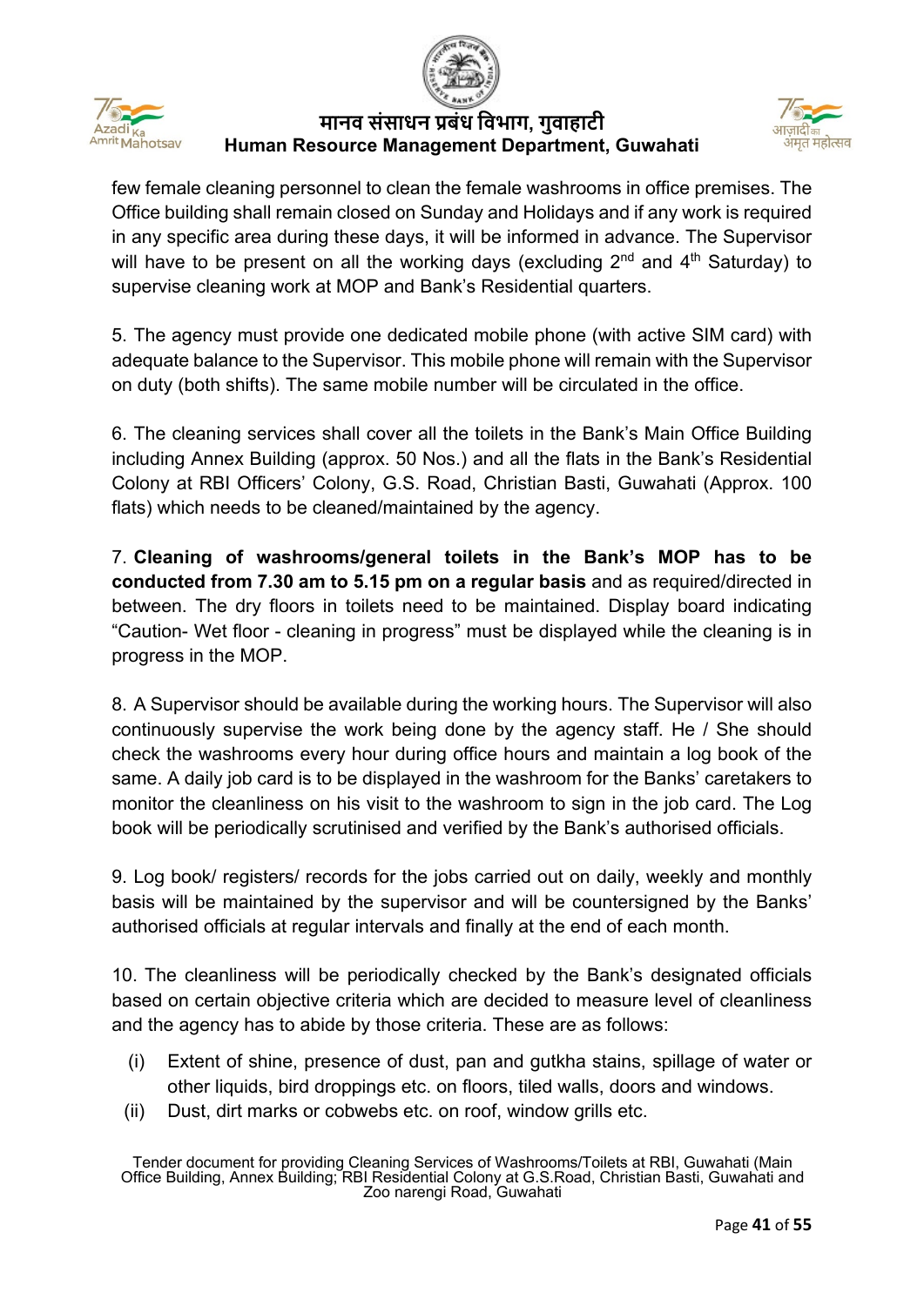few female cleaning personnel to clean the female washrooms in office premises. The Office building shall remain closed on Sunday and Holidays and if any work is required in any specific area during these days, it will be informed in advance. The Supervisor will have to be present on all the working days (excluding 2nd and 4th Saturday) to supervise cleaning work at MOP and Bank's Residential quarters.

5. The agency must provide one dedicated mobile phone (with active SIM card) with adequate balance to the Supervisor. This mobile phone will remain with the Supervisor on duty (both shifts). The same mobile number will be circulated in the office.

6. The cleaning services shall cover all the toilets in the Bank's Main Office Building including Annex Building (approx. 50 Nos.) and all the flats in the Bank's Residential Colony at RBI Officers' Colony, G.S. Road, Christian Basti, Guwahati (Approx. 100 flats) which needs to be cleaned/maintained by the agency.

7. **Cleaning of washrooms/general toilets in the Bank's MOP has to be conducted from 7.30 am to 5.15 pm on a regular basis** and as required/directed in between. The dry floors in toilets need to be maintained. Display board indicating "Caution- Wet floor - cleaning in progress" must be displayed while the cleaning is in progress in the MOP.

8. A Supervisor should be available during the working hours. The Supervisor will also continuously supervise the work being done by the agency staff. He / She should check the washrooms every hour during office hours and maintain a log book of the same. A daily job card is to be displayed in the washroom for the Banks' caretakers to monitor the cleanliness on his visit to the washroom to sign in the job card. The Log book will be periodically scrutinised and verified by the Bank's authorised officials.

9. Log book/ registers/ records for the jobs carried out on daily, weekly and monthly basis will be maintained by the supervisor and will be countersigned by the Banks' authorised officials at regular intervals and finally at the end of each month.

10. The cleanliness will be periodically checked by the Bank's designated officials based on certain objective criteria which are decided to measure level of cleanliness and the agency has to abide by those criteria. These are as follows:

(i) Extent of shine, presence of dust, pan and gutkha stains, spillage of water or other liquids, bird droppings etc. on floors, tiled walls, doors and windows.

(ii) Dust, dirt marks or cobwebs etc. on roof, window grills etc.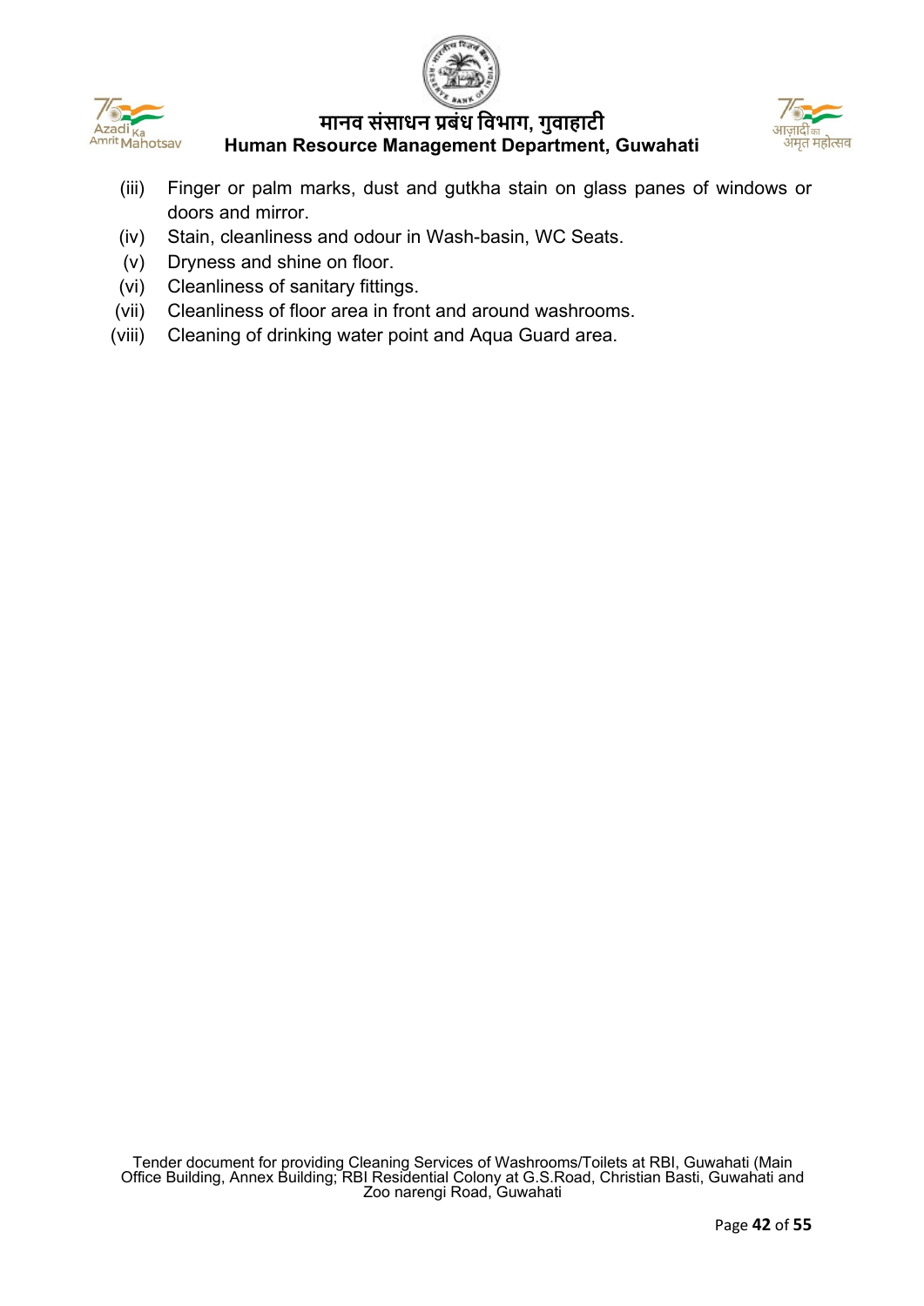(iii) Finger or palm marks, dust and gutkha stain on glass panes of windows or doors and mirror.

(iv) Stain, cleanliness and odour in Wash-basin, WC Seats.

(v) Dryness and shine on floor.

(vi) Cleanliness of sanitary fittings.

(vii) Cleanliness of floor area in front and around washrooms.

(viii) Cleaning of drinking water point and Aqua Guard area.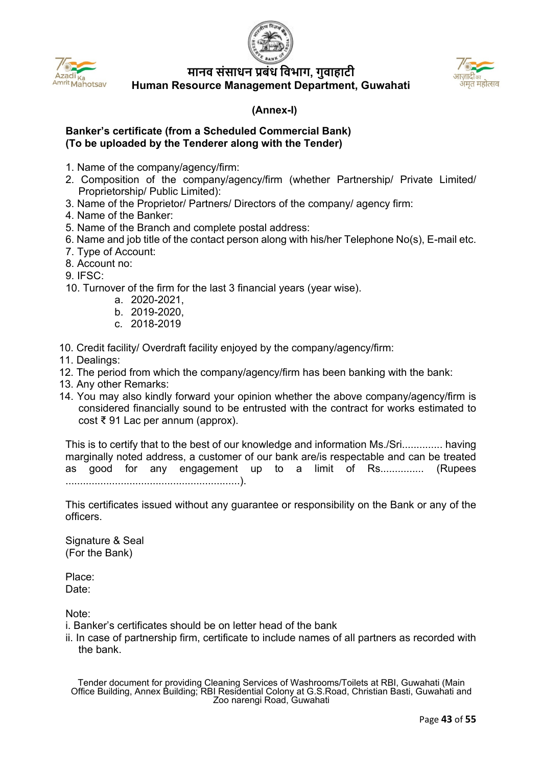# मानव संसाधन प्रबंध विभाग, गुवाहाटी

## Human Resource Management Department, Guwahati

**(Annex-I)**

**Banker's certificate (from a Scheduled Commercial Bank)**
**(To be uploaded by the Tenderer along with the Tender)**

1. Name of the company/agency/firm:
2. Composition of the company/agency/firm (whether Partnership/ Private Limited/ Proprietorship/ Public Limited):
3. Name of the Proprietor/ Partners/ Directors of the company/ agency firm:
4. Name of the Banker:
5. Name of the Branch and complete postal address:
6. Name and job title of the contact person along with his/her Telephone No(s), E-mail etc.
7. Type of Account:
8. Account no:
9. IFSC:
10. Turnover of the firm for the last 3 financial years (year wise).
    a. 2020-2021,
    b. 2019-2020,
    c. 2018-2019

10. Credit facility/ Overdraft facility enjoyed by the company/agency/firm:
11. Dealings:
12. The period from which the company/agency/firm has been banking with the bank:
13. Any other Remarks:
14. You may also kindly forward your opinion whether the above company/agency/firm is considered financially sound to be entrusted with the contract for works estimated to cost ₹ 91 Lac per annum (approx).

This is to certify that to the best of our knowledge and information Ms./Sri............. having marginally noted address, a customer of our bank are/is respectable and can be treated as good for any engagement up to a limit of Rs.............. (Rupees ............................................................).

This certificates issued without any guarantee or responsibility on the Bank or any of the officers.

Signature & Seal
(For the Bank)

Place:
Date:

Note:
i. Banker's certificates should be on letter head of the bank
ii. In case of partnership firm, certificate to include names of all partners as recorded with the bank.

Tender document for providing Cleaning Services of Washrooms/Toilets at RBI, Guwahati (Main Office Building, Annex Building; RBI Residential Colony at G.S.Road, Christian Basti, Guwahati and Zoo narengi Road, Guwahati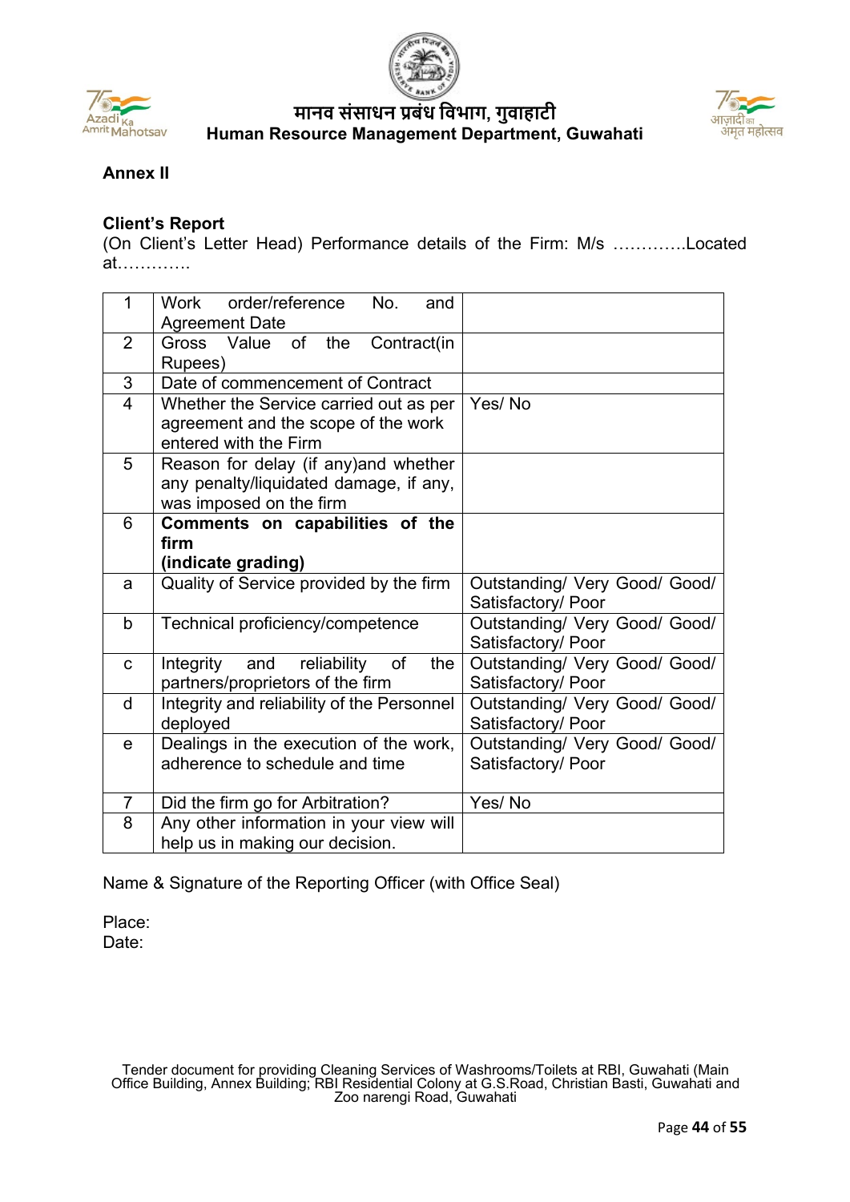## Annex II

### Client's Report

(On Client's Letter Head) Performance details of the Firm: M/s ………….Located at………….

| 1 | Work order/reference No. and Agreement Date | |
|---|---|---|
| 2 | Gross Value of the Contract(in Rupees) | |
| 3 | Date of commencement of Contract | |
| 4 | Whether the Service carried out as per agreement and the scope of the work entered with the Firm | Yes/ No |
| 5 | Reason for delay (if any)and whether any penalty/liquidated damage, if any, was imposed on the firm | |
| 6 | **Comments on capabilities of the firm (indicate grading)** | |
| a | Quality of Service provided by the firm | Outstanding/ Very Good/ Good/ Satisfactory/ Poor |
| b | Technical proficiency/competence | Outstanding/ Very Good/ Good/ Satisfactory/ Poor |
| c | Integrity and reliability of the partners/proprietors of the firm | Outstanding/ Very Good/ Good/ Satisfactory/ Poor |
| d | Integrity and reliability of the Personnel deployed | Outstanding/ Very Good/ Good/ Satisfactory/ Poor |
| e | Dealings in the execution of the work, adherence to schedule and time | Outstanding/ Very Good/ Good/ Satisfactory/ Poor |
| 7 | Did the firm go for Arbitration? | Yes/ No |
| 8 | Any other information in your view will help us in making our decision. | |

Name & Signature of the Reporting Officer (with Office Seal)

Place:
Date: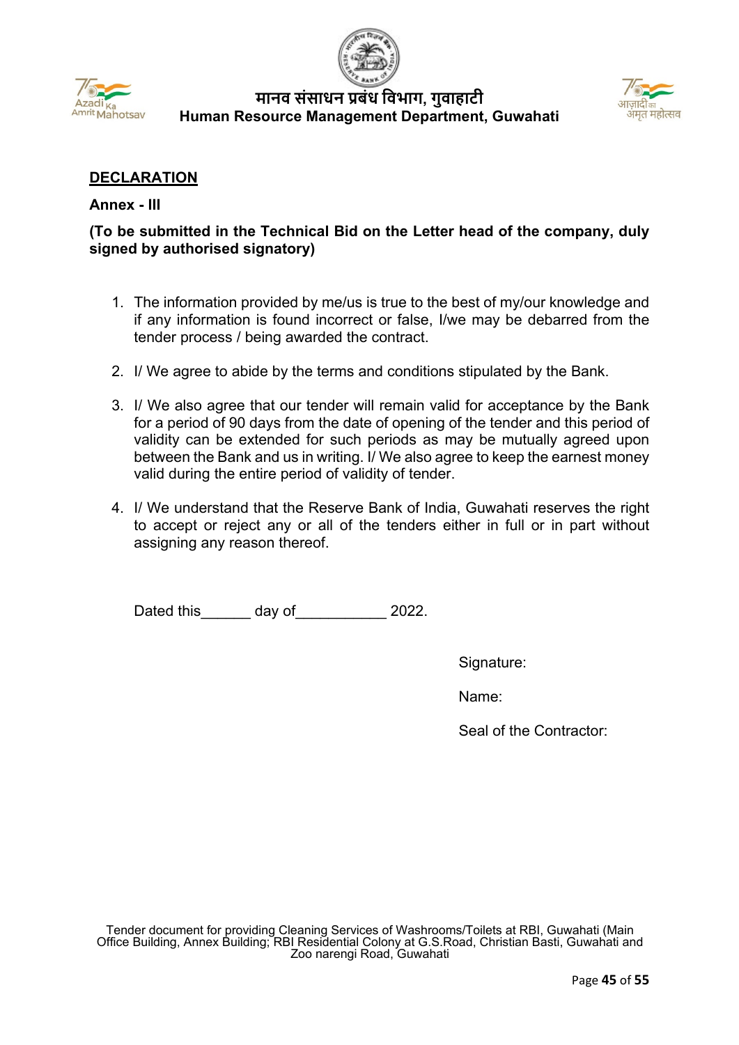## DECLARATION

**Annex - III**

**(To be submitted in the Technical Bid on the Letter head of the company, duly signed by authorised signatory)**

1. The information provided by me/us is true to the best of my/our knowledge and if any information is found incorrect or false, I/we may be debarred from the tender process / being awarded the contract.
2. I/ We agree to abide by the terms and conditions stipulated by the Bank.
3. I/ We also agree that our tender will remain valid for acceptance by the Bank for a period of 90 days from the date of opening of the tender and this period of validity can be extended for such periods as may be mutually agreed upon between the Bank and us in writing. I/ We also agree to keep the earnest money valid during the entire period of validity of tender.
4. I/ We understand that the Reserve Bank of India, Guwahati reserves the right to accept or reject any or all of the tenders either in full or in part without assigning any reason thereof.

Dated this______ day of___________ 2022.

Signature:

Name:

Seal of the Contractor: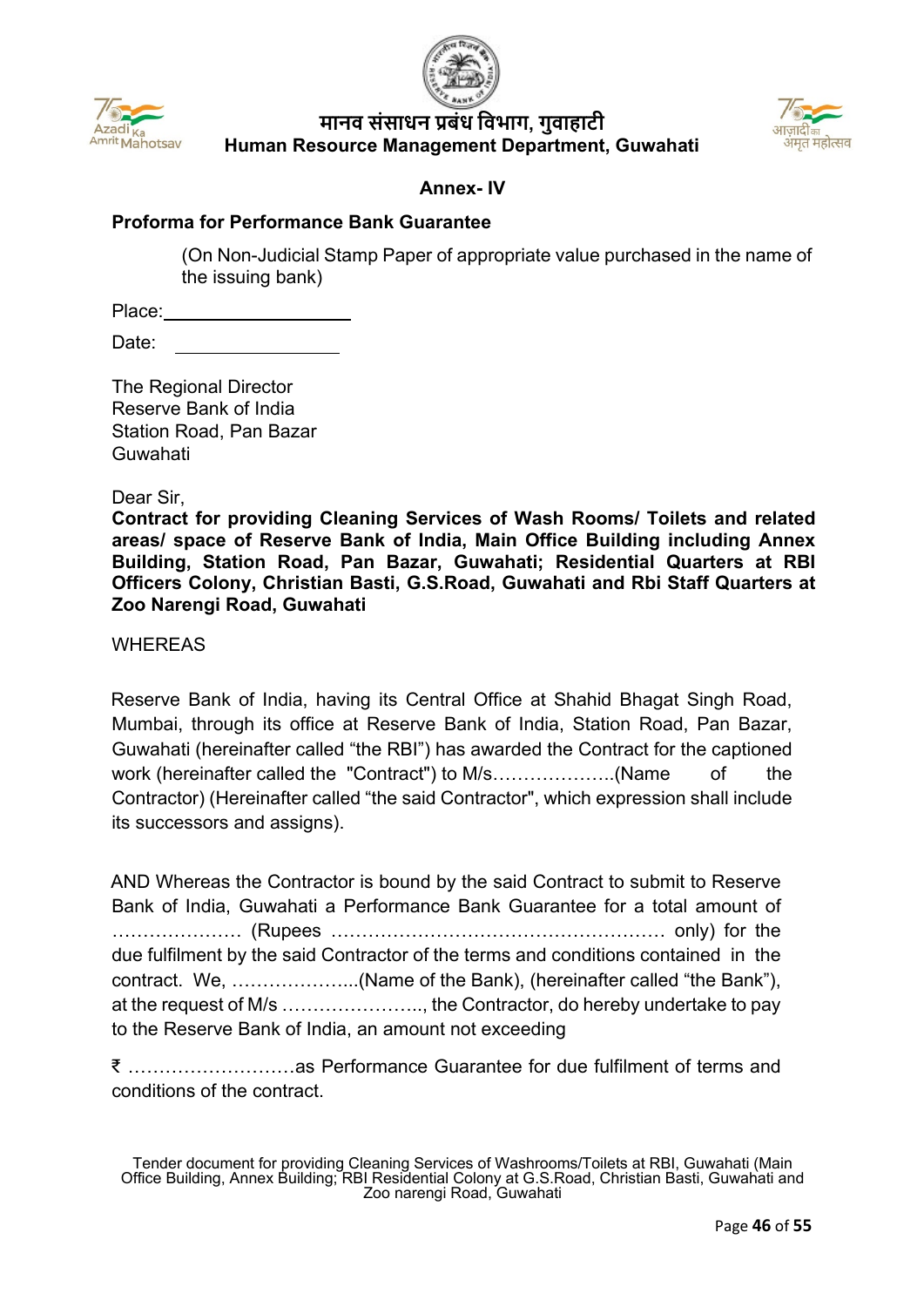## Annex- IV

**Proforma for Performance Bank Guarantee**

(On Non-Judicial Stamp Paper of appropriate value purchased in the name of the issuing bank)

Place:___________________

Date: _________________

The Regional Director
Reserve Bank of India
Station Road, Pan Bazar
Guwahati

Dear Sir,

**Contract for providing Cleaning Services of Wash Rooms/ Toilets and related areas/ space of Reserve Bank of India, Main Office Building including Annex Building, Station Road, Pan Bazar, Guwahati; Residential Quarters at RBI Officers Colony, Christian Basti, G.S.Road, Guwahati and Rbi Staff Quarters at Zoo Narengi Road, Guwahati**

WHEREAS

Reserve Bank of India, having its Central Office at Shahid Bhagat Singh Road, Mumbai, through its office at Reserve Bank of India, Station Road, Pan Bazar, Guwahati (hereinafter called "the RBI") has awarded the Contract for the captioned work (hereinafter called the "Contract") to M/s………………..(Name of the Contractor) (Hereinafter called "the said Contractor", which expression shall include its successors and assigns).

AND Whereas the Contractor is bound by the said Contract to submit to Reserve Bank of India, Guwahati a Performance Bank Guarantee for a total amount of ………………… (Rupees ……………………………………………… only) for the due fulfilment by the said Contractor of the terms and conditions contained in the contract. We, ………………...(Name of the Bank), (hereinafter called "the Bank"), at the request of M/s ………………….., the Contractor, do hereby undertake to pay to the Reserve Bank of India, an amount not exceeding

₹ ………………………as Performance Guarantee for due fulfilment of terms and conditions of the contract.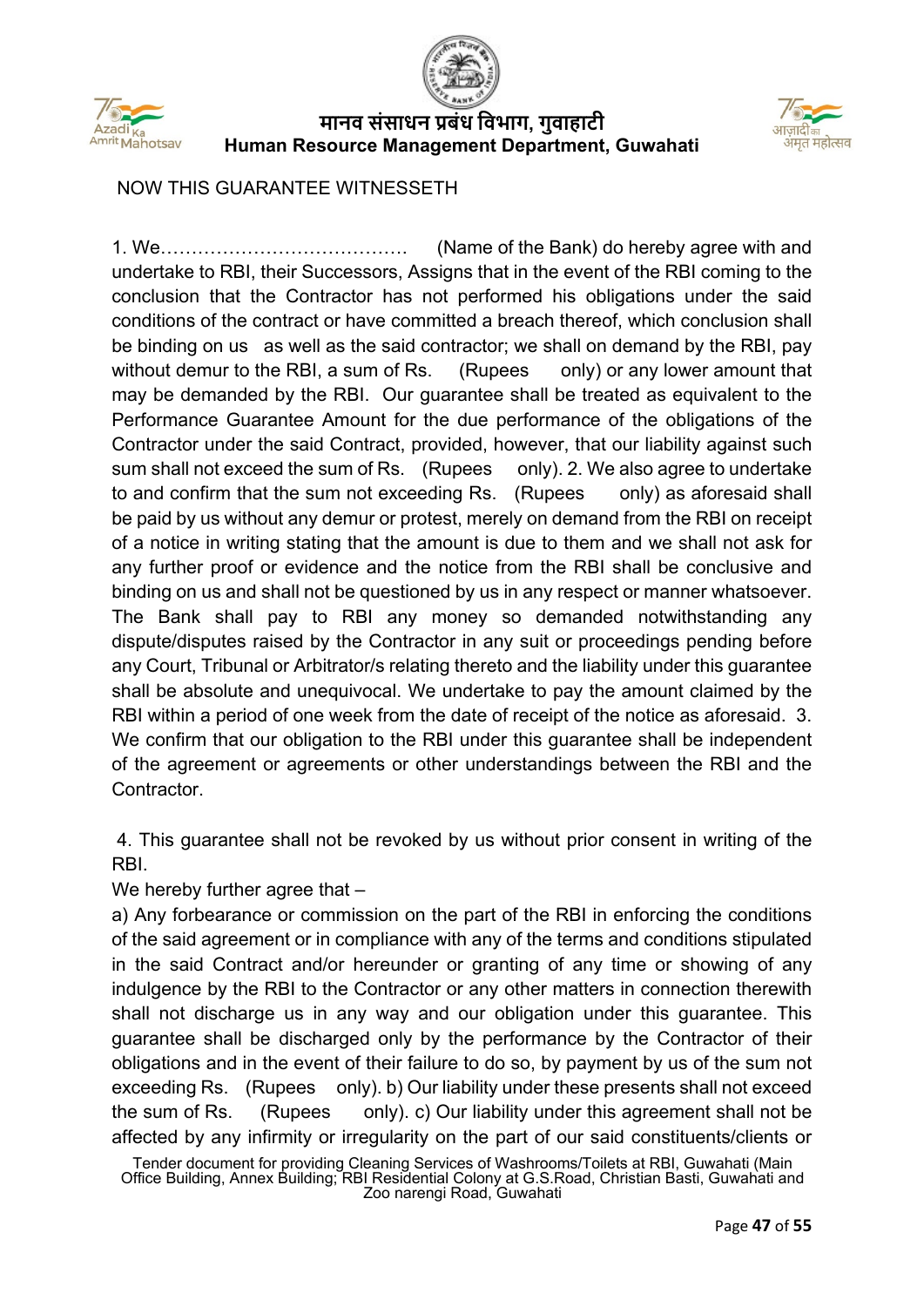NOW THIS GUARANTEE WITNESSETH

1. We…………………………………. (Name of the Bank) do hereby agree with and undertake to RBI, their Successors, Assigns that in the event of the RBI coming to the conclusion that the Contractor has not performed his obligations under the said conditions of the contract or have committed a breach thereof, which conclusion shall be binding on us as well as the said contractor; we shall on demand by the RBI, pay without demur to the RBI, a sum of Rs. (Rupees only) or any lower amount that may be demanded by the RBI. Our guarantee shall be treated as equivalent to the Performance Guarantee Amount for the due performance of the obligations of the Contractor under the said Contract, provided, however, that our liability against such sum shall not exceed the sum of Rs. (Rupees only). 2. We also agree to undertake to and confirm that the sum not exceeding Rs. (Rupees only) as aforesaid shall be paid by us without any demur or protest, merely on demand from the RBI on receipt of a notice in writing stating that the amount is due to them and we shall not ask for any further proof or evidence and the notice from the RBI shall be conclusive and binding on us and shall not be questioned by us in any respect or manner whatsoever. The Bank shall pay to RBI any money so demanded notwithstanding any dispute/disputes raised by the Contractor in any suit or proceedings pending before any Court, Tribunal or Arbitrator/s relating thereto and the liability under this guarantee shall be absolute and unequivocal. We undertake to pay the amount claimed by the RBI within a period of one week from the date of receipt of the notice as aforesaid. 3. We confirm that our obligation to the RBI under this guarantee shall be independent of the agreement or agreements or other understandings between the RBI and the Contractor.

4. This guarantee shall not be revoked by us without prior consent in writing of the RBI.

We hereby further agree that –

a) Any forbearance or commission on the part of the RBI in enforcing the conditions of the said agreement or in compliance with any of the terms and conditions stipulated in the said Contract and/or hereunder or granting of any time or showing of any indulgence by the RBI to the Contractor or any other matters in connection therewith shall not discharge us in any way and our obligation under this guarantee. This guarantee shall be discharged only by the performance by the Contractor of their obligations and in the event of their failure to do so, by payment by us of the sum not exceeding Rs. (Rupees only). b) Our liability under these presents shall not exceed the sum of Rs. (Rupees only). c) Our liability under this agreement shall not be affected by any infirmity or irregularity on the part of our said constituents/clients or

Tender document for providing Cleaning Services of Washrooms/Toilets at RBI, Guwahati (Main Office Building, Annex Building; RBI Residential Colony at G.S.Road, Christian Basti, Guwahati and Zoo narengi Road, Guwahati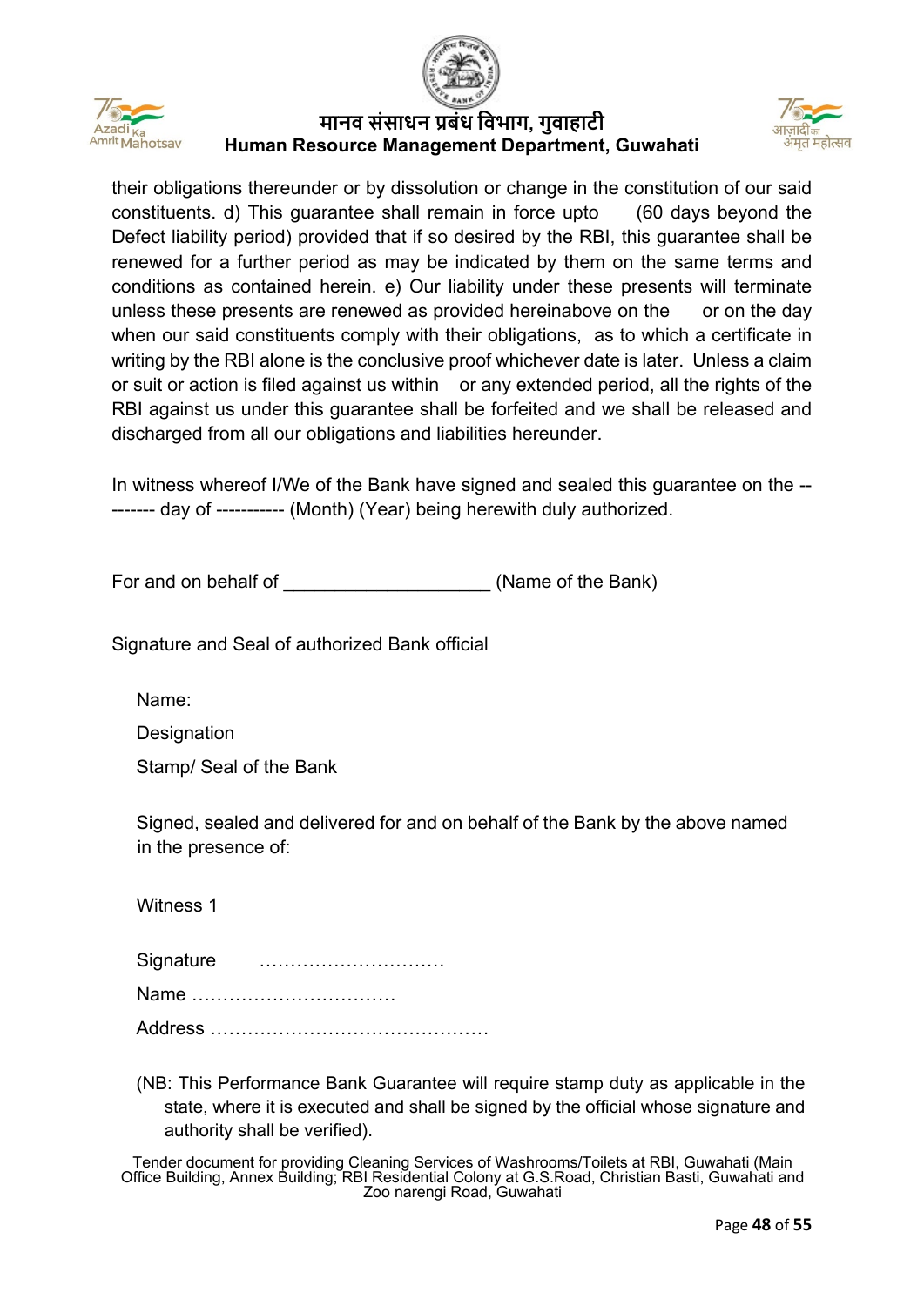their obligations thereunder or by dissolution or change in the constitution of our said constituents. d) This guarantee shall remain in force upto (60 days beyond the Defect liability period) provided that if so desired by the RBI, this guarantee shall be renewed for a further period as may be indicated by them on the same terms and conditions as contained herein. e) Our liability under these presents will terminate unless these presents are renewed as provided hereinabove on the or on the day when our said constituents comply with their obligations, as to which a certificate in writing by the RBI alone is the conclusive proof whichever date is later. Unless a claim or suit or action is filed against us within or any extended period, all the rights of the RBI against us under this guarantee shall be forfeited and we shall be released and discharged from all our obligations and liabilities hereunder.

In witness whereof I/We of the Bank have signed and sealed this guarantee on the --------- day of ----------- (Month) (Year) being herewith duly authorized.

For and on behalf of ___________________ (Name of the Bank)

Signature and Seal of authorized Bank official

Name:

Designation

Stamp/ Seal of the Bank

Signed, sealed and delivered for and on behalf of the Bank by the above named in the presence of:

Witness 1

Signature ..............................

Name .................................

Address ............................................

(NB: This Performance Bank Guarantee will require stamp duty as applicable in the state, where it is executed and shall be signed by the official whose signature and authority shall be verified).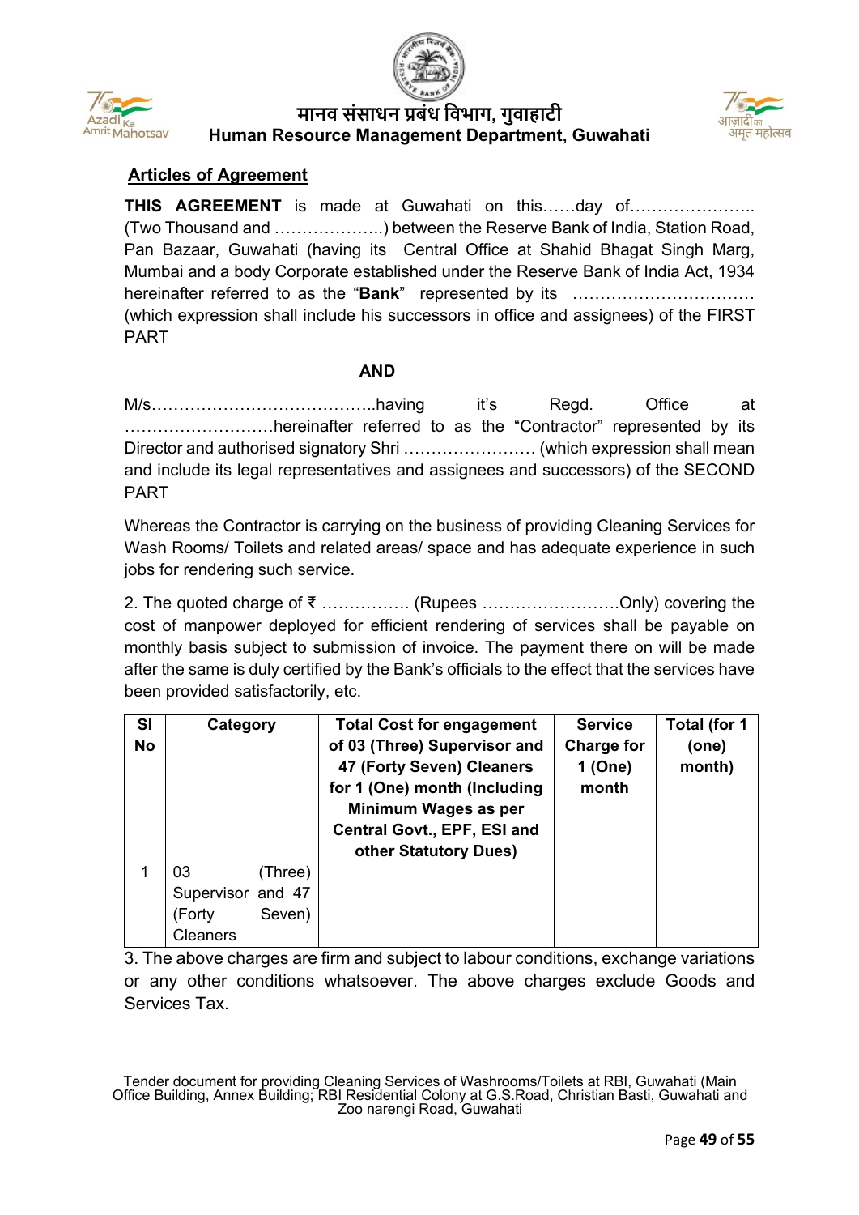## Articles of Agreement

**THIS AGREEMENT** is made at Guwahati on this……day of………………….. (Two Thousand and ………………..) between the Reserve Bank of India, Station Road, Pan Bazaar, Guwahati (having its Central Office at Shahid Bhagat Singh Marg, Mumbai and a body Corporate established under the Reserve Bank of India Act, 1934 hereinafter referred to as the "**Bank**" represented by its …………………………… (which expression shall include his successors in office and assignees) of the FIRST PART

**AND**

M/s…………………………………..having it's Regd. Office at ………………………hereinafter referred to as the "Contractor" represented by its Director and authorised signatory Shri …………………… (which expression shall mean and include its legal representatives and assignees and successors) of the SECOND PART

Whereas the Contractor is carrying on the business of providing Cleaning Services for Wash Rooms/ Toilets and related areas/ space and has adequate experience in such jobs for rendering such service.

2. The quoted charge of ₹ ……………. (Rupees …………………….Only) covering the cost of manpower deployed for efficient rendering of services shall be payable on monthly basis subject to submission of invoice. The payment there on will be made after the same is duly certified by the Bank's officials to the effect that the services have been provided satisfactorily, etc.

| Sl No | Category | Total Cost for engagement of 03 (Three) Supervisor and 47 (Forty Seven) Cleaners for 1 (One) month (Including Minimum Wages as per Central Govt., EPF, ESI and other Statutory Dues) | Service Charge for 1 (One) month | Total (for 1 (one) month) |
|---|---|---|---|---|
| 1 | 03 (Three) Supervisor and 47 (Forty Seven) Cleaners | | | |

3. The above charges are firm and subject to labour conditions, exchange variations or any other conditions whatsoever. The above charges exclude Goods and Services Tax.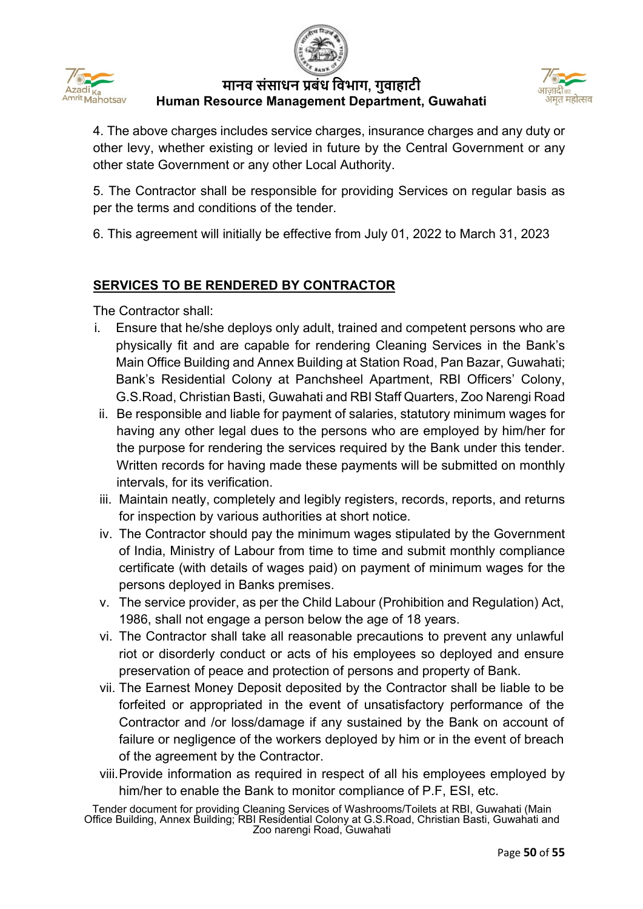4. The above charges includes service charges, insurance charges and any duty or other levy, whether existing or levied in future by the Central Government or any other state Government or any other Local Authority.

5. The Contractor shall be responsible for providing Services on regular basis as per the terms and conditions of the tender.

6. This agreement will initially be effective from July 01, 2022 to March 31, 2023

**SERVICES TO BE RENDERED BY CONTRACTOR**

The Contractor shall:

i. Ensure that he/she deploys only adult, trained and competent persons who are physically fit and are capable for rendering Cleaning Services in the Bank's Main Office Building and Annex Building at Station Road, Pan Bazar, Guwahati; Bank's Residential Colony at Panchsheel Apartment, RBI Officers' Colony, G.S.Road, Christian Basti, Guwahati and RBI Staff Quarters, Zoo Narengi Road

ii. Be responsible and liable for payment of salaries, statutory minimum wages for having any other legal dues to the persons who are employed by him/her for the purpose for rendering the services required by the Bank under this tender. Written records for having made these payments will be submitted on monthly intervals, for its verification.

iii. Maintain neatly, completely and legibly registers, records, reports, and returns for inspection by various authorities at short notice.

iv. The Contractor should pay the minimum wages stipulated by the Government of India, Ministry of Labour from time to time and submit monthly compliance certificate (with details of wages paid) on payment of minimum wages for the persons deployed in Banks premises.

v. The service provider, as per the Child Labour (Prohibition and Regulation) Act, 1986, shall not engage a person below the age of 18 years.

vi. The Contractor shall take all reasonable precautions to prevent any unlawful riot or disorderly conduct or acts of his employees so deployed and ensure preservation of peace and protection of persons and property of Bank.

vii. The Earnest Money Deposit deposited by the Contractor shall be liable to be forfeited or appropriated in the event of unsatisfactory performance of the Contractor and /or loss/damage if any sustained by the Bank on account of failure or negligence of the workers deployed by him or in the event of breach of the agreement by the Contractor.

viii. Provide information as required in respect of all his employees employed by him/her to enable the Bank to monitor compliance of P.F, ESI, etc.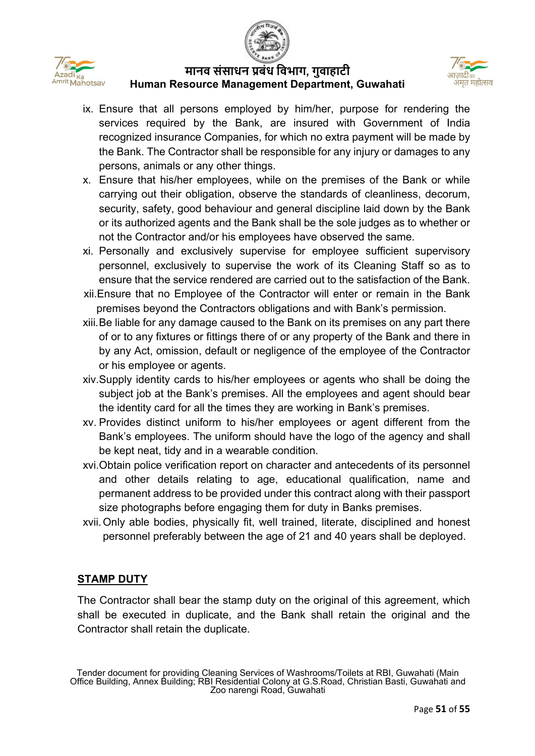ix. Ensure that all persons employed by him/her, purpose for rendering the services required by the Bank, are insured with Government of India recognized insurance Companies, for which no extra payment will be made by the Bank. The Contractor shall be responsible for any injury or damages to any persons, animals or any other things.

x. Ensure that his/her employees, while on the premises of the Bank or while carrying out their obligation, observe the standards of cleanliness, decorum, security, safety, good behaviour and general discipline laid down by the Bank or its authorized agents and the Bank shall be the sole judges as to whether or not the Contractor and/or his employees have observed the same.

xi. Personally and exclusively supervise for employee sufficient supervisory personnel, exclusively to supervise the work of its Cleaning Staff so as to ensure that the service rendered are carried out to the satisfaction of the Bank.

xii. Ensure that no Employee of the Contractor will enter or remain in the Bank premises beyond the Contractors obligations and with Bank's permission.

xiii. Be liable for any damage caused to the Bank on its premises on any part there of or to any fixtures or fittings there of or any property of the Bank and there in by any Act, omission, default or negligence of the employee of the Contractor or his employee or agents.

xiv. Supply identity cards to his/her employees or agents who shall be doing the subject job at the Bank's premises. All the employees and agent should bear the identity card for all the times they are working in Bank's premises.

xv. Provides distinct uniform to his/her employees or agent different from the Bank's employees. The uniform should have the logo of the agency and shall be kept neat, tidy and in a wearable condition.

xvi. Obtain police verification report on character and antecedents of its personnel and other details relating to age, educational qualification, name and permanent address to be provided under this contract along with their passport size photographs before engaging them for duty in Banks premises.

xvii. Only able bodies, physically fit, well trained, literate, disciplined and honest personnel preferably between the age of 21 and 40 years shall be deployed.

## STAMP DUTY

The Contractor shall bear the stamp duty on the original of this agreement, which shall be executed in duplicate, and the Bank shall retain the original and the Contractor shall retain the duplicate.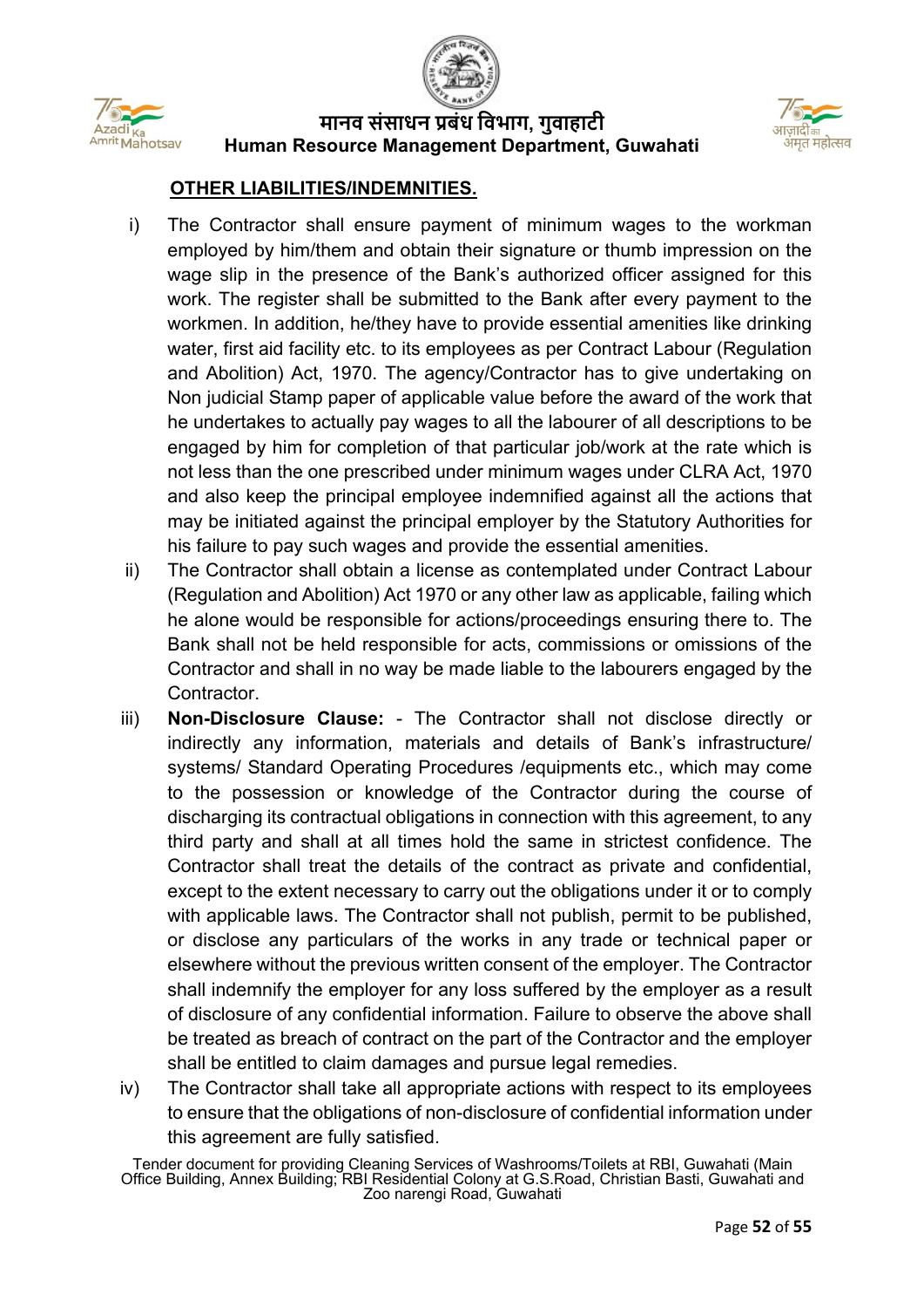## OTHER LIABILITIES/INDEMNITIES.

i) The Contractor shall ensure payment of minimum wages to the workman employed by him/them and obtain their signature or thumb impression on the wage slip in the presence of the Bank's authorized officer assigned for this work. The register shall be submitted to the Bank after every payment to the workmen. In addition, he/they have to provide essential amenities like drinking water, first aid facility etc. to its employees as per Contract Labour (Regulation and Abolition) Act, 1970. The agency/Contractor has to give undertaking on Non judicial Stamp paper of applicable value before the award of the work that he undertakes to actually pay wages to all the labourer of all descriptions to be engaged by him for completion of that particular job/work at the rate which is not less than the one prescribed under minimum wages under CLRA Act, 1970 and also keep the principal employee indemnified against all the actions that may be initiated against the principal employer by the Statutory Authorities for his failure to pay such wages and provide the essential amenities.

ii) The Contractor shall obtain a license as contemplated under Contract Labour (Regulation and Abolition) Act 1970 or any other law as applicable, failing which he alone would be responsible for actions/proceedings ensuring there to. The Bank shall not be held responsible for acts, commissions or omissions of the Contractor and shall in no way be made liable to the labourers engaged by the Contractor.

iii) **Non-Disclosure Clause:** - The Contractor shall not disclose directly or indirectly any information, materials and details of Bank's infrastructure/ systems/ Standard Operating Procedures /equipments etc., which may come to the possession or knowledge of the Contractor during the course of discharging its contractual obligations in connection with this agreement, to any third party and shall at all times hold the same in strictest confidence. The Contractor shall treat the details of the contract as private and confidential, except to the extent necessary to carry out the obligations under it or to comply with applicable laws. The Contractor shall not publish, permit to be published, or disclose any particulars of the works in any trade or technical paper or elsewhere without the previous written consent of the employer. The Contractor shall indemnify the employer for any loss suffered by the employer as a result of disclosure of any confidential information. Failure to observe the above shall be treated as breach of contract on the part of the Contractor and the employer shall be entitled to claim damages and pursue legal remedies.

iv) The Contractor shall take all appropriate actions with respect to its employees to ensure that the obligations of non-disclosure of confidential information under this agreement are fully satisfied.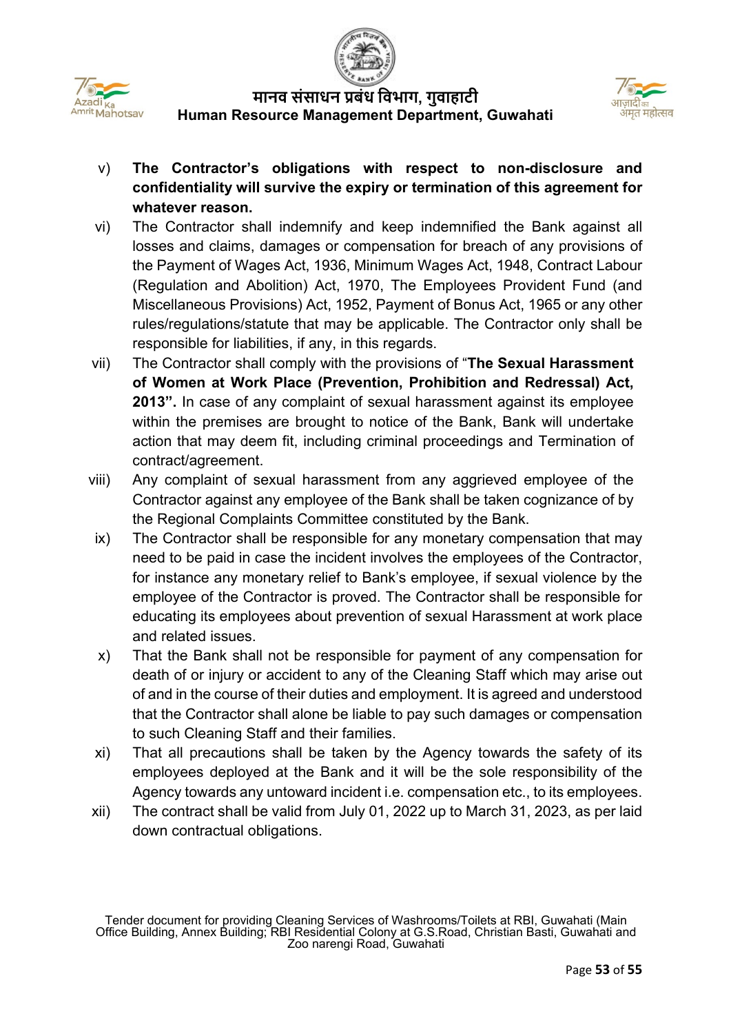v) **The Contractor's obligations with respect to non-disclosure and confidentiality will survive the expiry or termination of this agreement for whatever reason.**

vi) The Contractor shall indemnify and keep indemnified the Bank against all losses and claims, damages or compensation for breach of any provisions of the Payment of Wages Act, 1936, Minimum Wages Act, 1948, Contract Labour (Regulation and Abolition) Act, 1970, The Employees Provident Fund (and Miscellaneous Provisions) Act, 1952, Payment of Bonus Act, 1965 or any other rules/regulations/statute that may be applicable. The Contractor only shall be responsible for liabilities, if any, in this regards.

vii) The Contractor shall comply with the provisions of "**The Sexual Harassment of Women at Work Place (Prevention, Prohibition and Redressal) Act, 2013".** In case of any complaint of sexual harassment against its employee within the premises are brought to notice of the Bank, Bank will undertake action that may deem fit, including criminal proceedings and Termination of contract/agreement.

viii) Any complaint of sexual harassment from any aggrieved employee of the Contractor against any employee of the Bank shall be taken cognizance of by the Regional Complaints Committee constituted by the Bank.

ix) The Contractor shall be responsible for any monetary compensation that may need to be paid in case the incident involves the employees of the Contractor, for instance any monetary relief to Bank's employee, if sexual violence by the employee of the Contractor is proved. The Contractor shall be responsible for educating its employees about prevention of sexual Harassment at work place and related issues.

x) That the Bank shall not be responsible for payment of any compensation for death of or injury or accident to any of the Cleaning Staff which may arise out of and in the course of their duties and employment. It is agreed and understood that the Contractor shall alone be liable to pay such damages or compensation to such Cleaning Staff and their families.

xi) That all precautions shall be taken by the Agency towards the safety of its employees deployed at the Bank and it will be the sole responsibility of the Agency towards any untoward incident i.e. compensation etc., to its employees.

xii) The contract shall be valid from July 01, 2022 up to March 31, 2023, as per laid down contractual obligations.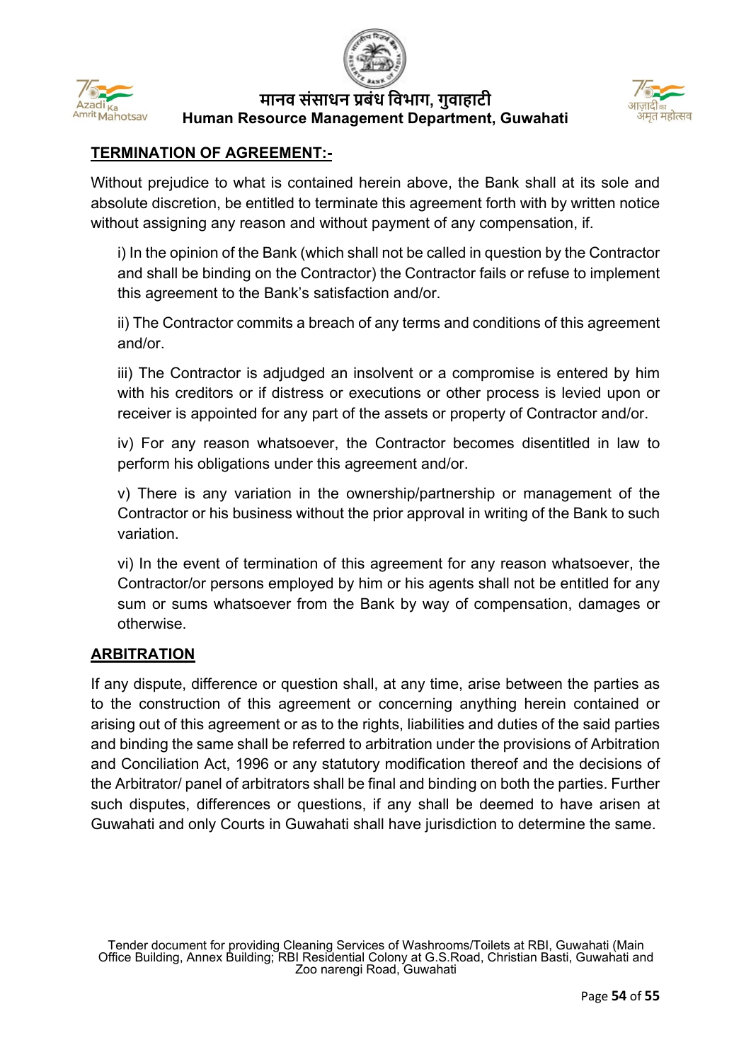## TERMINATION OF AGREEMENT:-

Without prejudice to what is contained herein above, the Bank shall at its sole and absolute discretion, be entitled to terminate this agreement forth with by written notice without assigning any reason and without payment of any compensation, if.

i) In the opinion of the Bank (which shall not be called in question by the Contractor and shall be binding on the Contractor) the Contractor fails or refuse to implement this agreement to the Bank's satisfaction and/or.

ii) The Contractor commits a breach of any terms and conditions of this agreement and/or.

iii) The Contractor is adjudged an insolvent or a compromise is entered by him with his creditors or if distress or executions or other process is levied upon or receiver is appointed for any part of the assets or property of Contractor and/or.

iv) For any reason whatsoever, the Contractor becomes disentitled in law to perform his obligations under this agreement and/or.

v) There is any variation in the ownership/partnership or management of the Contractor or his business without the prior approval in writing of the Bank to such variation.

vi) In the event of termination of this agreement for any reason whatsoever, the Contractor/or persons employed by him or his agents shall not be entitled for any sum or sums whatsoever from the Bank by way of compensation, damages or otherwise.

## ARBITRATION

If any dispute, difference or question shall, at any time, arise between the parties as to the construction of this agreement or concerning anything herein contained or arising out of this agreement or as to the rights, liabilities and duties of the said parties and binding the same shall be referred to arbitration under the provisions of Arbitration and Conciliation Act, 1996 or any statutory modification thereof and the decisions of the Arbitrator/ panel of arbitrators shall be final and binding on both the parties. Further such disputes, differences or questions, if any shall be deemed to have arisen at Guwahati and only Courts in Guwahati shall have jurisdiction to determine the same.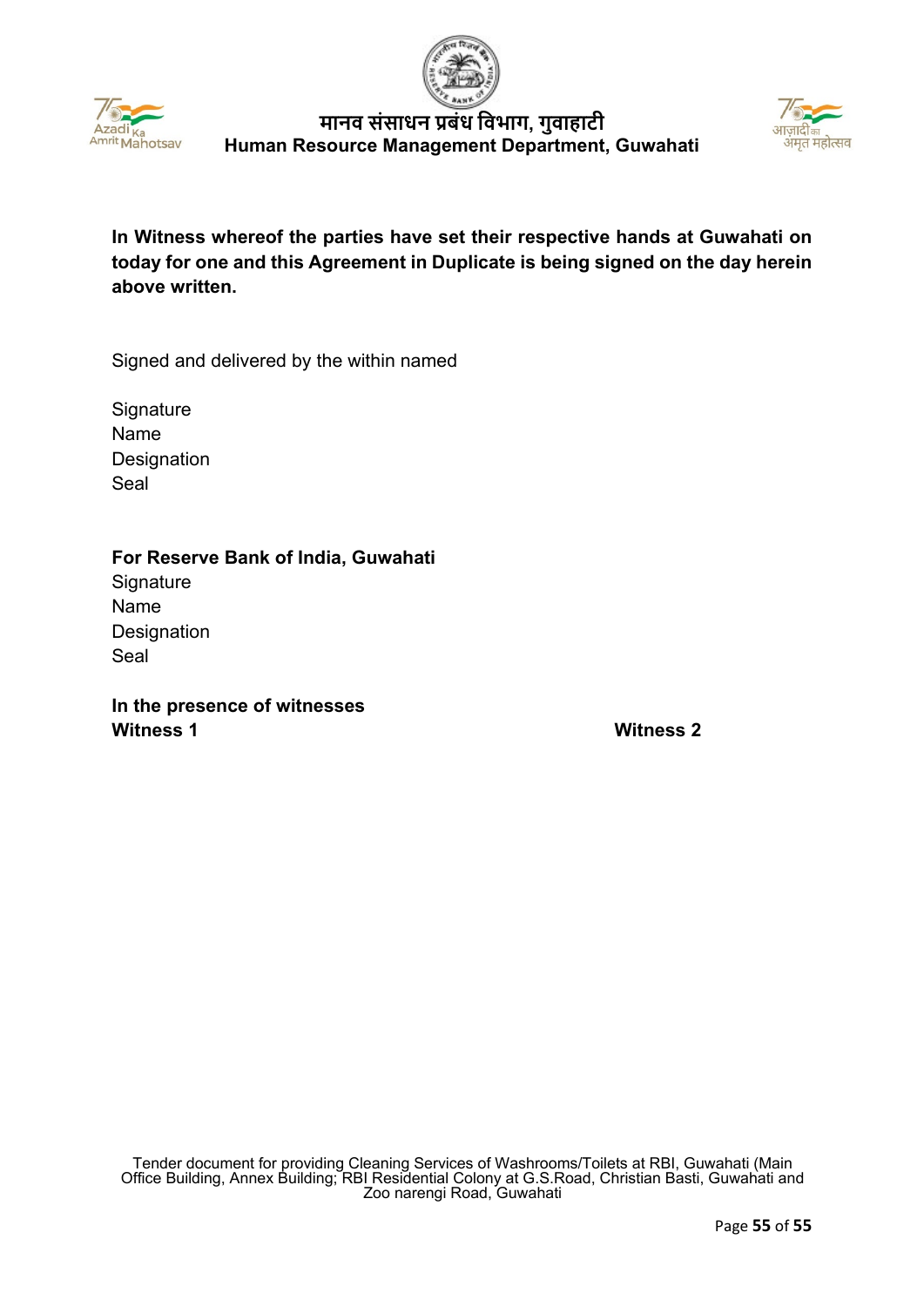**In Witness whereof the parties have set their respective hands at Guwahati on today for one and this Agreement in Duplicate is being signed on the day herein above written.**

Signed and delivered by the within named

Signature
Name
Designation
Seal

**For Reserve Bank of India, Guwahati**
Signature
Name
Designation
Seal

**In the presence of witnesses**

**Witness 1**

**Witness 2**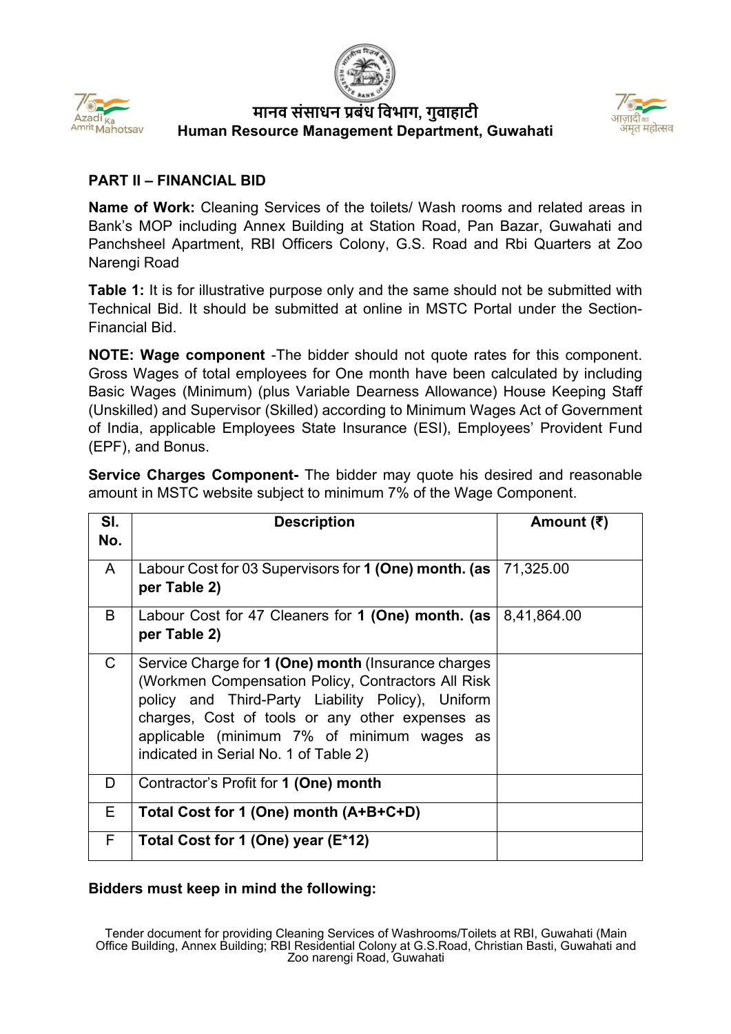मानव संसाधन प्रबंध विभाग, गुवाहाटी
Human Resource Management Department, Guwahati

## PART II – FINANCIAL BID

**Name of Work:** Cleaning Services of the toilets/ Wash rooms and related areas in Bank's MOP including Annex Building at Station Road, Pan Bazar, Guwahati and Panchsheel Apartment, RBI Officers Colony, G.S. Road and Rbi Quarters at Zoo Narengi Road

**Table 1:** It is for illustrative purpose only and the same should not be submitted with Technical Bid. It should be submitted at online in MSTC Portal under the Section-Financial Bid.

**NOTE: Wage component** -The bidder should not quote rates for this component. Gross Wages of total employees for One month have been calculated by including Basic Wages (Minimum) (plus Variable Dearness Allowance) House Keeping Staff (Unskilled) and Supervisor (Skilled) according to Minimum Wages Act of Government of India, applicable Employees State Insurance (ESI), Employees' Provident Fund (EPF), and Bonus.

**Service Charges Component-** The bidder may quote his desired and reasonable amount in MSTC website subject to minimum 7% of the Wage Component.

| Sl. No. | Description | Amount (₹) |
|---|---|---|
| A | Labour Cost for 03 Supervisors for **1 (One) month. (as per Table 2)** | 71,325.00 |
| B | Labour Cost for 47 Cleaners for **1 (One) month. (as per Table 2)** | 8,41,864.00 |
| C | Service Charge for **1 (One) month** (Insurance charges (Workmen Compensation Policy, Contractors All Risk policy and Third-Party Liability Policy), Uniform charges, Cost of tools or any other expenses as applicable (minimum 7% of minimum wages as indicated in Serial No. 1 of Table 2) | |
| D | Contractor's Profit for **1 (One) month** | |
| E | **Total Cost for 1 (One) month (A+B+C+D)** | |
| F | **Total Cost for 1 (One) year (E*12)** | |

**Bidders must keep in mind the following:**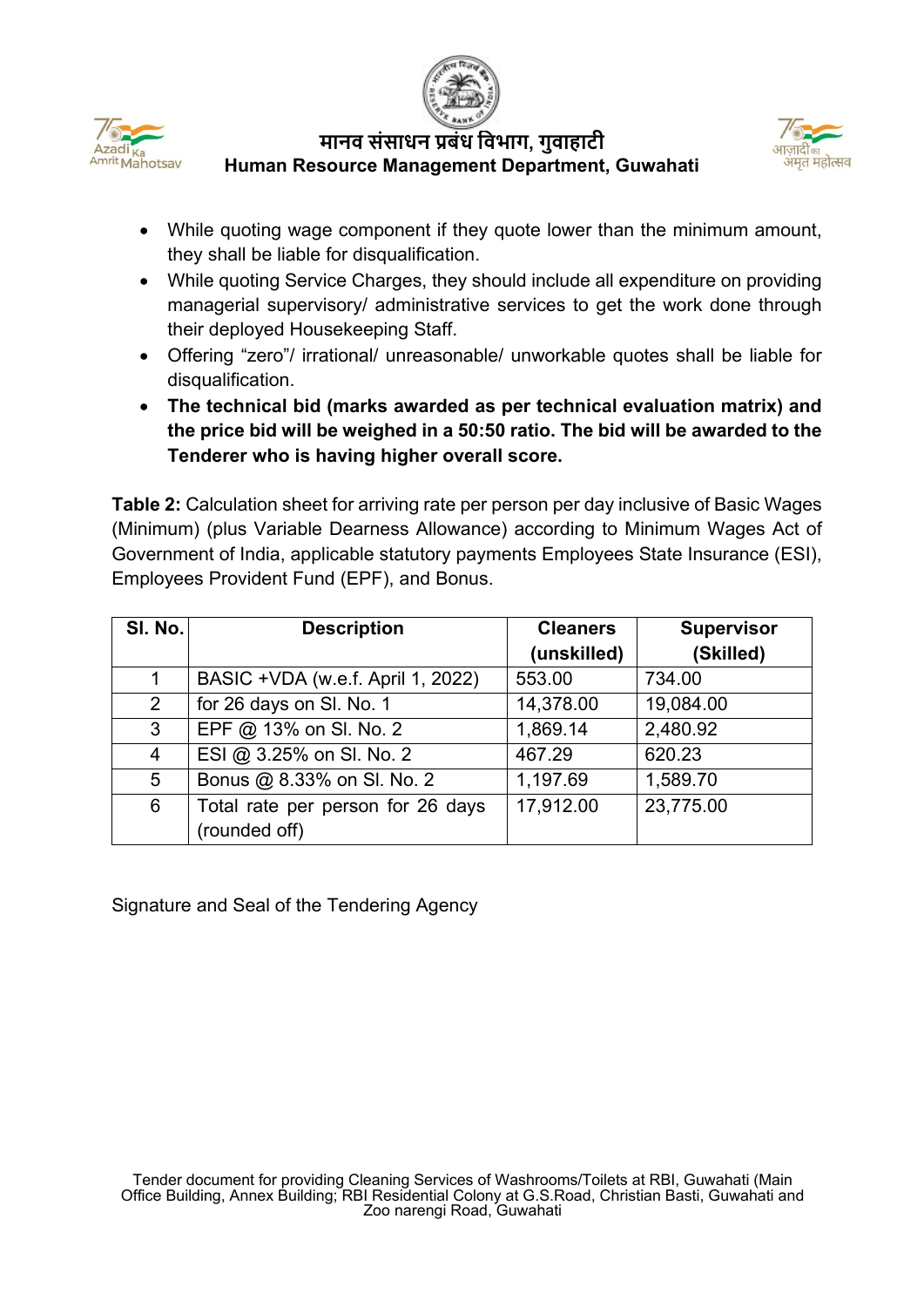- While quoting wage component if they quote lower than the minimum amount, they shall be liable for disqualification.
- While quoting Service Charges, they should include all expenditure on providing managerial supervisory/ administrative services to get the work done through their deployed Housekeeping Staff.
- Offering “zero”/ irrational/ unreasonable/ unworkable quotes shall be liable for disqualification.
- **The technical bid (marks awarded as per technical evaluation matrix) and the price bid will be weighed in a 50:50 ratio. The bid will be awarded to the Tenderer who is having higher overall score.**

**Table 2:** Calculation sheet for arriving rate per person per day inclusive of Basic Wages (Minimum) (plus Variable Dearness Allowance) according to Minimum Wages Act of Government of India, applicable statutory payments Employees State Insurance (ESI), Employees Provident Fund (EPF), and Bonus.

| Sl. No. | Description | Cleaners (unskilled) | Supervisor (Skilled) |
|---|---|---|---|
| 1 | BASIC +VDA (w.e.f. April 1, 2022) | 553.00 | 734.00 |
| 2 | for 26 days on Sl. No. 1 | 14,378.00 | 19,084.00 |
| 3 | EPF @ 13% on Sl. No. 2 | 1,869.14 | 2,480.92 |
| 4 | ESI @ 3.25% on Sl. No. 2 | 467.29 | 620.23 |
| 5 | Bonus @ 8.33% on Sl. No. 2 | 1,197.69 | 1,589.70 |
| 6 | Total rate per person for 26 days (rounded off) | 17,912.00 | 23,775.00 |

Signature and Seal of the Tendering Agency